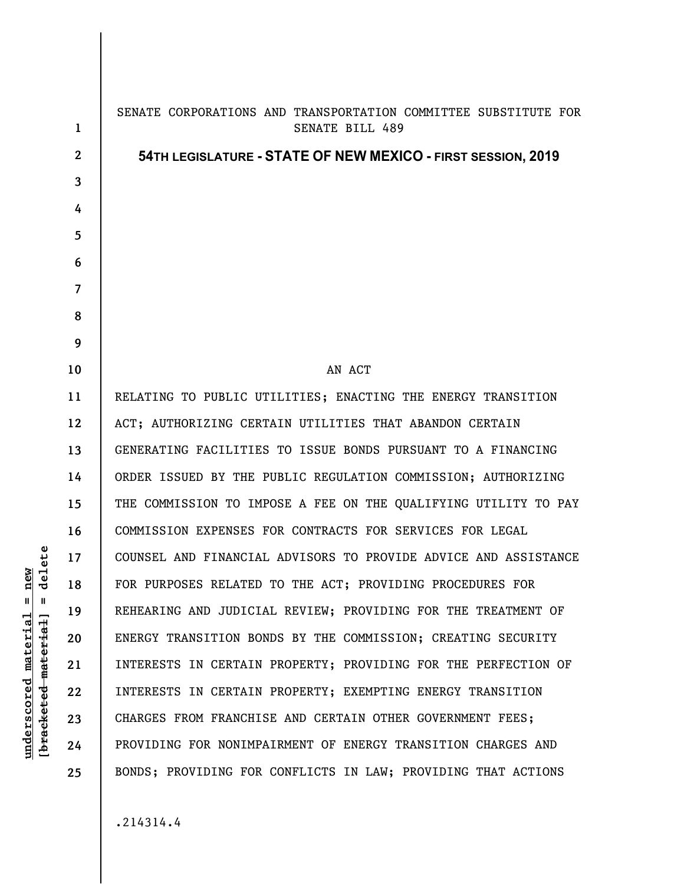SENATE CORPORATIONS AND TRANSPORTATION COMMITTEE SUBSTITUTE FOR SENATE BILL 489

**54TH LEGISLATURE - STATE OF NEW MEXICO - FIRST SESSION, 2019**

AN ACT

RELATING TO PUBLIC UTILITIES; ENACTING THE ENERGY TRANSITION ACT; AUTHORIZING CERTAIN UTILITIES THAT ABANDON CERTAIN GENERATING FACILITIES TO ISSUE BONDS PURSUANT TO A FINANCING ORDER ISSUED BY THE PUBLIC REGULATION COMMISSION; AUTHORIZING THE COMMISSION TO IMPOSE A FEE ON THE QUALIFYING UTILITY TO PAY COMMISSION EXPENSES FOR CONTRACTS FOR SERVICES FOR LEGAL COUNSEL AND FINANCIAL ADVISORS TO PROVIDE ADVICE AND ASSISTANCE FOR PURPOSES RELATED TO THE ACT; PROVIDING PROCEDURES FOR REHEARING AND JUDICIAL REVIEW; PROVIDING FOR THE TREATMENT OF ENERGY TRANSITION BONDS BY THE COMMISSION; CREATING SECURITY INTERESTS IN CERTAIN PROPERTY; PROVIDING FOR THE PERFECTION OF INTERESTS IN CERTAIN PROPERTY; EXEMPTING ENERGY TRANSITION CHARGES FROM FRANCHISE AND CERTAIN OTHER GOVERNMENT FEES; PROVIDING FOR NONIMPAIRMENT OF ENERGY TRANSITION CHARGES AND BONDS; PROVIDING FOR CONFLICTS IN LAW; PROVIDING THAT ACTIONS

.214314.4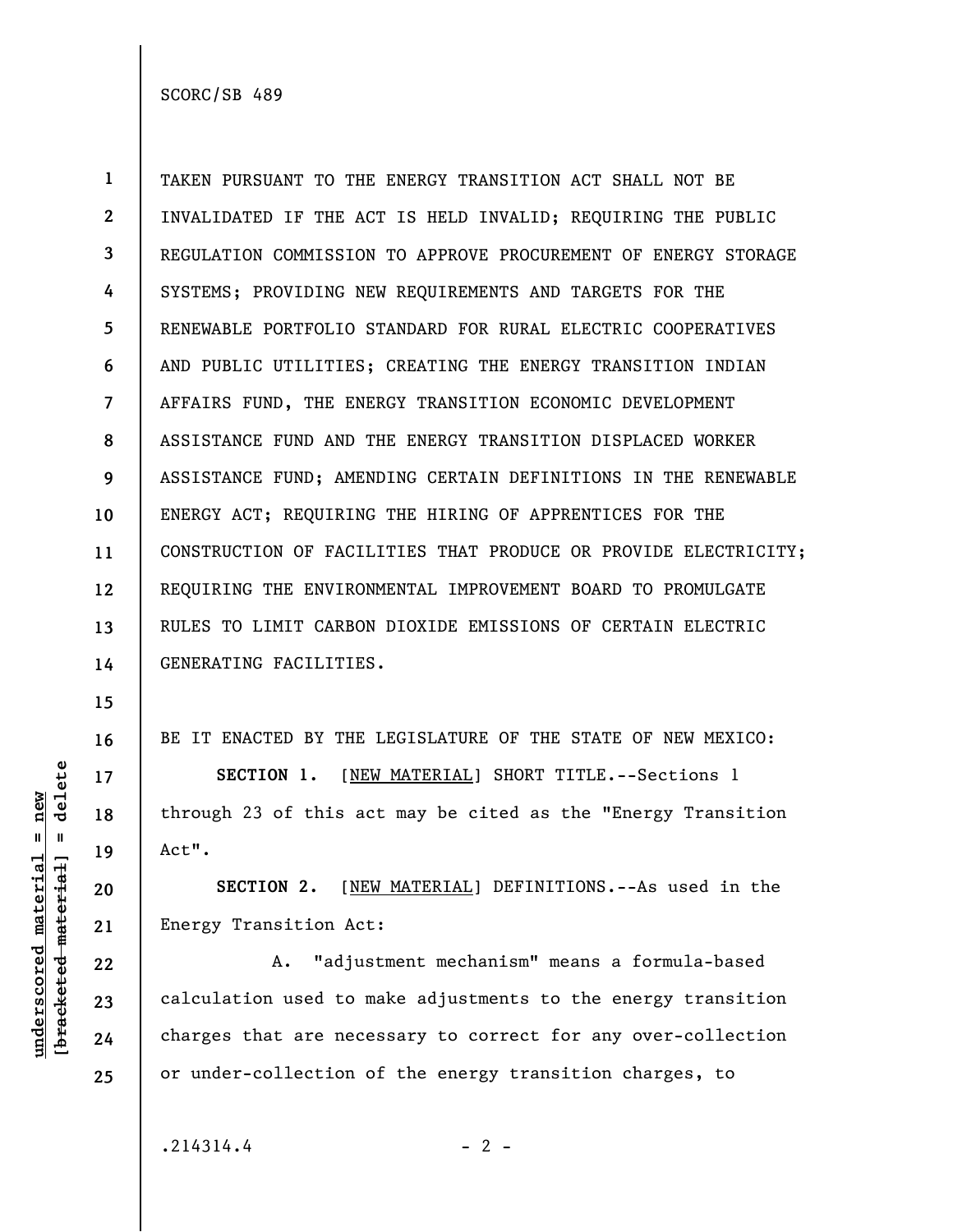TAKEN PURSUANT TO THE ENERGY TRANSITION ACT SHALL NOT BE INVALIDATED IF THE ACT IS HELD INVALID; REQUIRING THE PUBLIC REGULATION COMMISSION TO APPROVE PROCUREMENT OF ENERGY STORAGE SYSTEMS; PROVIDING NEW REQUIREMENTS AND TARGETS FOR THE RENEWABLE PORTFOLIO STANDARD FOR RURAL ELECTRIC COOPERATIVES AND PUBLIC UTILITIES; CREATING THE ENERGY TRANSITION INDIAN AFFAIRS FUND, THE ENERGY TRANSITION ECONOMIC DEVELOPMENT ASSISTANCE FUND AND THE ENERGY TRANSITION DISPLACED WORKER ASSISTANCE FUND; AMENDING CERTAIN DEFINITIONS IN THE RENEWABLE ENERGY ACT; REQUIRING THE HIRING OF APPRENTICES FOR THE CONSTRUCTION OF FACILITIES THAT PRODUCE OR PROVIDE ELECTRICITY; REQUIRING THE ENVIRONMENTAL IMPROVEMENT BOARD TO PROMULGATE RULES TO LIMIT CARBON DIOXIDE EMISSIONS OF CERTAIN ELECTRIC GENERATING FACILITIES.

BE IT ENACTED BY THE LEGISLATURE OF THE STATE OF NEW MEXICO:

**SECTION 1.** [NEW MATERIAL] SHORT TITLE.--Sections 1 through 23 of this act may be cited as the "Energy Transition Act".

**SECTION 2.** [NEW MATERIAL] DEFINITIONS.--As used in the Energy Transition Act:

A. "adjustment mechanism" means a formula-based calculation used to make adjustments to the energy transition charges that are necessary to correct for any over-collection or under-collection of the energy transition charges, to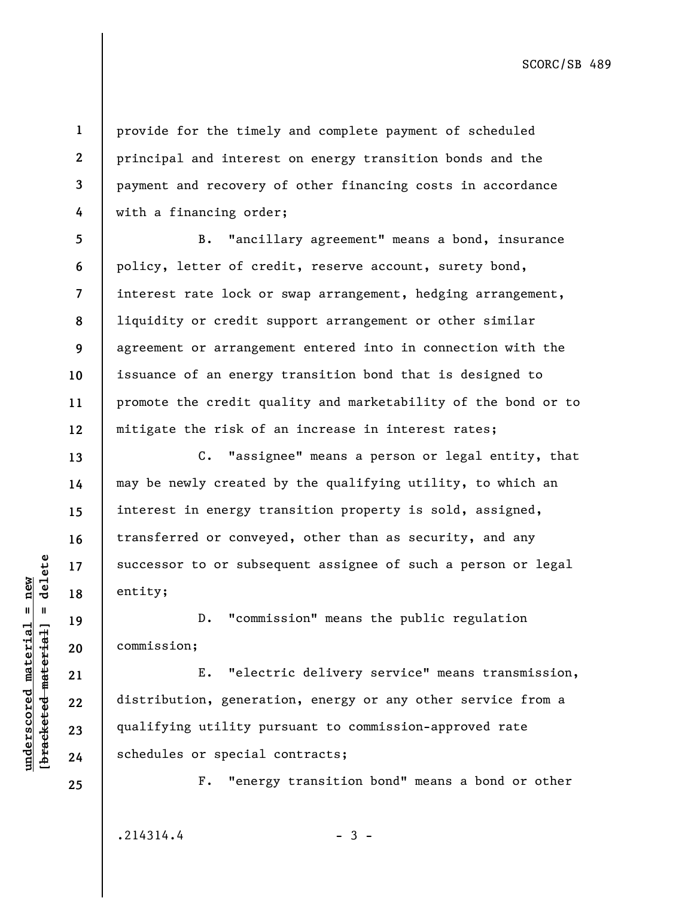provide for the timely and complete payment of scheduled principal and interest on energy transition bonds and the payment and recovery of other financing costs in accordance with a financing order;

B. "ancillary agreement" means a bond, insurance policy, letter of credit, reserve account, surety bond, interest rate lock or swap arrangement, hedging arrangement, liquidity or credit support arrangement or other similar agreement or arrangement entered into in connection with the issuance of an energy transition bond that is designed to promote the credit quality and marketability of the bond or to mitigate the risk of an increase in interest rates;

C. "assignee" means a person or legal entity, that may be newly created by the qualifying utility, to which an interest in energy transition property is sold, assigned, transferred or conveyed, other than as security, and any successor to or subsequent assignee of such a person or legal entity;

D. "commission" means the public regulation commission;

E. "electric delivery service" means transmission, distribution, generation, energy or any other service from a qualifying utility pursuant to commission-approved rate schedules or special contracts;

F. "energy transition bond" means a bond or other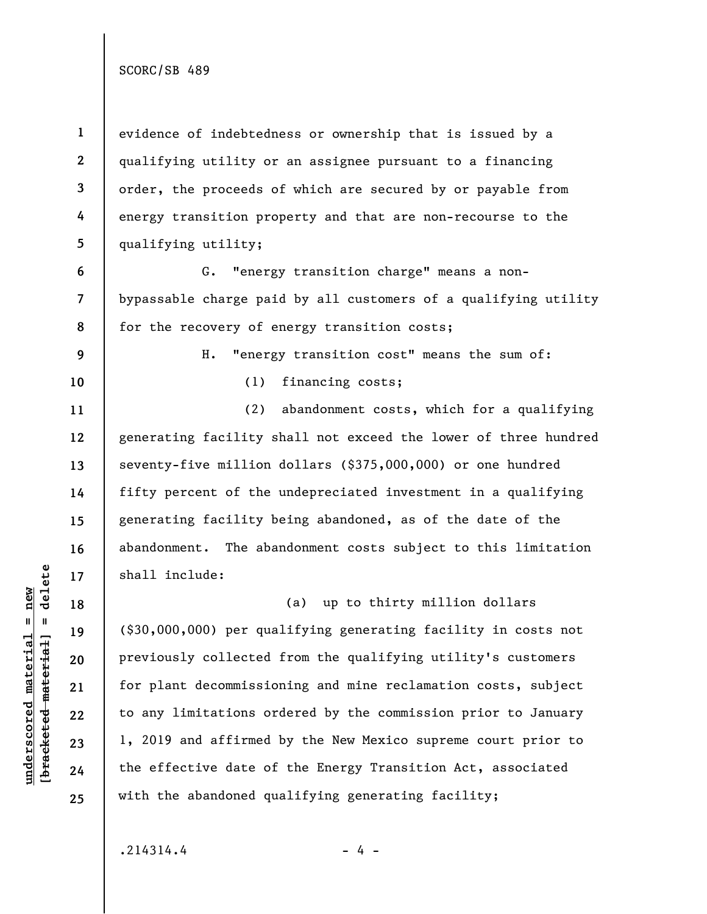evidence of indebtedness or ownership that is issued by a qualifying utility or an assignee pursuant to a financing order, the proceeds of which are secured by or payable from energy transition property and that are non-recourse to the qualifying utility;

G. "energy transition charge" means a non-bypassable charge paid by all customers of a qualifying utility for the recovery of energy transition costs;

H. "energy transition cost" means the sum of:

(1) financing costs;

(2) abandonment costs, which for a qualifying generating facility shall not exceed the lower of three hundred seventy-five million dollars ($375,000,000) or one hundred fifty percent of the undepreciated investment in a qualifying generating facility being abandoned, as of the date of the abandonment. The abandonment costs subject to this limitation shall include:

(a) up to thirty million dollars ($30,000,000) per qualifying generating facility in costs not previously collected from the qualifying utility's customers for plant decommissioning and mine reclamation costs, subject to any limitations ordered by the commission prior to January 1, 2019 and affirmed by the New Mexico supreme court prior to the effective date of the Energy Transition Act, associated with the abandoned qualifying generating facility;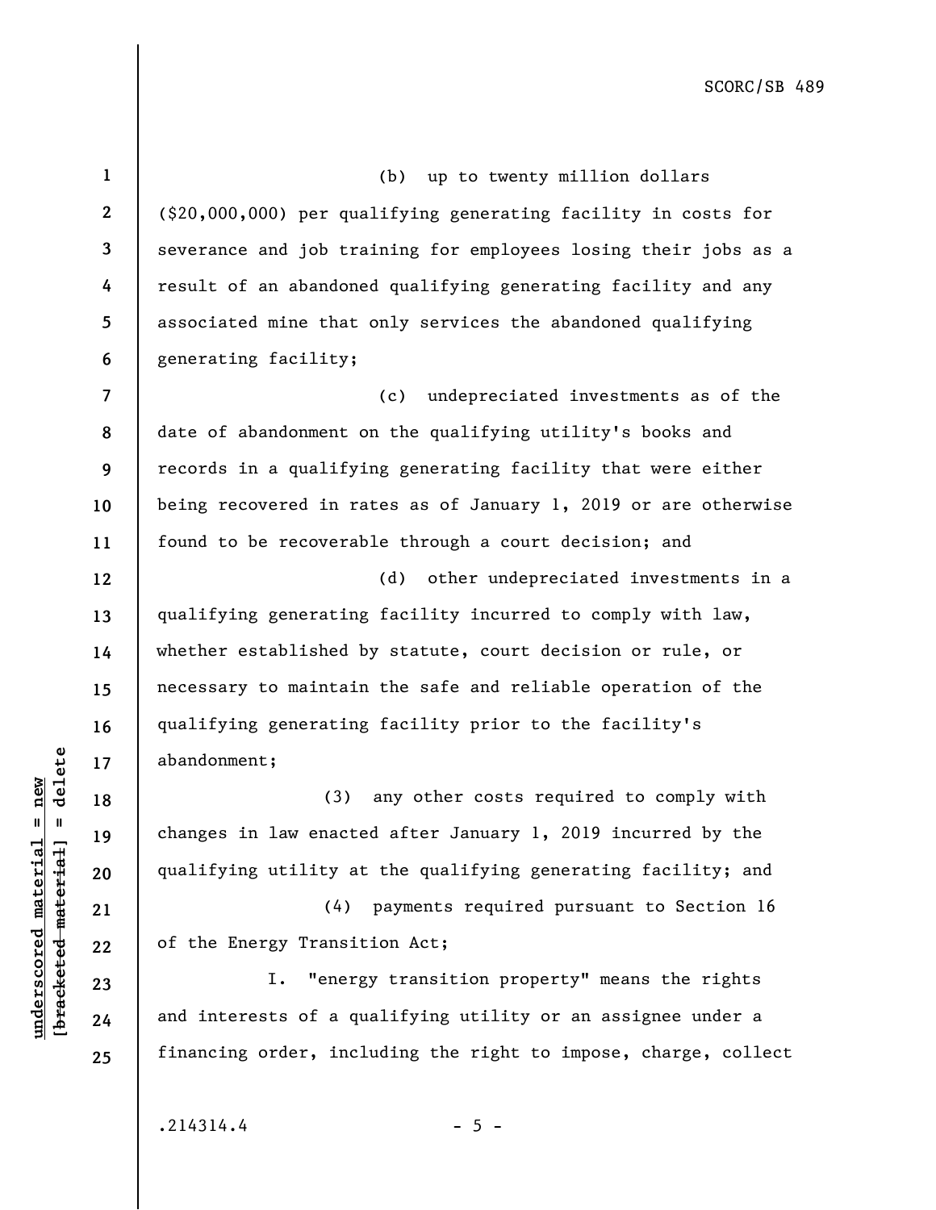(b) up to twenty million dollars ($20,000,000) per qualifying generating facility in costs for severance and job training for employees losing their jobs as a result of an abandoned qualifying generating facility and any associated mine that only services the abandoned qualifying generating facility;

(c) undepreciated investments as of the date of abandonment on the qualifying utility's books and records in a qualifying generating facility that were either being recovered in rates as of January 1, 2019 or are otherwise found to be recoverable through a court decision; and

(d) other undepreciated investments in a qualifying generating facility incurred to comply with law, whether established by statute, court decision or rule, or necessary to maintain the safe and reliable operation of the qualifying generating facility prior to the facility's abandonment;

(3) any other costs required to comply with changes in law enacted after January 1, 2019 incurred by the qualifying utility at the qualifying generating facility; and

(4) payments required pursuant to Section 16 of the Energy Transition Act;

I. "energy transition property" means the rights and interests of a qualifying utility or an assignee under a financing order, including the right to impose, charge, collect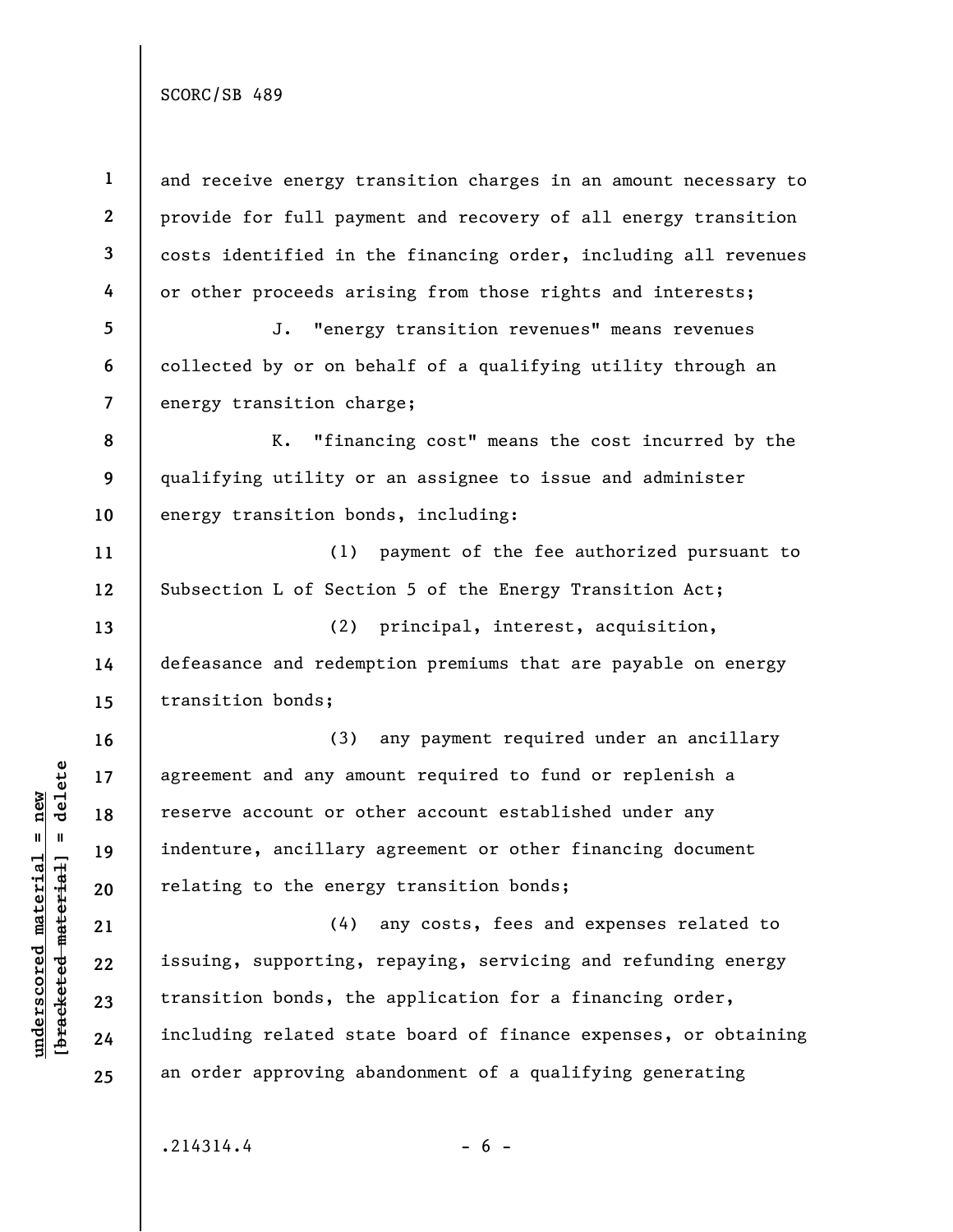and receive energy transition charges in an amount necessary to provide for full payment and recovery of all energy transition costs identified in the financing order, including all revenues or other proceeds arising from those rights and interests;

J. "energy transition revenues" means revenues collected by or on behalf of a qualifying utility through an energy transition charge;

K. "financing cost" means the cost incurred by the qualifying utility or an assignee to issue and administer energy transition bonds, including:

(1) payment of the fee authorized pursuant to Subsection L of Section 5 of the Energy Transition Act;

(2) principal, interest, acquisition, defeasance and redemption premiums that are payable on energy transition bonds;

(3) any payment required under an ancillary agreement and any amount required to fund or replenish a reserve account or other account established under any indenture, ancillary agreement or other financing document relating to the energy transition bonds;

(4) any costs, fees and expenses related to issuing, supporting, repaying, servicing and refunding energy transition bonds, the application for a financing order, including related state board of finance expenses, or obtaining an order approving abandonment of a qualifying generating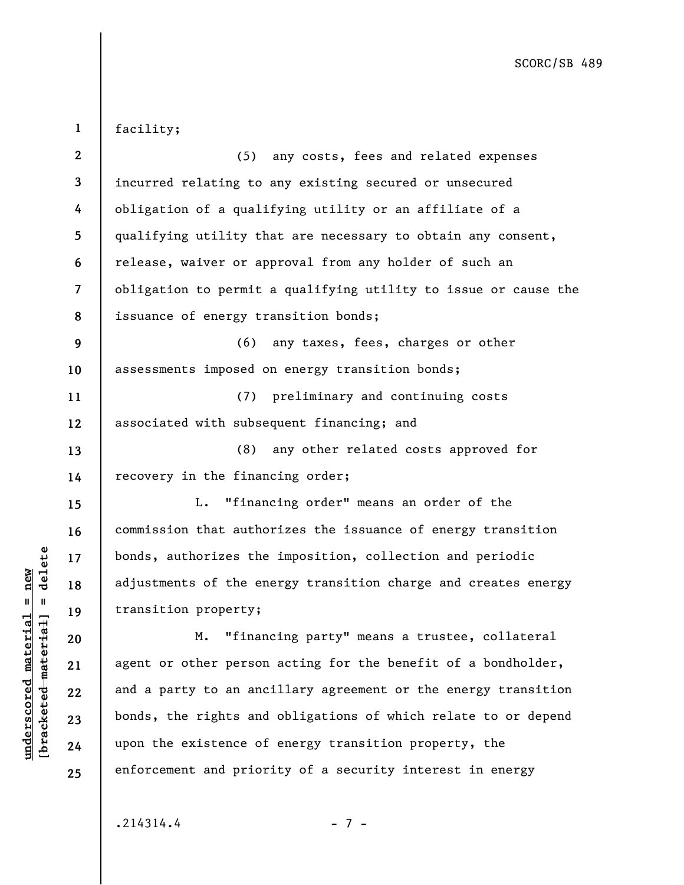facility;

(5) any costs, fees and related expenses incurred relating to any existing secured or unsecured obligation of a qualifying utility or an affiliate of a qualifying utility that are necessary to obtain any consent, release, waiver or approval from any holder of such an obligation to permit a qualifying utility to issue or cause the issuance of energy transition bonds;

(6) any taxes, fees, charges or other assessments imposed on energy transition bonds;

(7) preliminary and continuing costs associated with subsequent financing; and

(8) any other related costs approved for recovery in the financing order;

L. "financing order" means an order of the commission that authorizes the issuance of energy transition bonds, authorizes the imposition, collection and periodic adjustments of the energy transition charge and creates energy transition property;

M. "financing party" means a trustee, collateral agent or other person acting for the benefit of a bondholder, and a party to an ancillary agreement or the energy transition bonds, the rights and obligations of which relate to or depend upon the existence of energy transition property, the enforcement and priority of a security interest in energy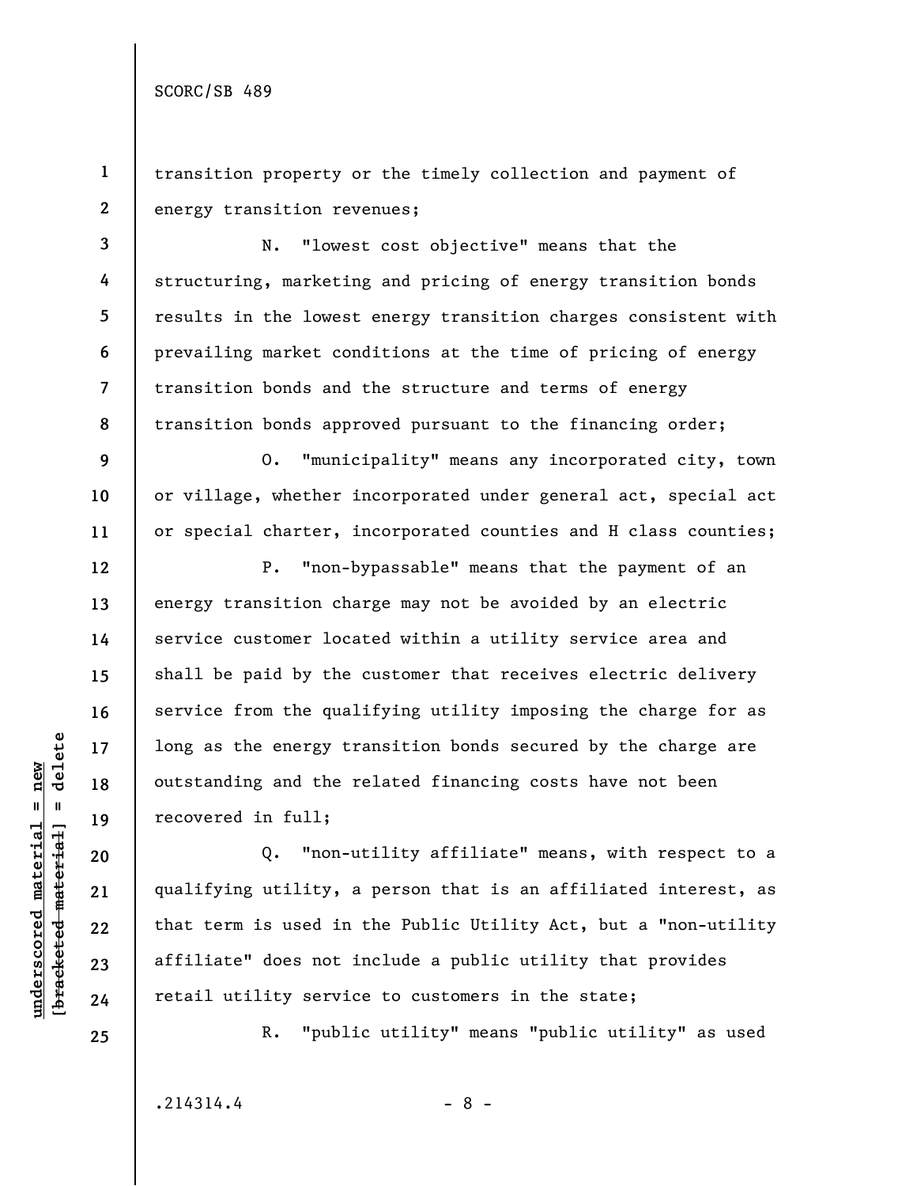transition property or the timely collection and payment of energy transition revenues;

N. "lowest cost objective" means that the structuring, marketing and pricing of energy transition bonds results in the lowest energy transition charges consistent with prevailing market conditions at the time of pricing of energy transition bonds and the structure and terms of energy transition bonds approved pursuant to the financing order;

O. "municipality" means any incorporated city, town or village, whether incorporated under general act, special act or special charter, incorporated counties and H class counties;

P. "non-bypassable" means that the payment of an energy transition charge may not be avoided by an electric service customer located within a utility service area and shall be paid by the customer that receives electric delivery service from the qualifying utility imposing the charge for as long as the energy transition bonds secured by the charge are outstanding and the related financing costs have not been recovered in full;

Q. "non-utility affiliate" means, with respect to a qualifying utility, a person that is an affiliated interest, as that term is used in the Public Utility Act, but a "non-utility affiliate" does not include a public utility that provides retail utility service to customers in the state;

R. "public utility" means "public utility" as used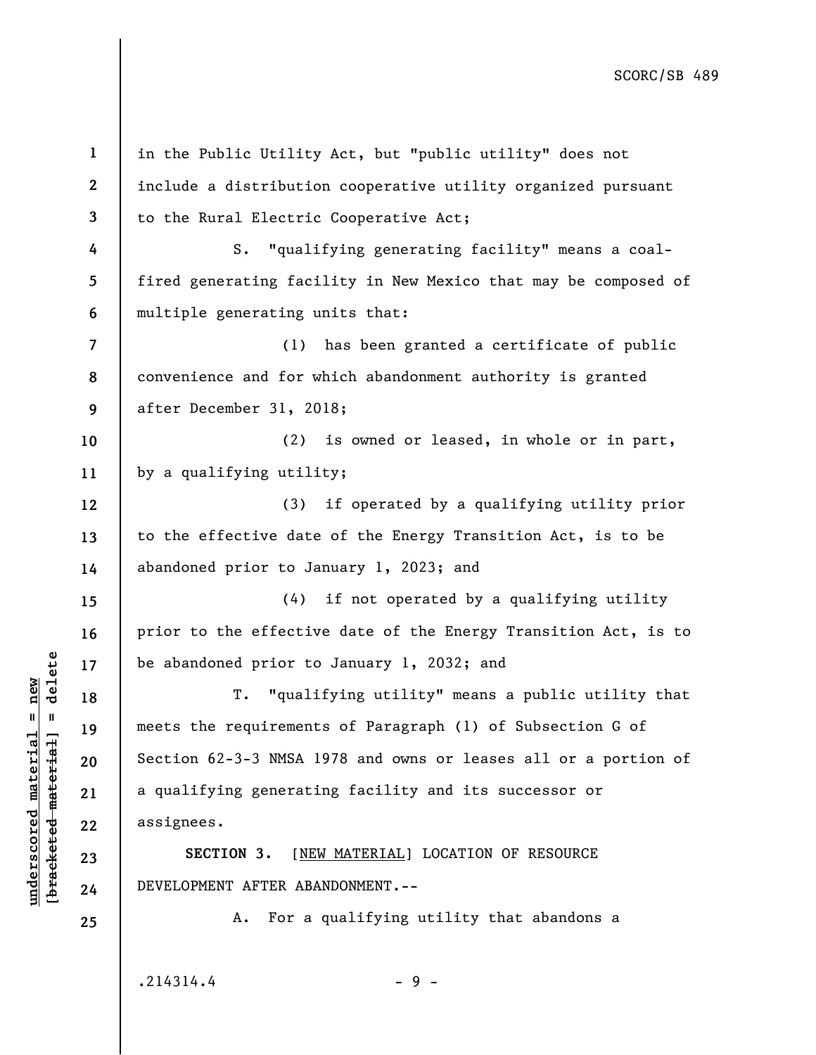in the Public Utility Act, but "public utility" does not include a distribution cooperative utility organized pursuant to the Rural Electric Cooperative Act;

S. "qualifying generating facility" means a coal-fired generating facility in New Mexico that may be composed of multiple generating units that:

(1) has been granted a certificate of public convenience and for which abandonment authority is granted after December 31, 2018;

(2) is owned or leased, in whole or in part, by a qualifying utility;

(3) if operated by a qualifying utility prior to the effective date of the Energy Transition Act, is to be abandoned prior to January 1, 2023; and

(4) if not operated by a qualifying utility prior to the effective date of the Energy Transition Act, is to be abandoned prior to January 1, 2032; and

T. "qualifying utility" means a public utility that meets the requirements of Paragraph (1) of Subsection G of Section 62-3-3 NMSA 1978 and owns or leases all or a portion of a qualifying generating facility and its successor or assignees.

**SECTION 3.** [NEW MATERIAL] LOCATION OF RESOURCE DEVELOPMENT AFTER ABANDONMENT.--

A. For a qualifying utility that abandons a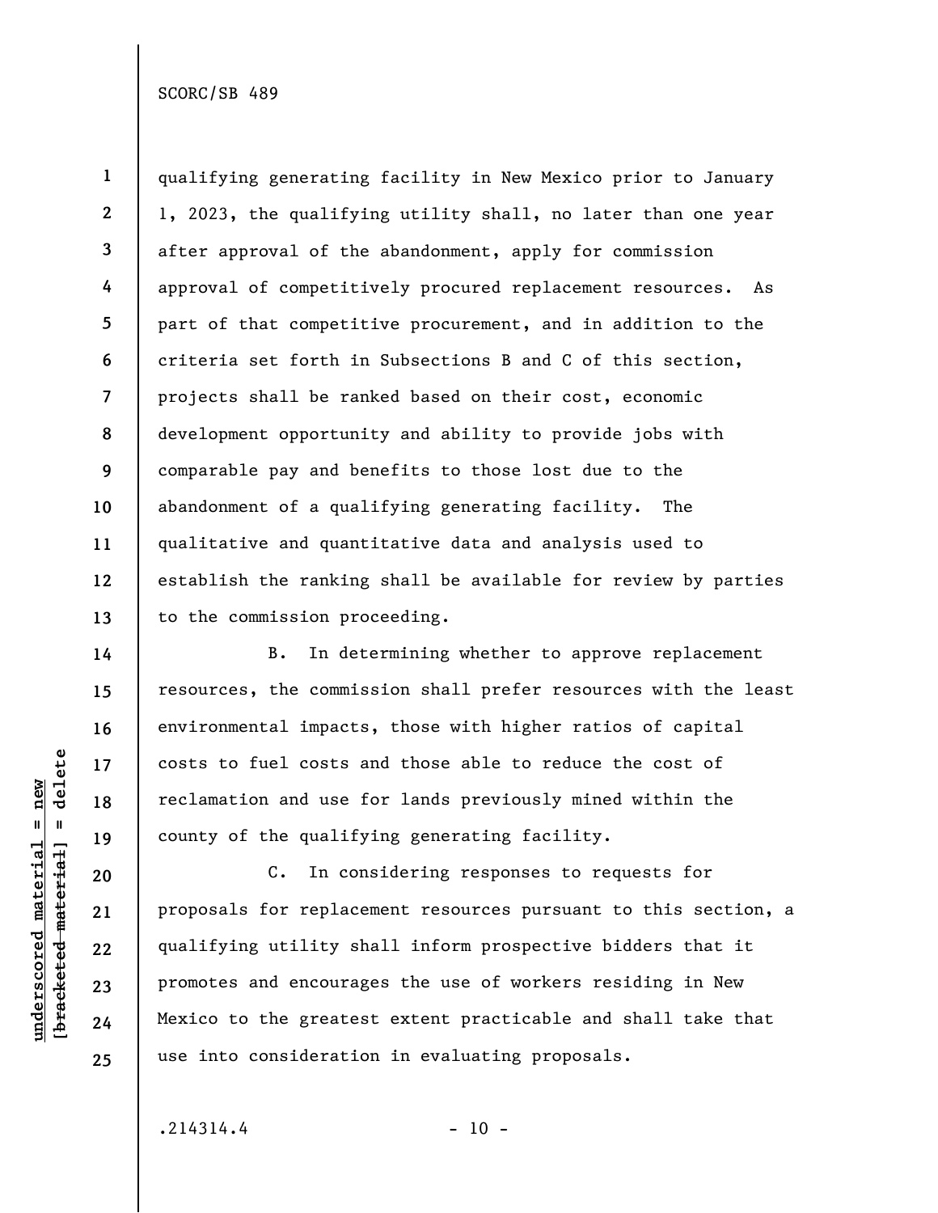qualifying generating facility in New Mexico prior to January 1, 2023, the qualifying utility shall, no later than one year after approval of the abandonment, apply for commission approval of competitively procured replacement resources. As part of that competitive procurement, and in addition to the criteria set forth in Subsections B and C of this section, projects shall be ranked based on their cost, economic development opportunity and ability to provide jobs with comparable pay and benefits to those lost due to the abandonment of a qualifying generating facility. The qualitative and quantitative data and analysis used to establish the ranking shall be available for review by parties to the commission proceeding.

B. In determining whether to approve replacement resources, the commission shall prefer resources with the least environmental impacts, those with higher ratios of capital costs to fuel costs and those able to reduce the cost of reclamation and use for lands previously mined within the county of the qualifying generating facility.

C. In considering responses to requests for proposals for replacement resources pursuant to this section, a qualifying utility shall inform prospective bidders that it promotes and encourages the use of workers residing in New Mexico to the greatest extent practicable and shall take that use into consideration in evaluating proposals.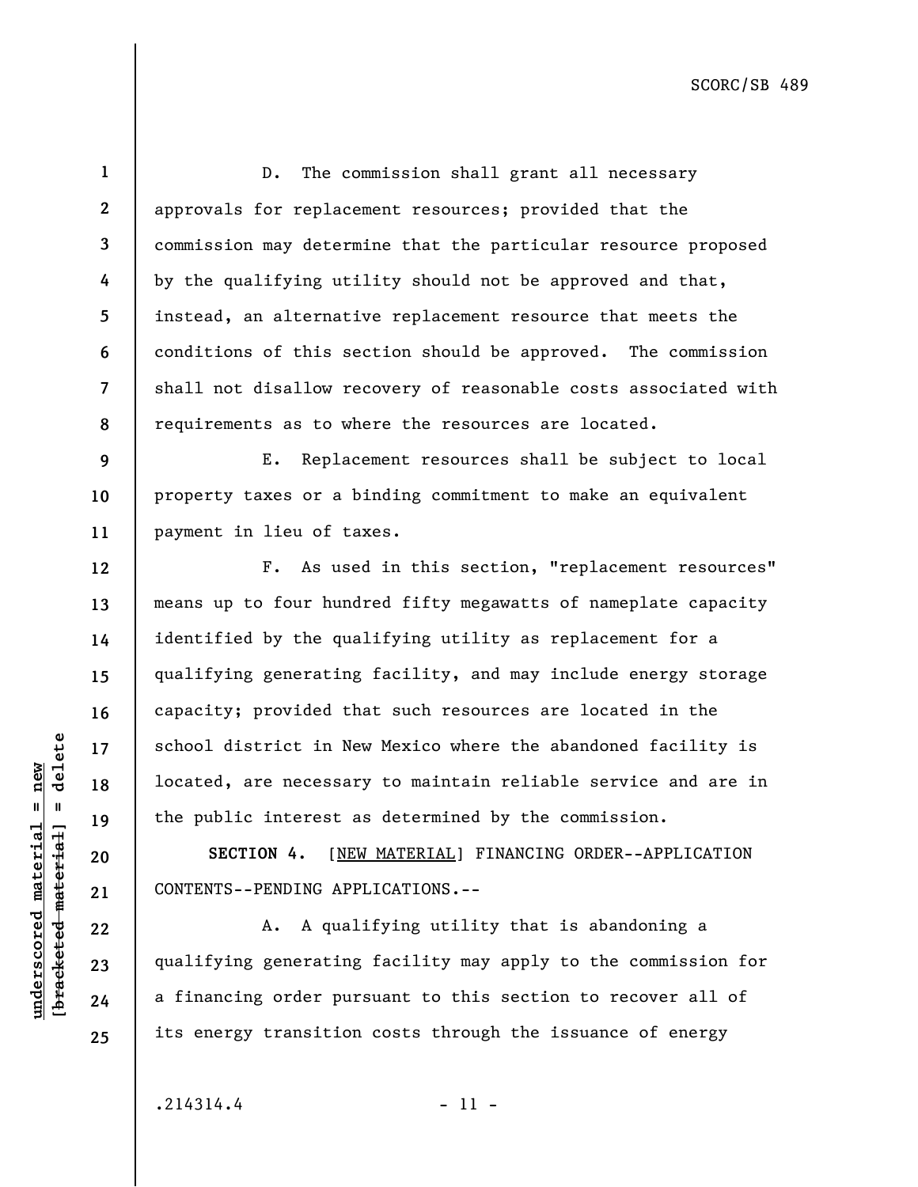D. The commission shall grant all necessary approvals for replacement resources; provided that the commission may determine that the particular resource proposed by the qualifying utility should not be approved and that, instead, an alternative replacement resource that meets the conditions of this section should be approved. The commission shall not disallow recovery of reasonable costs associated with requirements as to where the resources are located.

E. Replacement resources shall be subject to local property taxes or a binding commitment to make an equivalent payment in lieu of taxes.

F. As used in this section, "replacement resources" means up to four hundred fifty megawatts of nameplate capacity identified by the qualifying utility as replacement for a qualifying generating facility, and may include energy storage capacity; provided that such resources are located in the school district in New Mexico where the abandoned facility is located, are necessary to maintain reliable service and are in the public interest as determined by the commission.

**SECTION 4.** [NEW MATERIAL] FINANCING ORDER--APPLICATION CONTENTS--PENDING APPLICATIONS.--

A. A qualifying utility that is abandoning a qualifying generating facility may apply to the commission for a financing order pursuant to this section to recover all of its energy transition costs through the issuance of energy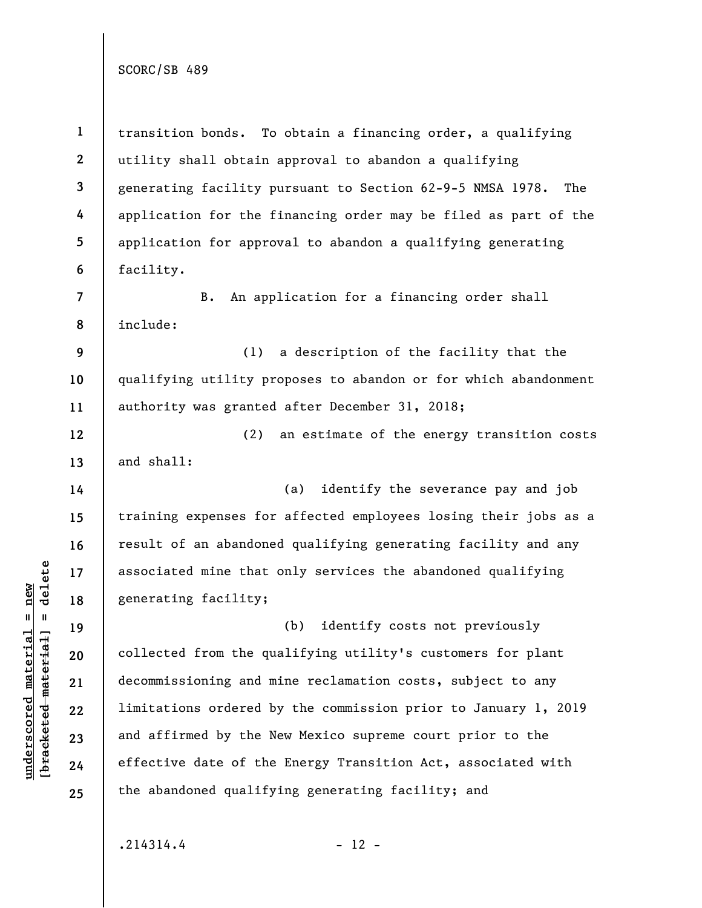transition bonds. To obtain a financing order, a qualifying utility shall obtain approval to abandon a qualifying generating facility pursuant to Section 62-9-5 NMSA 1978. The application for the financing order may be filed as part of the application for approval to abandon a qualifying generating facility.

B. An application for a financing order shall include:

(1) a description of the facility that the qualifying utility proposes to abandon or for which abandonment authority was granted after December 31, 2018;

(2) an estimate of the energy transition costs and shall:

(a) identify the severance pay and job training expenses for affected employees losing their jobs as a result of an abandoned qualifying generating facility and any associated mine that only services the abandoned qualifying generating facility;

(b) identify costs not previously collected from the qualifying utility's customers for plant decommissioning and mine reclamation costs, subject to any limitations ordered by the commission prior to January 1, 2019 and affirmed by the New Mexico supreme court prior to the effective date of the Energy Transition Act, associated with the abandoned qualifying generating facility; and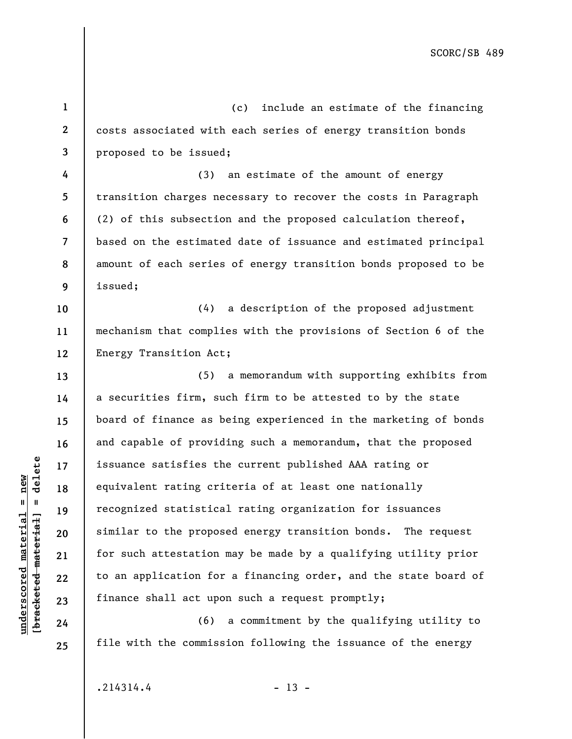(c) include an estimate of the financing costs associated with each series of energy transition bonds proposed to be issued;

(3) an estimate of the amount of energy transition charges necessary to recover the costs in Paragraph (2) of this subsection and the proposed calculation thereof, based on the estimated date of issuance and estimated principal amount of each series of energy transition bonds proposed to be issued;

(4) a description of the proposed adjustment mechanism that complies with the provisions of Section 6 of the Energy Transition Act;

(5) a memorandum with supporting exhibits from a securities firm, such firm to be attested to by the state board of finance as being experienced in the marketing of bonds and capable of providing such a memorandum, that the proposed issuance satisfies the current published AAA rating or equivalent rating criteria of at least one nationally recognized statistical rating organization for issuances similar to the proposed energy transition bonds. The request for such attestation may be made by a qualifying utility prior to an application for a financing order, and the state board of finance shall act upon such a request promptly;

(6) a commitment by the qualifying utility to file with the commission following the issuance of the energy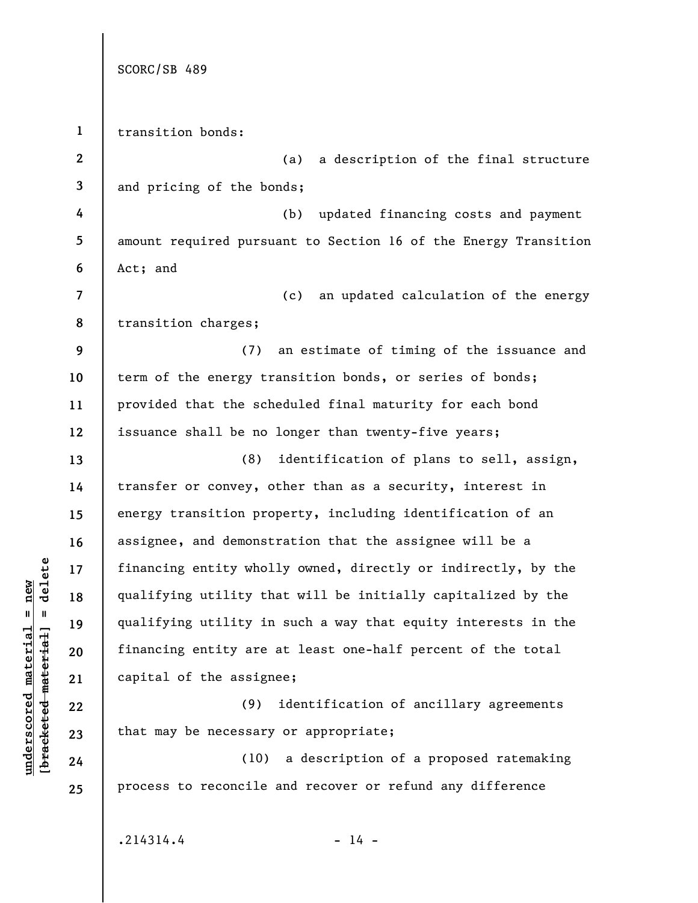transition bonds:

(a) a description of the final structure and pricing of the bonds;

(b) updated financing costs and payment amount required pursuant to Section 16 of the Energy Transition Act; and

(c) an updated calculation of the energy transition charges;

(7) an estimate of timing of the issuance and term of the energy transition bonds, or series of bonds; provided that the scheduled final maturity for each bond issuance shall be no longer than twenty-five years;

(8) identification of plans to sell, assign, transfer or convey, other than as a security, interest in energy transition property, including identification of an assignee, and demonstration that the assignee will be a financing entity wholly owned, directly or indirectly, by the qualifying utility that will be initially capitalized by the qualifying utility in such a way that equity interests in the financing entity are at least one-half percent of the total capital of the assignee;

(9) identification of ancillary agreements that may be necessary or appropriate;

(10) a description of a proposed ratemaking process to reconcile and recover or refund any difference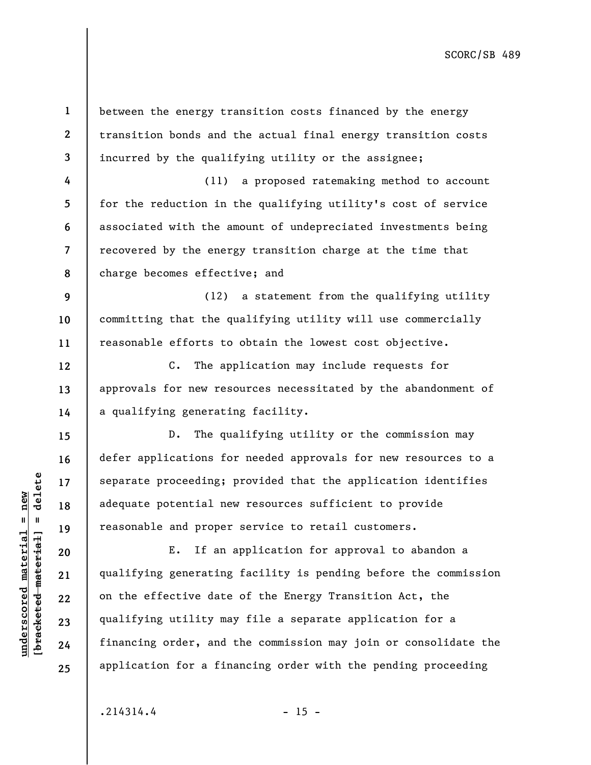between the energy transition costs financed by the energy transition bonds and the actual final energy transition costs incurred by the qualifying utility or the assignee;

(11) a proposed ratemaking method to account for the reduction in the qualifying utility's cost of service associated with the amount of undepreciated investments being recovered by the energy transition charge at the time that charge becomes effective; and

(12) a statement from the qualifying utility committing that the qualifying utility will use commercially reasonable efforts to obtain the lowest cost objective.

C. The application may include requests for approvals for new resources necessitated by the abandonment of a qualifying generating facility.

D. The qualifying utility or the commission may defer applications for needed approvals for new resources to a separate proceeding; provided that the application identifies adequate potential new resources sufficient to provide reasonable and proper service to retail customers.

E. If an application for approval to abandon a qualifying generating facility is pending before the commission on the effective date of the Energy Transition Act, the qualifying utility may file a separate application for a financing order, and the commission may join or consolidate the application for a financing order with the pending proceeding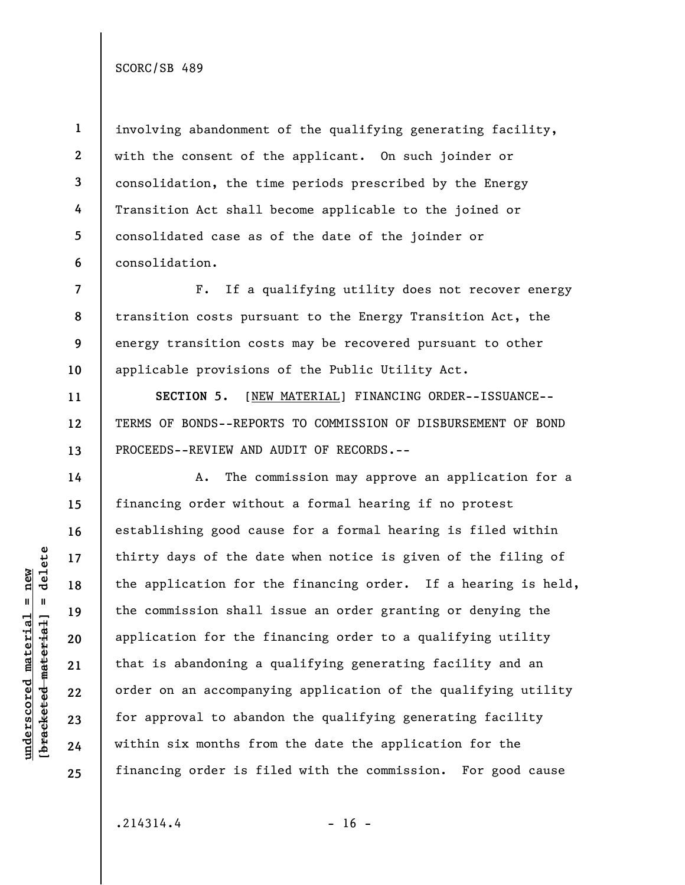involving abandonment of the qualifying generating facility, with the consent of the applicant. On such joinder or consolidation, the time periods prescribed by the Energy Transition Act shall become applicable to the joined or consolidated case as of the date of the joinder or consolidation.

F. If a qualifying utility does not recover energy transition costs pursuant to the Energy Transition Act, the energy transition costs may be recovered pursuant to other applicable provisions of the Public Utility Act.

**SECTION 5.** [NEW MATERIAL] FINANCING ORDER--ISSUANCE--TERMS OF BONDS--REPORTS TO COMMISSION OF DISBURSEMENT OF BOND PROCEEDS--REVIEW AND AUDIT OF RECORDS.--

A. The commission may approve an application for a financing order without a formal hearing if no protest establishing good cause for a formal hearing is filed within thirty days of the date when notice is given of the filing of the application for the financing order. If a hearing is held, the commission shall issue an order granting or denying the application for the financing order to a qualifying utility that is abandoning a qualifying generating facility and an order on an accompanying application of the qualifying utility for approval to abandon the qualifying generating facility within six months from the date the application for the financing order is filed with the commission. For good cause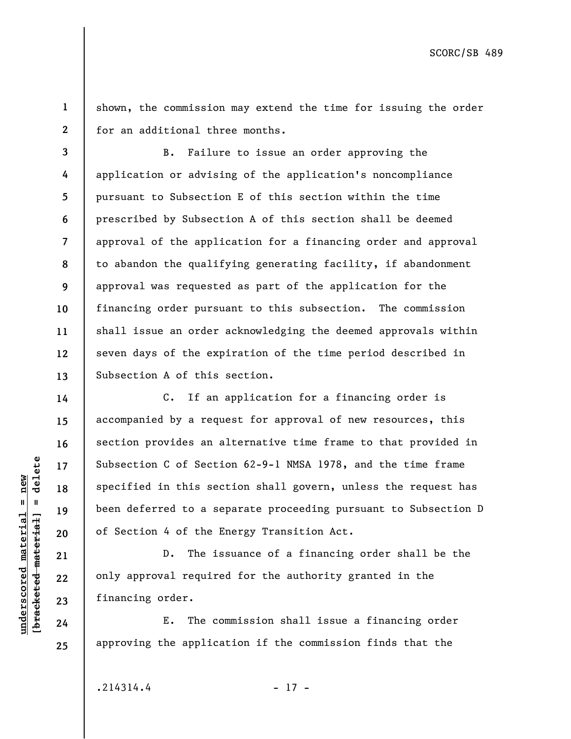shown, the commission may extend the time for issuing the order for an additional three months.

B. Failure to issue an order approving the application or advising of the application's noncompliance pursuant to Subsection E of this section within the time prescribed by Subsection A of this section shall be deemed approval of the application for a financing order and approval to abandon the qualifying generating facility, if abandonment approval was requested as part of the application for the financing order pursuant to this subsection. The commission shall issue an order acknowledging the deemed approvals within seven days of the expiration of the time period described in Subsection A of this section.

C. If an application for a financing order is accompanied by a request for approval of new resources, this section provides an alternative time frame to that provided in Subsection C of Section 62-9-1 NMSA 1978, and the time frame specified in this section shall govern, unless the request has been deferred to a separate proceeding pursuant to Subsection D of Section 4 of the Energy Transition Act.

D. The issuance of a financing order shall be the only approval required for the authority granted in the financing order.

E. The commission shall issue a financing order approving the application if the commission finds that the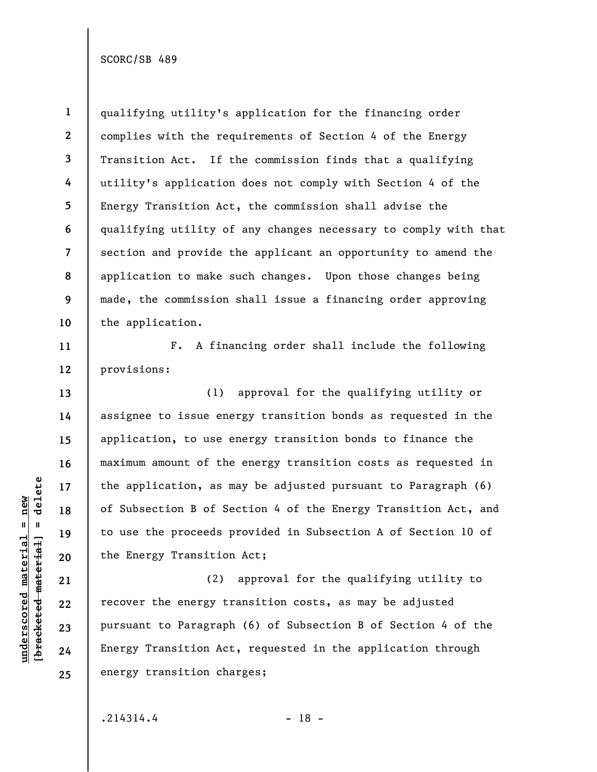qualifying utility's application for the financing order complies with the requirements of Section 4 of the Energy Transition Act. If the commission finds that a qualifying utility's application does not comply with Section 4 of the Energy Transition Act, the commission shall advise the qualifying utility of any changes necessary to comply with that section and provide the applicant an opportunity to amend the application to make such changes. Upon those changes being made, the commission shall issue a financing order approving the application.

F. A financing order shall include the following provisions:

(1) approval for the qualifying utility or assignee to issue energy transition bonds as requested in the application, to use energy transition bonds to finance the maximum amount of the energy transition costs as requested in the application, as may be adjusted pursuant to Paragraph (6) of Subsection B of Section 4 of the Energy Transition Act, and to use the proceeds provided in Subsection A of Section 10 of the Energy Transition Act;

(2) approval for the qualifying utility to recover the energy transition costs, as may be adjusted pursuant to Paragraph (6) of Subsection B of Section 4 of the Energy Transition Act, requested in the application through energy transition charges;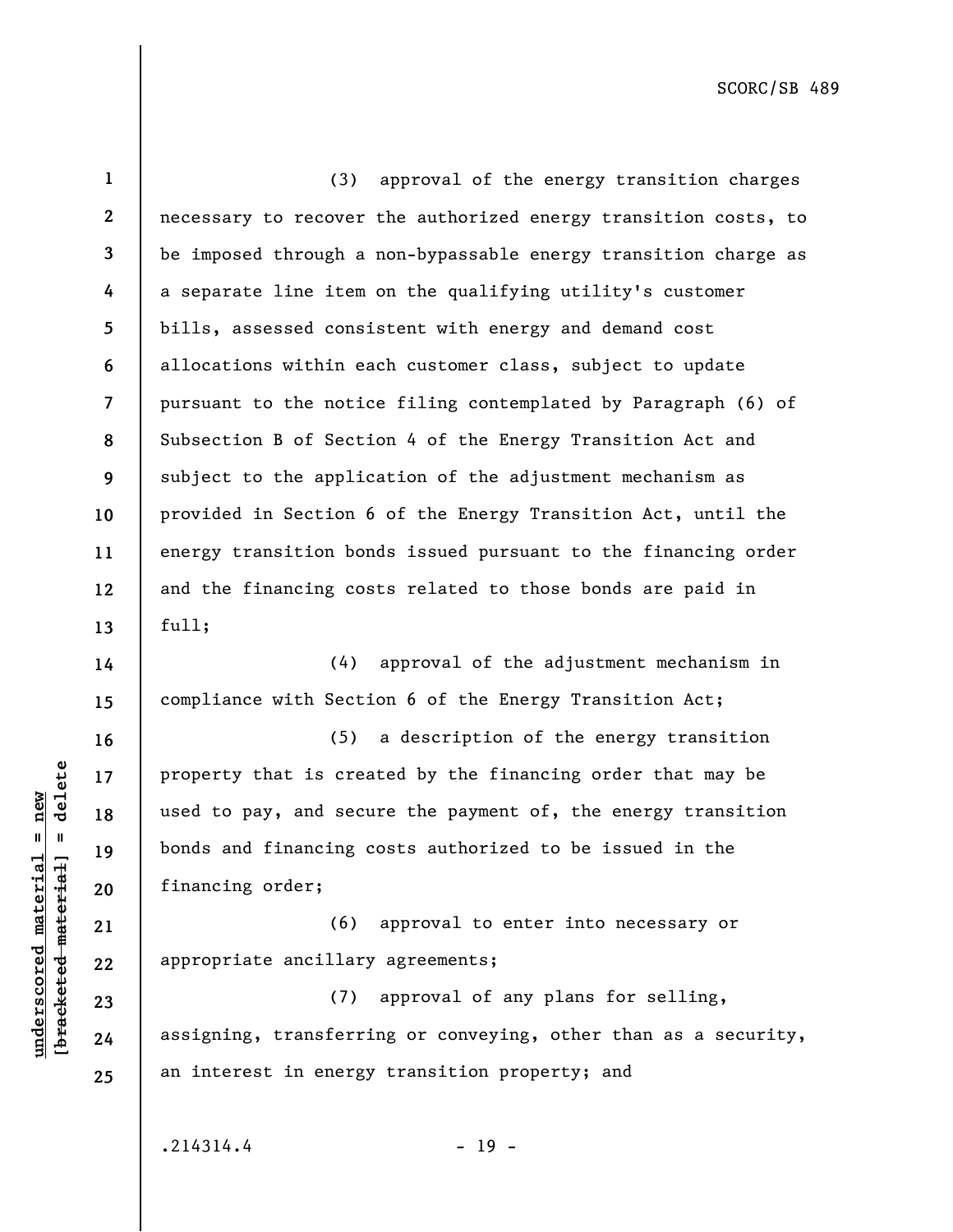(3) approval of the energy transition charges necessary to recover the authorized energy transition costs, to be imposed through a non-bypassable energy transition charge as a separate line item on the qualifying utility's customer bills, assessed consistent with energy and demand cost allocations within each customer class, subject to update pursuant to the notice filing contemplated by Paragraph (6) of Subsection B of Section 4 of the Energy Transition Act and subject to the application of the adjustment mechanism as provided in Section 6 of the Energy Transition Act, until the energy transition bonds issued pursuant to the financing order and the financing costs related to those bonds are paid in full;

(4) approval of the adjustment mechanism in compliance with Section 6 of the Energy Transition Act;

(5) a description of the energy transition property that is created by the financing order that may be used to pay, and secure the payment of, the energy transition bonds and financing costs authorized to be issued in the financing order;

(6) approval to enter into necessary or appropriate ancillary agreements;

(7) approval of any plans for selling, assigning, transferring or conveying, other than as a security, an interest in energy transition property; and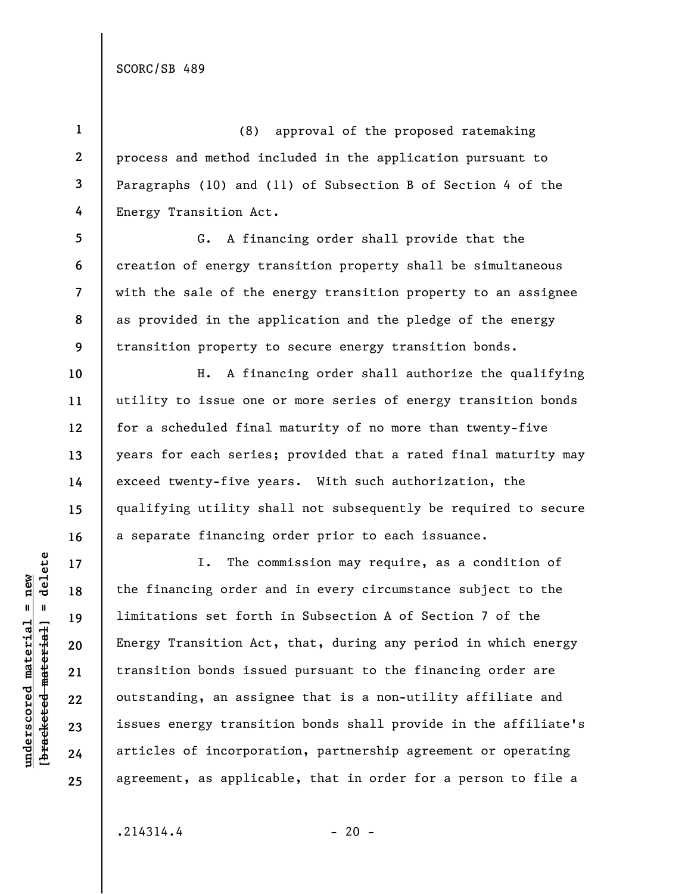(8) approval of the proposed ratemaking process and method included in the application pursuant to Paragraphs (10) and (11) of Subsection B of Section 4 of the Energy Transition Act.

G. A financing order shall provide that the creation of energy transition property shall be simultaneous with the sale of the energy transition property to an assignee as provided in the application and the pledge of the energy transition property to secure energy transition bonds.

H. A financing order shall authorize the qualifying utility to issue one or more series of energy transition bonds for a scheduled final maturity of no more than twenty-five years for each series; provided that a rated final maturity may exceed twenty-five years. With such authorization, the qualifying utility shall not subsequently be required to secure a separate financing order prior to each issuance.

I. The commission may require, as a condition of the financing order and in every circumstance subject to the limitations set forth in Subsection A of Section 7 of the Energy Transition Act, that, during any period in which energy transition bonds issued pursuant to the financing order are outstanding, an assignee that is a non-utility affiliate and issues energy transition bonds shall provide in the affiliate's articles of incorporation, partnership agreement or operating agreement, as applicable, that in order for a person to file a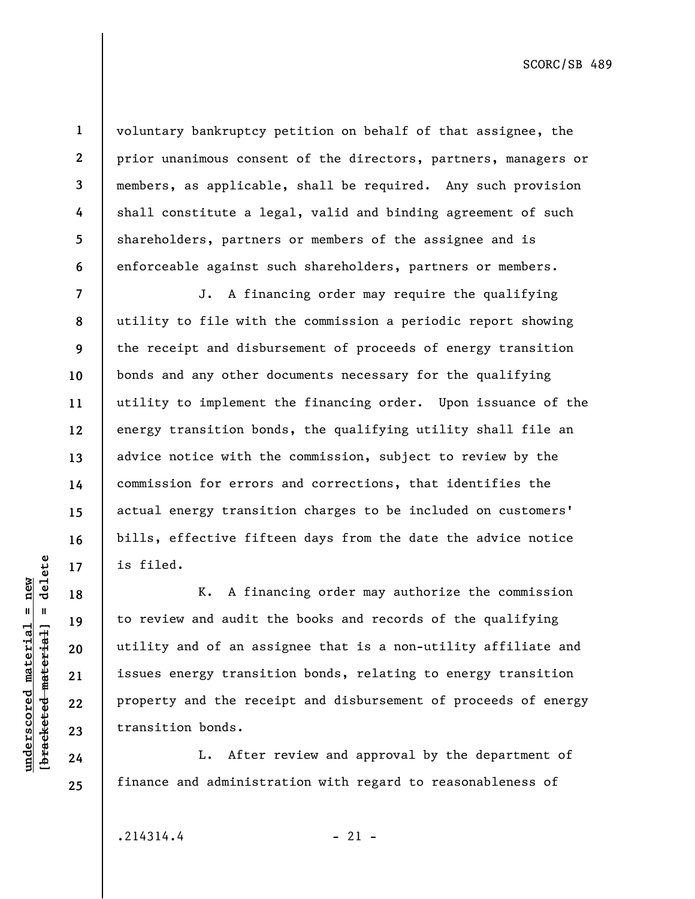voluntary bankruptcy petition on behalf of that assignee, the prior unanimous consent of the directors, partners, managers or members, as applicable, shall be required. Any such provision shall constitute a legal, valid and binding agreement of such shareholders, partners or members of the assignee and is enforceable against such shareholders, partners or members.

J. A financing order may require the qualifying utility to file with the commission a periodic report showing the receipt and disbursement of proceeds of energy transition bonds and any other documents necessary for the qualifying utility to implement the financing order. Upon issuance of the energy transition bonds, the qualifying utility shall file an advice notice with the commission, subject to review by the commission for errors and corrections, that identifies the actual energy transition charges to be included on customers' bills, effective fifteen days from the date the advice notice is filed.

K. A financing order may authorize the commission to review and audit the books and records of the qualifying utility and of an assignee that is a non-utility affiliate and issues energy transition bonds, relating to energy transition property and the receipt and disbursement of proceeds of energy transition bonds.

L. After review and approval by the department of finance and administration with regard to reasonableness of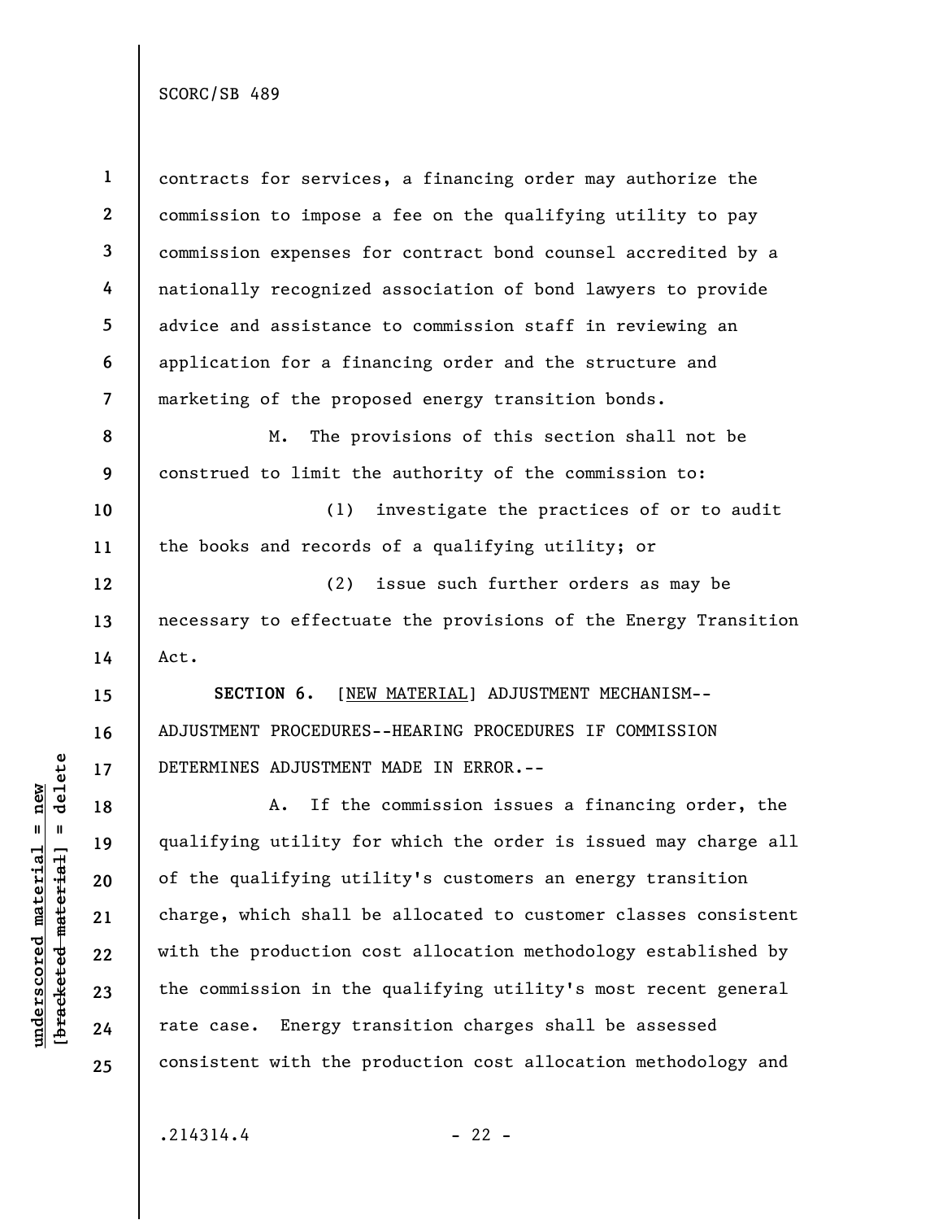contracts for services, a financing order may authorize the commission to impose a fee on the qualifying utility to pay commission expenses for contract bond counsel accredited by a nationally recognized association of bond lawyers to provide advice and assistance to commission staff in reviewing an application for a financing order and the structure and marketing of the proposed energy transition bonds.

M. The provisions of this section shall not be construed to limit the authority of the commission to:

(1) investigate the practices of or to audit the books and records of a qualifying utility; or

(2) issue such further orders as may be necessary to effectuate the provisions of the Energy Transition Act.

**SECTION 6.** [NEW MATERIAL] ADJUSTMENT MECHANISM--ADJUSTMENT PROCEDURES--HEARING PROCEDURES IF COMMISSION DETERMINES ADJUSTMENT MADE IN ERROR.--

A. If the commission issues a financing order, the qualifying utility for which the order is issued may charge all of the qualifying utility's customers an energy transition charge, which shall be allocated to customer classes consistent with the production cost allocation methodology established by the commission in the qualifying utility's most recent general rate case. Energy transition charges shall be assessed consistent with the production cost allocation methodology and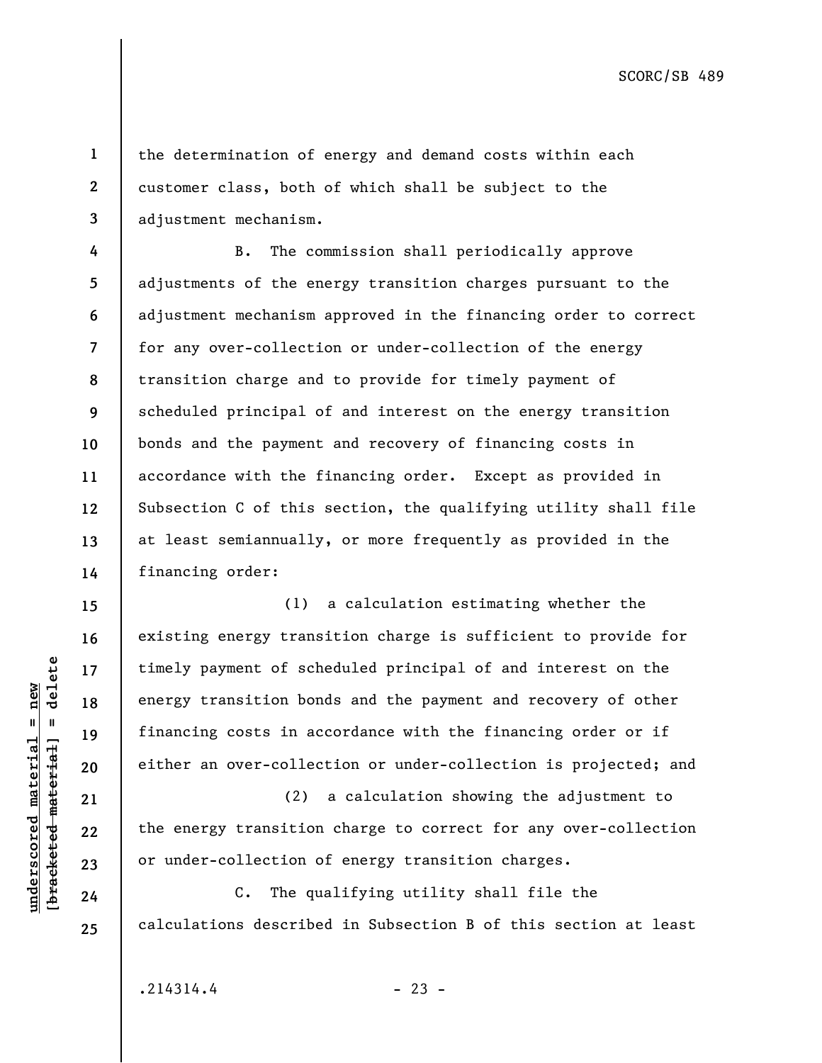the determination of energy and demand costs within each customer class, both of which shall be subject to the adjustment mechanism.

B. The commission shall periodically approve adjustments of the energy transition charges pursuant to the adjustment mechanism approved in the financing order to correct for any over-collection or under-collection of the energy transition charge and to provide for timely payment of scheduled principal of and interest on the energy transition bonds and the payment and recovery of financing costs in accordance with the financing order. Except as provided in Subsection C of this section, the qualifying utility shall file at least semiannually, or more frequently as provided in the financing order:

(1) a calculation estimating whether the existing energy transition charge is sufficient to provide for timely payment of scheduled principal of and interest on the energy transition bonds and the payment and recovery of other financing costs in accordance with the financing order or if either an over-collection or under-collection is projected; and

(2) a calculation showing the adjustment to the energy transition charge to correct for any over-collection or under-collection of energy transition charges.

C. The qualifying utility shall file the calculations described in Subsection B of this section at least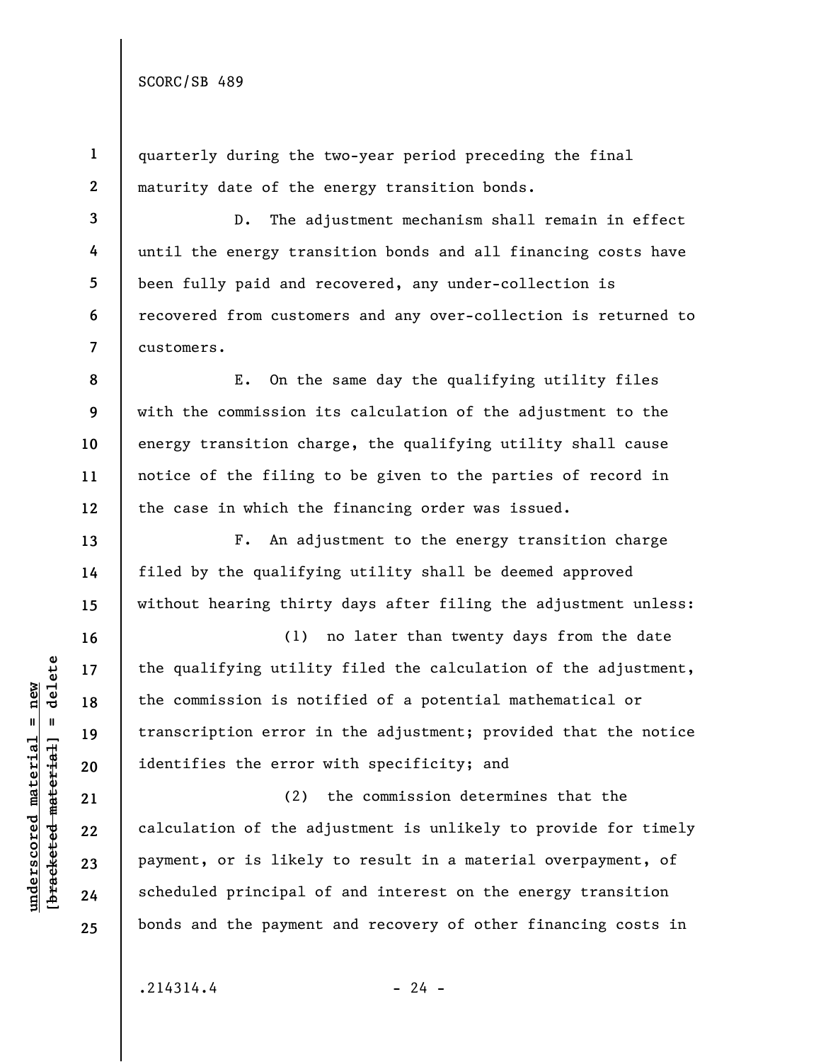quarterly during the two-year period preceding the final maturity date of the energy transition bonds.

D. The adjustment mechanism shall remain in effect until the energy transition bonds and all financing costs have been fully paid and recovered, any under-collection is recovered from customers and any over-collection is returned to customers.

E. On the same day the qualifying utility files with the commission its calculation of the adjustment to the energy transition charge, the qualifying utility shall cause notice of the filing to be given to the parties of record in the case in which the financing order was issued.

F. An adjustment to the energy transition charge filed by the qualifying utility shall be deemed approved without hearing thirty days after filing the adjustment unless:

(1) no later than twenty days from the date the qualifying utility filed the calculation of the adjustment, the commission is notified of a potential mathematical or transcription error in the adjustment; provided that the notice identifies the error with specificity; and

(2) the commission determines that the calculation of the adjustment is unlikely to provide for timely payment, or is likely to result in a material overpayment, of scheduled principal of and interest on the energy transition bonds and the payment and recovery of other financing costs in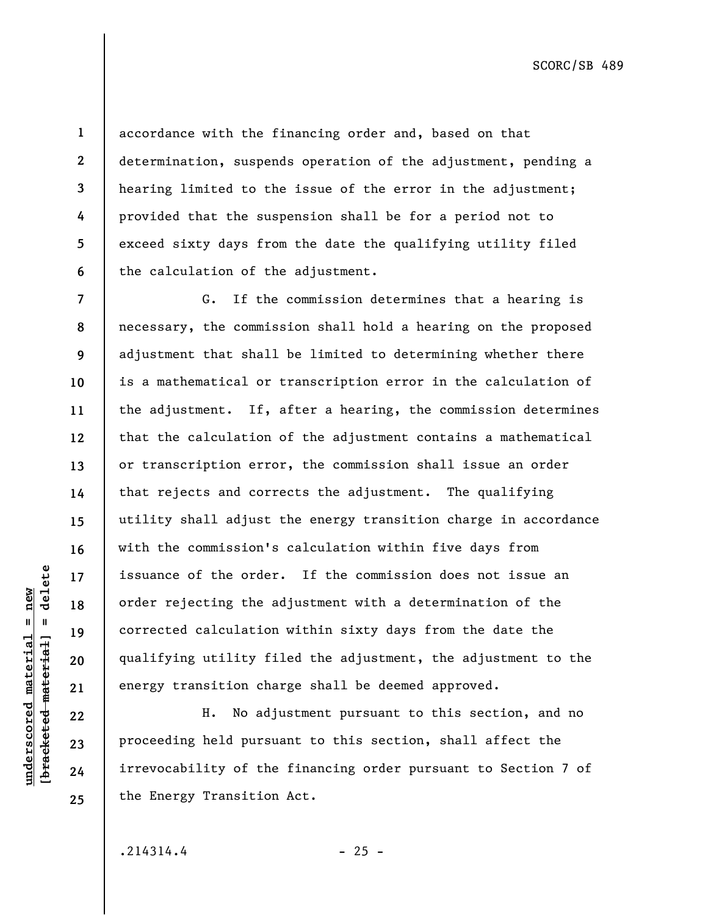accordance with the financing order and, based on that determination, suspends operation of the adjustment, pending a hearing limited to the issue of the error in the adjustment; provided that the suspension shall be for a period not to exceed sixty days from the date the qualifying utility filed the calculation of the adjustment.

G. If the commission determines that a hearing is necessary, the commission shall hold a hearing on the proposed adjustment that shall be limited to determining whether there is a mathematical or transcription error in the calculation of the adjustment. If, after a hearing, the commission determines that the calculation of the adjustment contains a mathematical or transcription error, the commission shall issue an order that rejects and corrects the adjustment. The qualifying utility shall adjust the energy transition charge in accordance with the commission's calculation within five days from issuance of the order. If the commission does not issue an order rejecting the adjustment with a determination of the corrected calculation within sixty days from the date the qualifying utility filed the adjustment, the adjustment to the energy transition charge shall be deemed approved.

H. No adjustment pursuant to this section, and no proceeding held pursuant to this section, shall affect the irrevocability of the financing order pursuant to Section 7 of the Energy Transition Act.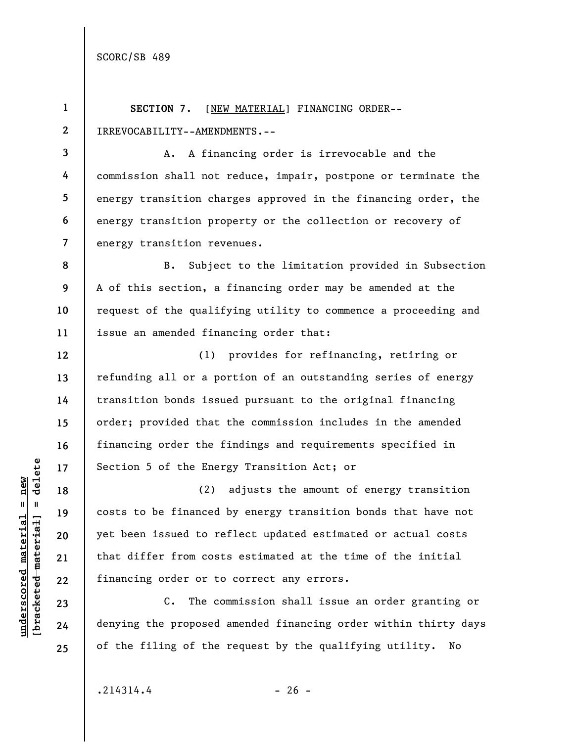**SECTION 7.** [<u>NEW MATERIAL</u>] FINANCING ORDER--IRREVOCABILITY--AMENDMENTS.--

A. A financing order is irrevocable and the commission shall not reduce, impair, postpone or terminate the energy transition charges approved in the financing order, the energy transition property or the collection or recovery of energy transition revenues.

B. Subject to the limitation provided in Subsection A of this section, a financing order may be amended at the request of the qualifying utility to commence a proceeding and issue an amended financing order that:

(1) provides for refinancing, retiring or refunding all or a portion of an outstanding series of energy transition bonds issued pursuant to the original financing order; provided that the commission includes in the amended financing order the findings and requirements specified in Section 5 of the Energy Transition Act; or

(2) adjusts the amount of energy transition costs to be financed by energy transition bonds that have not yet been issued to reflect updated estimated or actual costs that differ from costs estimated at the time of the initial financing order or to correct any errors.

C. The commission shall issue an order granting or denying the proposed amended financing order within thirty days of the filing of the request by the qualifying utility. No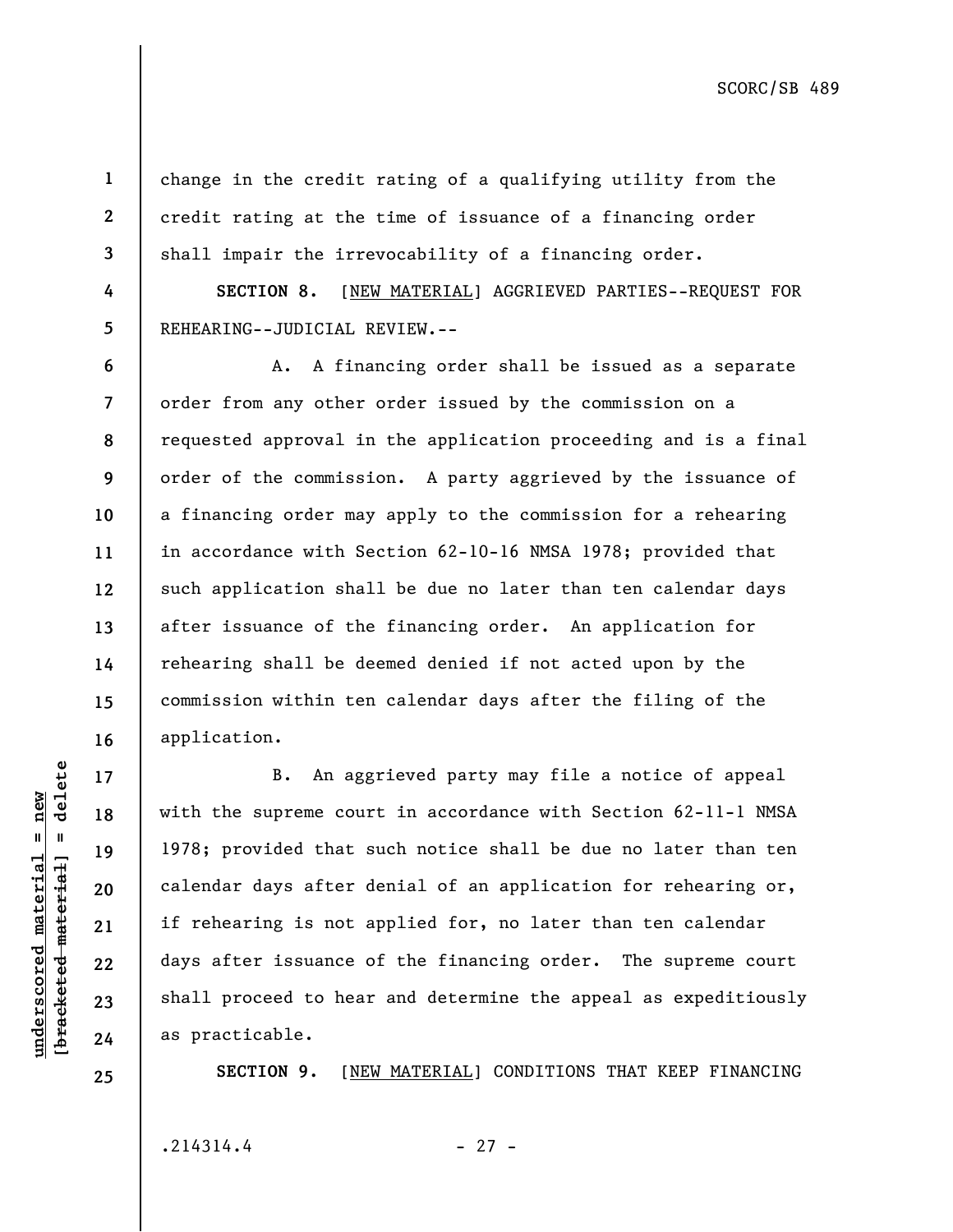change in the credit rating of a qualifying utility from the credit rating at the time of issuance of a financing order shall impair the irrevocability of a financing order.

**SECTION 8.** [NEW MATERIAL] AGGRIEVED PARTIES--REQUEST FOR REHEARING--JUDICIAL REVIEW.--

A. A financing order shall be issued as a separate order from any other order issued by the commission on a requested approval in the application proceeding and is a final order of the commission. A party aggrieved by the issuance of a financing order may apply to the commission for a rehearing in accordance with Section 62-10-16 NMSA 1978; provided that such application shall be due no later than ten calendar days after issuance of the financing order. An application for rehearing shall be deemed denied if not acted upon by the commission within ten calendar days after the filing of the application.

B. An aggrieved party may file a notice of appeal with the supreme court in accordance with Section 62-11-1 NMSA 1978; provided that such notice shall be due no later than ten calendar days after denial of an application for rehearing or, if rehearing is not applied for, no later than ten calendar days after issuance of the financing order. The supreme court shall proceed to hear and determine the appeal as expeditiously as practicable.

**SECTION 9.** [NEW MATERIAL] CONDITIONS THAT KEEP FINANCING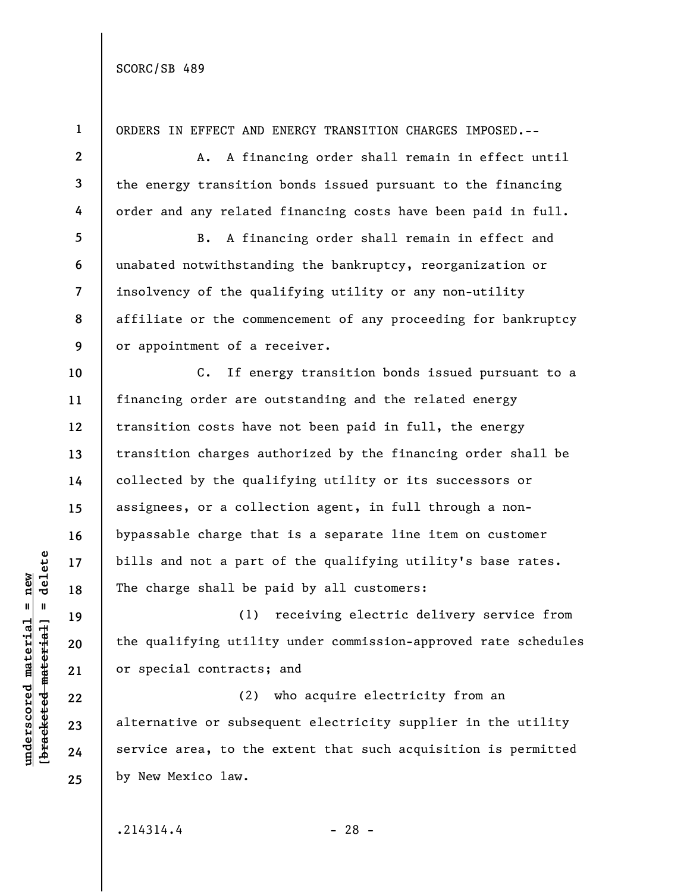ORDERS IN EFFECT AND ENERGY TRANSITION CHARGES IMPOSED.--

A. A financing order shall remain in effect until the energy transition bonds issued pursuant to the financing order and any related financing costs have been paid in full.

B. A financing order shall remain in effect and unabated notwithstanding the bankruptcy, reorganization or insolvency of the qualifying utility or any non-utility affiliate or the commencement of any proceeding for bankruptcy or appointment of a receiver.

C. If energy transition bonds issued pursuant to a financing order are outstanding and the related energy transition costs have not been paid in full, the energy transition charges authorized by the financing order shall be collected by the qualifying utility or its successors or assignees, or a collection agent, in full through a non-bypassable charge that is a separate line item on customer bills and not a part of the qualifying utility's base rates. The charge shall be paid by all customers:

(1) receiving electric delivery service from the qualifying utility under commission-approved rate schedules or special contracts; and

(2) who acquire electricity from an alternative or subsequent electricity supplier in the utility service area, to the extent that such acquisition is permitted by New Mexico law.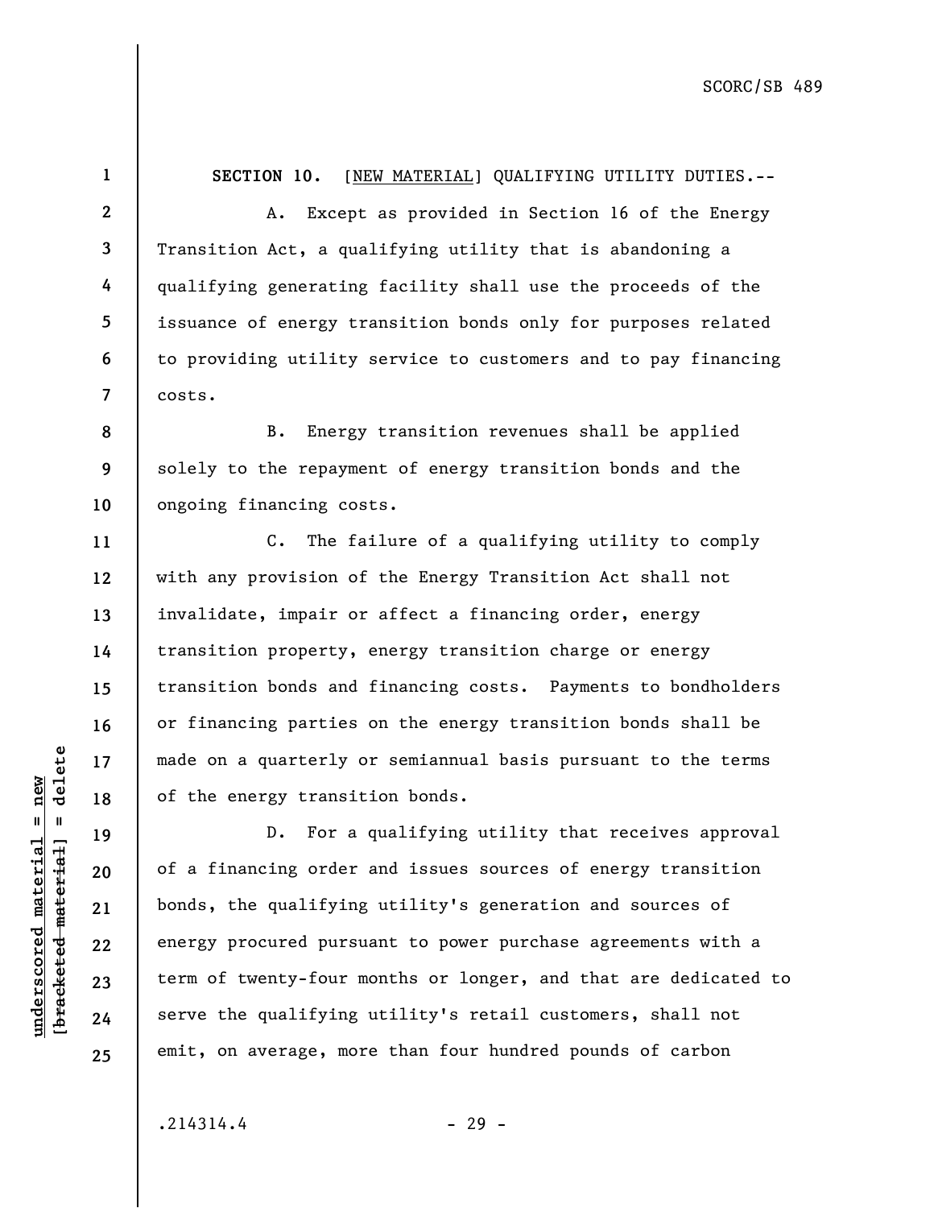**SECTION 10.** [<u>NEW MATERIAL</u>] QUALIFYING UTILITY DUTIES.--

A. Except as provided in Section 16 of the Energy Transition Act, a qualifying utility that is abandoning a qualifying generating facility shall use the proceeds of the issuance of energy transition bonds only for purposes related to providing utility service to customers and to pay financing costs.

B. Energy transition revenues shall be applied solely to the repayment of energy transition bonds and the ongoing financing costs.

C. The failure of a qualifying utility to comply with any provision of the Energy Transition Act shall not invalidate, impair or affect a financing order, energy transition property, energy transition charge or energy transition bonds and financing costs. Payments to bondholders or financing parties on the energy transition bonds shall be made on a quarterly or semiannual basis pursuant to the terms of the energy transition bonds.

D. For a qualifying utility that receives approval of a financing order and issues sources of energy transition bonds, the qualifying utility's generation and sources of energy procured pursuant to power purchase agreements with a term of twenty-four months or longer, and that are dedicated to serve the qualifying utility's retail customers, shall not emit, on average, more than four hundred pounds of carbon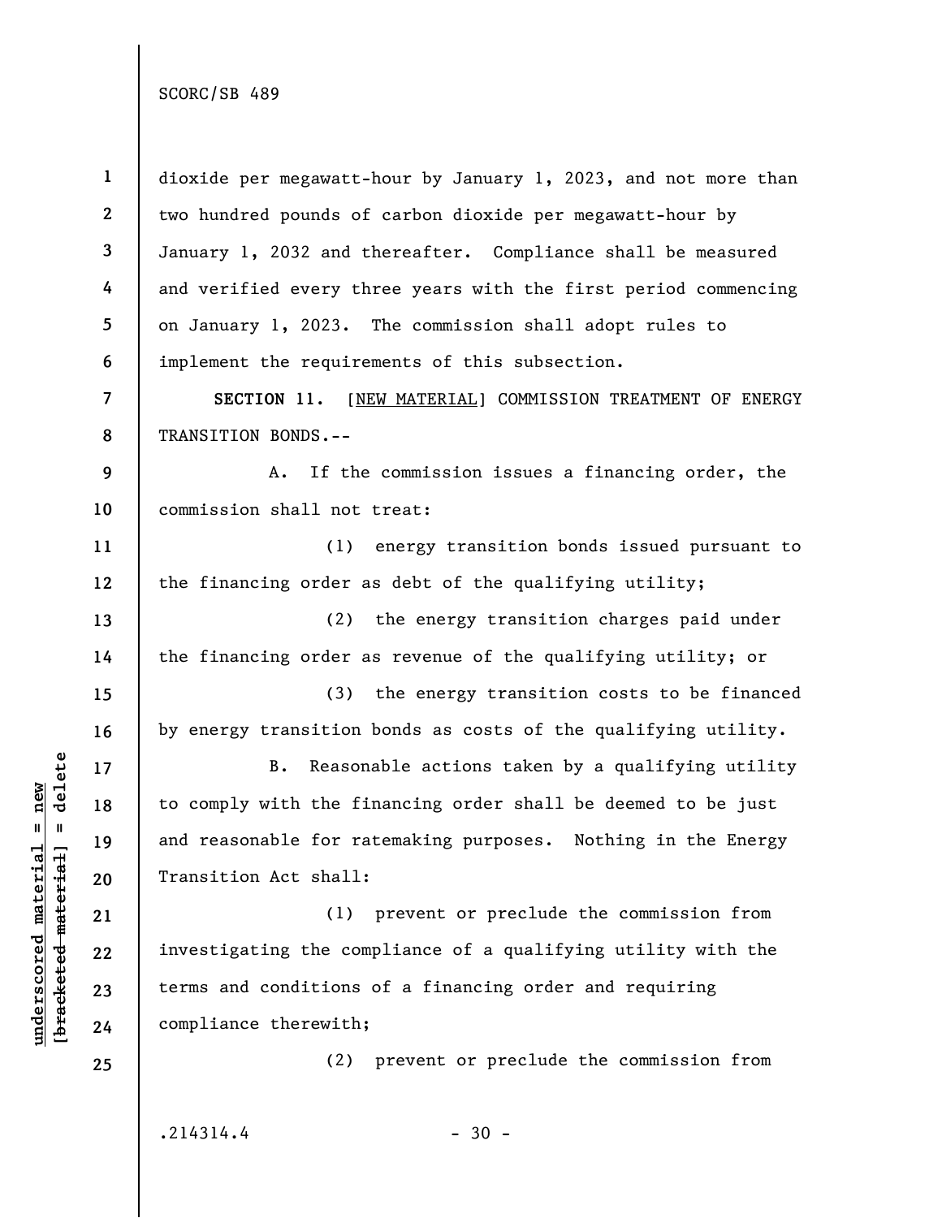dioxide per megawatt-hour by January 1, 2023, and not more than two hundred pounds of carbon dioxide per megawatt-hour by January 1, 2032 and thereafter. Compliance shall be measured and verified every three years with the first period commencing on January 1, 2023. The commission shall adopt rules to implement the requirements of this subsection.

**SECTION 11.** [NEW MATERIAL] COMMISSION TREATMENT OF ENERGY TRANSITION BONDS.--

A. If the commission issues a financing order, the commission shall not treat:

(1) energy transition bonds issued pursuant to the financing order as debt of the qualifying utility;

(2) the energy transition charges paid under the financing order as revenue of the qualifying utility; or

(3) the energy transition costs to be financed by energy transition bonds as costs of the qualifying utility.

B. Reasonable actions taken by a qualifying utility to comply with the financing order shall be deemed to be just and reasonable for ratemaking purposes. Nothing in the Energy Transition Act shall:

(1) prevent or preclude the commission from investigating the compliance of a qualifying utility with the terms and conditions of a financing order and requiring compliance therewith;

(2) prevent or preclude the commission from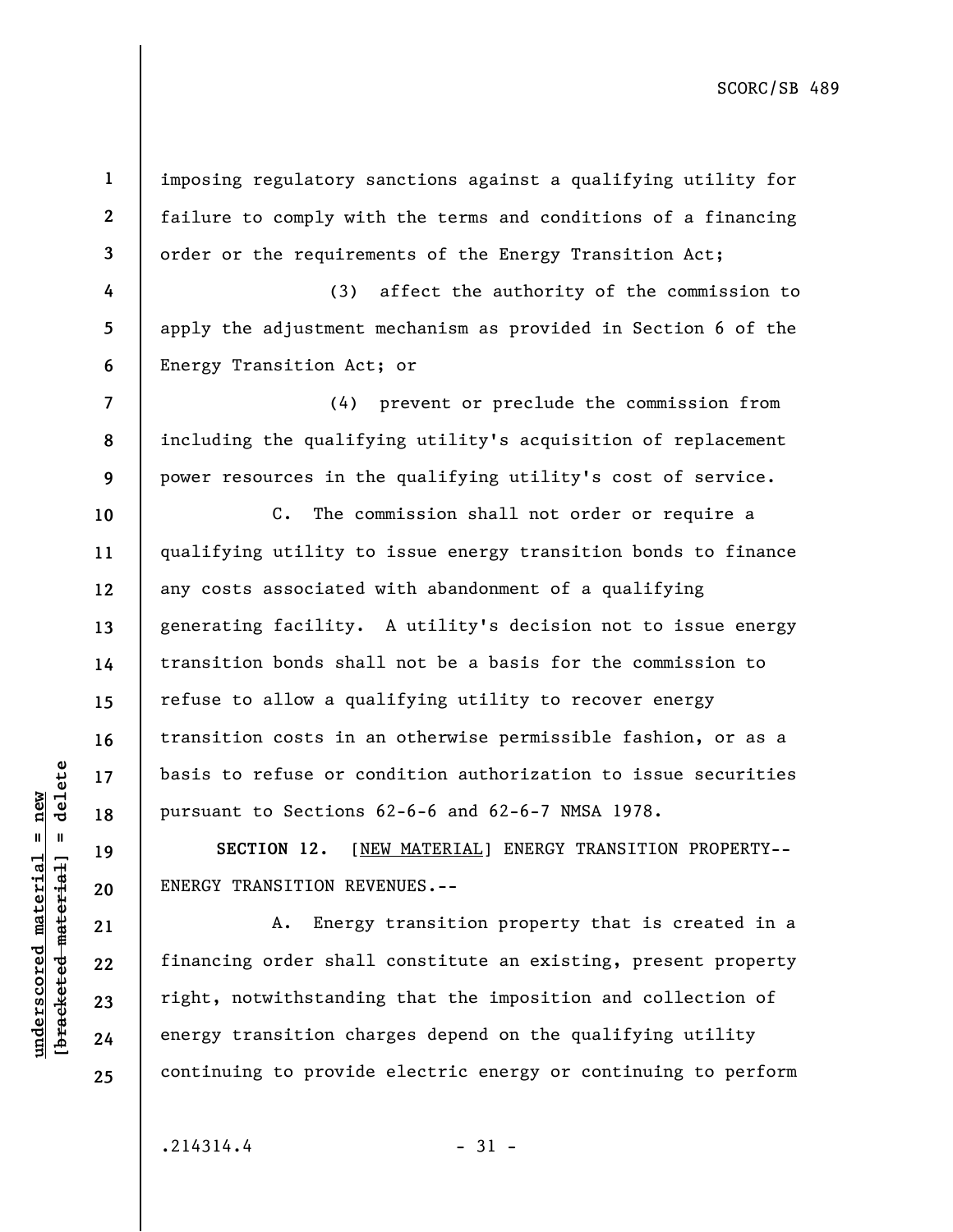imposing regulatory sanctions against a qualifying utility for failure to comply with the terms and conditions of a financing order or the requirements of the Energy Transition Act;

(3) affect the authority of the commission to apply the adjustment mechanism as provided in Section 6 of the Energy Transition Act; or

(4) prevent or preclude the commission from including the qualifying utility's acquisition of replacement power resources in the qualifying utility's cost of service.

C. The commission shall not order or require a qualifying utility to issue energy transition bonds to finance any costs associated with abandonment of a qualifying generating facility. A utility's decision not to issue energy transition bonds shall not be a basis for the commission to refuse to allow a qualifying utility to recover energy transition costs in an otherwise permissible fashion, or as a basis to refuse or condition authorization to issue securities pursuant to Sections 62-6-6 and 62-6-7 NMSA 1978.

**SECTION 12.** [NEW MATERIAL] ENERGY TRANSITION PROPERTY--ENERGY TRANSITION REVENUES.--

A. Energy transition property that is created in a financing order shall constitute an existing, present property right, notwithstanding that the imposition and collection of energy transition charges depend on the qualifying utility continuing to provide electric energy or continuing to perform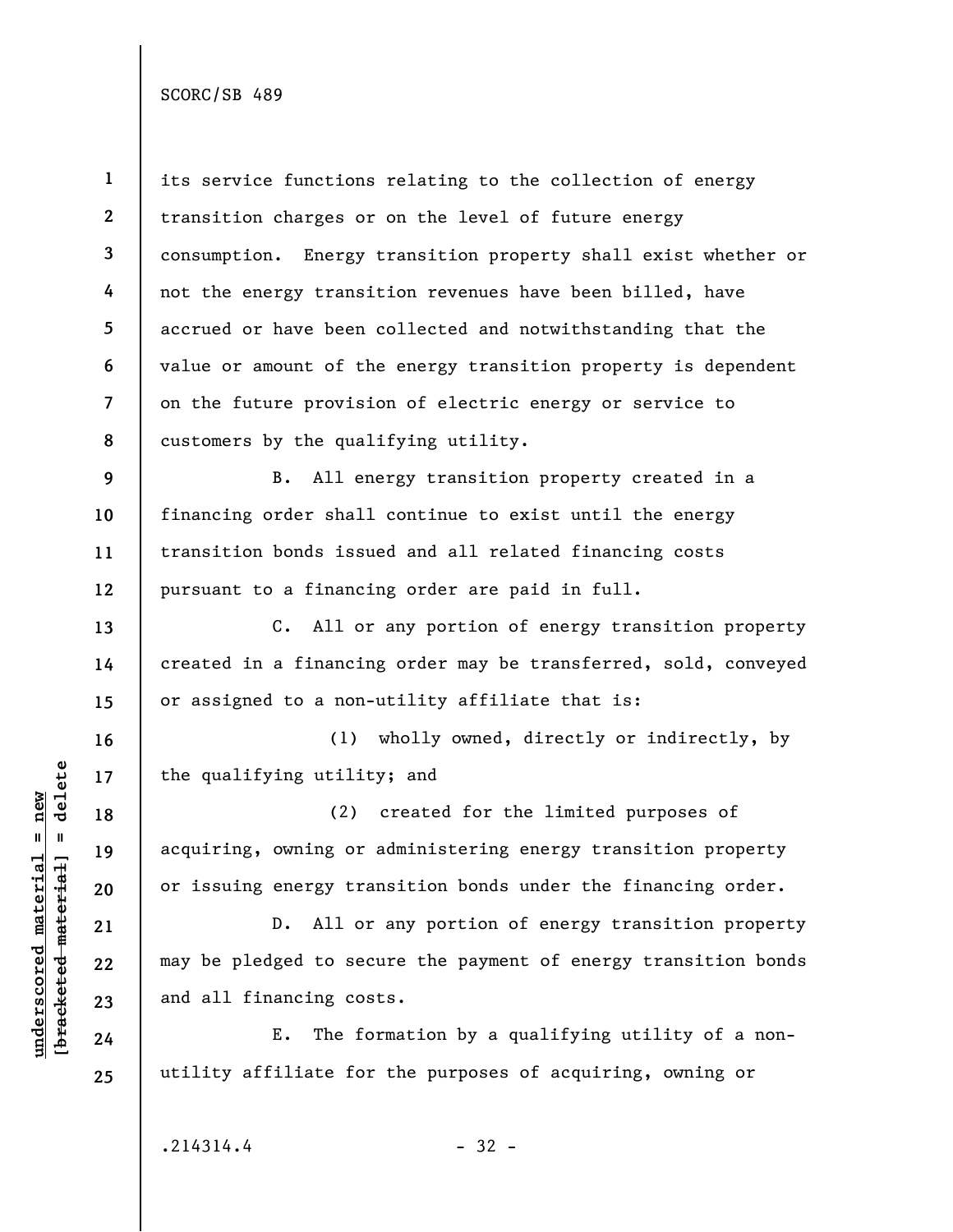its service functions relating to the collection of energy transition charges or on the level of future energy consumption. Energy transition property shall exist whether or not the energy transition revenues have been billed, have accrued or have been collected and notwithstanding that the value or amount of the energy transition property is dependent on the future provision of electric energy or service to customers by the qualifying utility.

B. All energy transition property created in a financing order shall continue to exist until the energy transition bonds issued and all related financing costs pursuant to a financing order are paid in full.

C. All or any portion of energy transition property created in a financing order may be transferred, sold, conveyed or assigned to a non-utility affiliate that is:

(1) wholly owned, directly or indirectly, by the qualifying utility; and

(2) created for the limited purposes of acquiring, owning or administering energy transition property or issuing energy transition bonds under the financing order.

D. All or any portion of energy transition property may be pledged to secure the payment of energy transition bonds and all financing costs.

E. The formation by a qualifying utility of a non-utility affiliate for the purposes of acquiring, owning or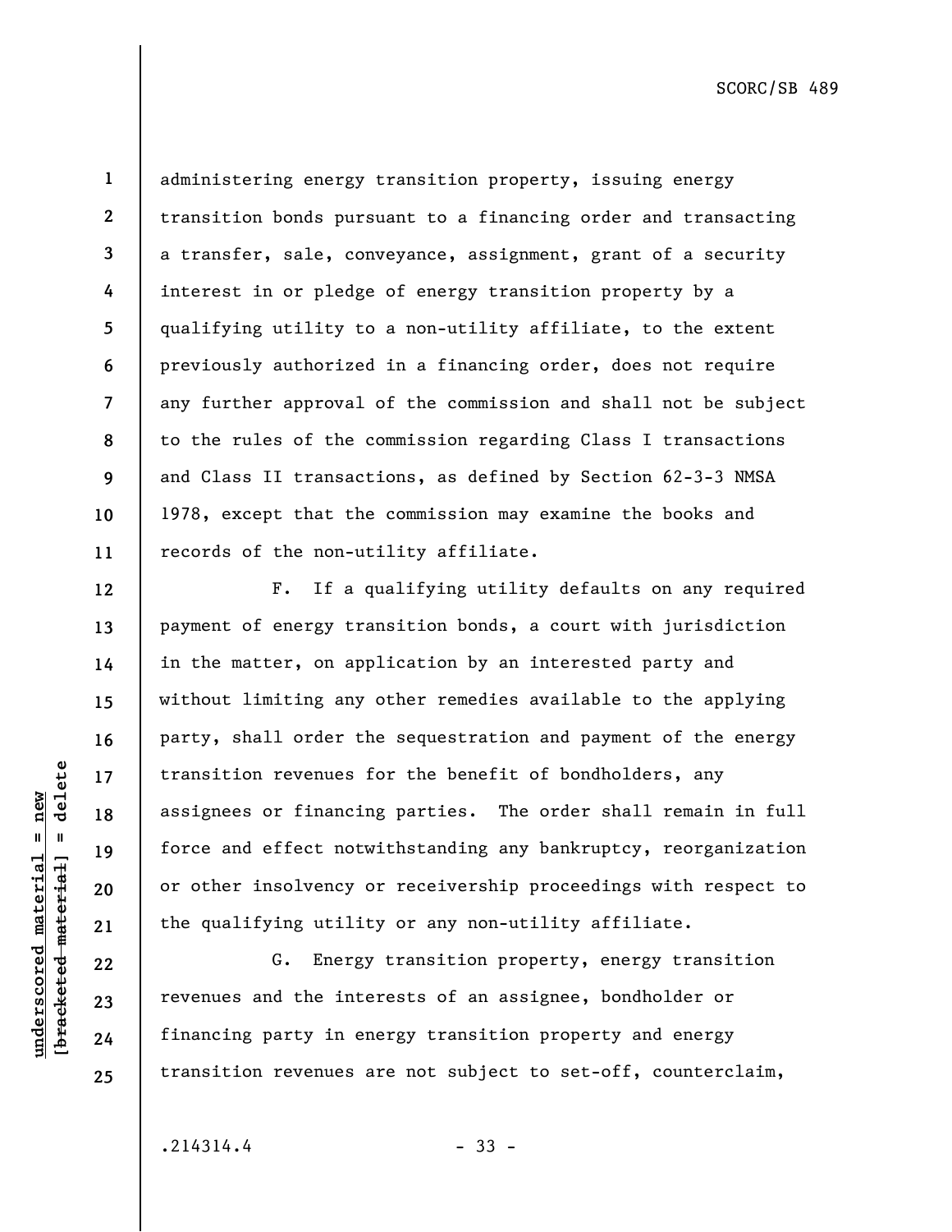administering energy transition property, issuing energy transition bonds pursuant to a financing order and transacting a transfer, sale, conveyance, assignment, grant of a security interest in or pledge of energy transition property by a qualifying utility to a non-utility affiliate, to the extent previously authorized in a financing order, does not require any further approval of the commission and shall not be subject to the rules of the commission regarding Class I transactions and Class II transactions, as defined by Section 62-3-3 NMSA 1978, except that the commission may examine the books and records of the non-utility affiliate.

F. If a qualifying utility defaults on any required payment of energy transition bonds, a court with jurisdiction in the matter, on application by an interested party and without limiting any other remedies available to the applying party, shall order the sequestration and payment of the energy transition revenues for the benefit of bondholders, any assignees or financing parties. The order shall remain in full force and effect notwithstanding any bankruptcy, reorganization or other insolvency or receivership proceedings with respect to the qualifying utility or any non-utility affiliate.

G. Energy transition property, energy transition revenues and the interests of an assignee, bondholder or financing party in energy transition property and energy transition revenues are not subject to set-off, counterclaim,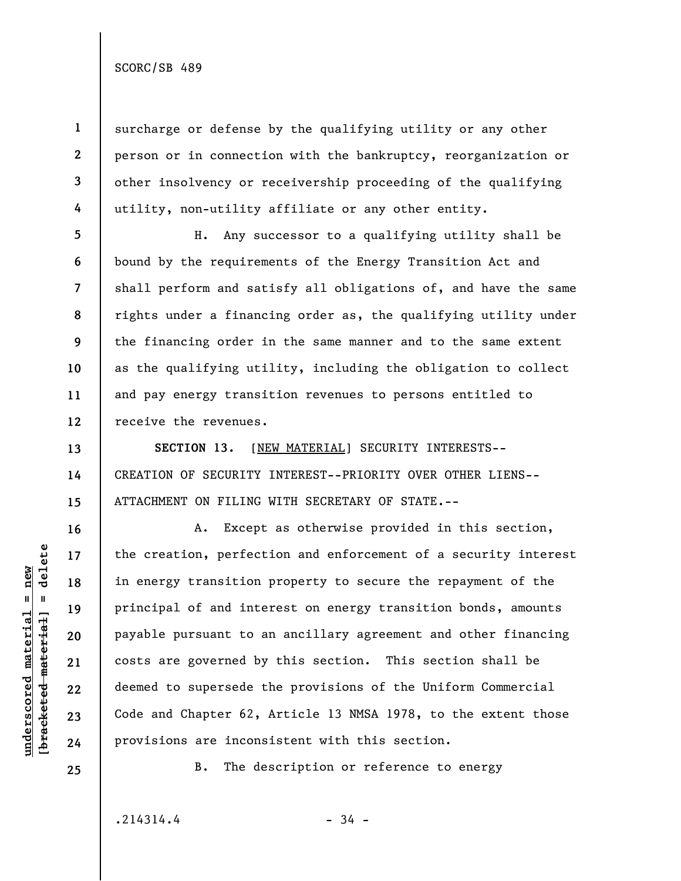surcharge or defense by the qualifying utility or any other person or in connection with the bankruptcy, reorganization or other insolvency or receivership proceeding of the qualifying utility, non-utility affiliate or any other entity.

H. Any successor to a qualifying utility shall be bound by the requirements of the Energy Transition Act and shall perform and satisfy all obligations of, and have the same rights under a financing order as, the qualifying utility under the financing order in the same manner and to the same extent as the qualifying utility, including the obligation to collect and pay energy transition revenues to persons entitled to receive the revenues.

**SECTION 13.** [<u>NEW MATERIAL</u>] SECURITY INTERESTS--CREATION OF SECURITY INTEREST--PRIORITY OVER OTHER LIENS--ATTACHMENT ON FILING WITH SECRETARY OF STATE.--

A. Except as otherwise provided in this section, the creation, perfection and enforcement of a security interest in energy transition property to secure the repayment of the principal of and interest on energy transition bonds, amounts payable pursuant to an ancillary agreement and other financing costs are governed by this section. This section shall be deemed to supersede the provisions of the Uniform Commercial Code and Chapter 62, Article 13 NMSA 1978, to the extent those provisions are inconsistent with this section.

B. The description or reference to energy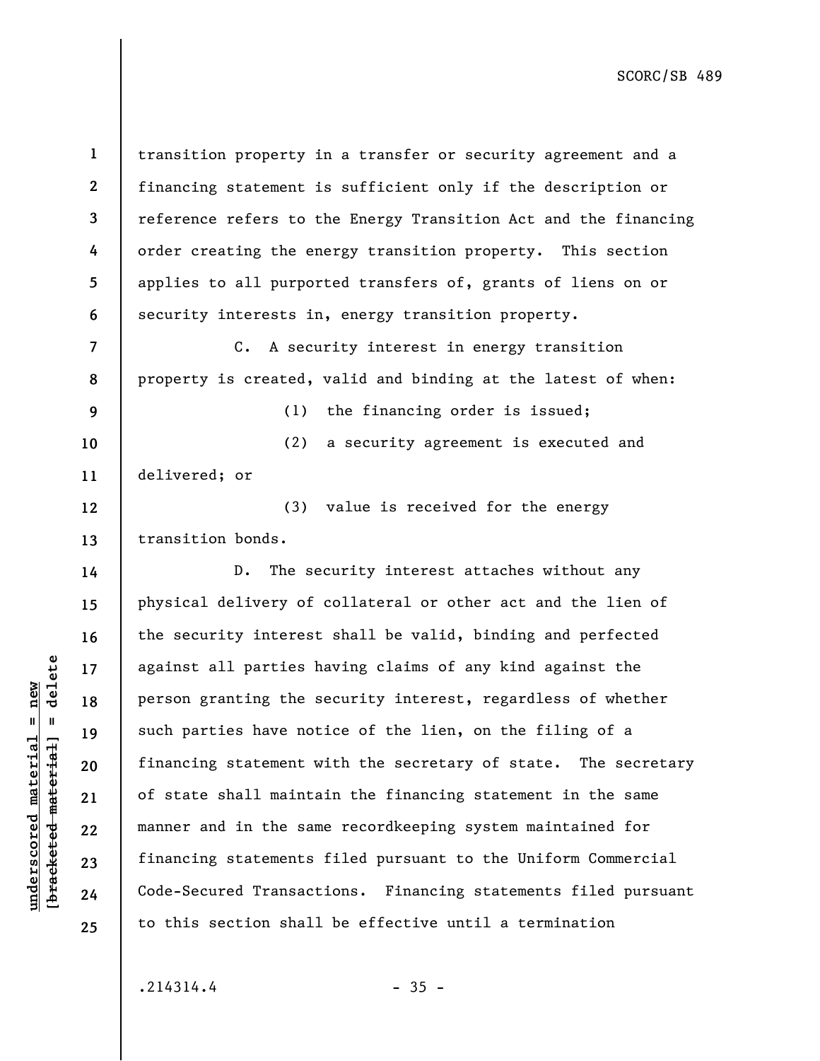transition property in a transfer or security agreement and a financing statement is sufficient only if the description or reference refers to the Energy Transition Act and the financing order creating the energy transition property. This section applies to all purported transfers of, grants of liens on or security interests in, energy transition property.

C. A security interest in energy transition property is created, valid and binding at the latest of when:

(1) the financing order is issued;

(2) a security agreement is executed and delivered; or

(3) value is received for the energy transition bonds.

D. The security interest attaches without any physical delivery of collateral or other act and the lien of the security interest shall be valid, binding and perfected against all parties having claims of any kind against the person granting the security interest, regardless of whether such parties have notice of the lien, on the filing of a financing statement with the secretary of state. The secretary of state shall maintain the financing statement in the same manner and in the same recordkeeping system maintained for financing statements filed pursuant to the Uniform Commercial Code-Secured Transactions. Financing statements filed pursuant to this section shall be effective until a termination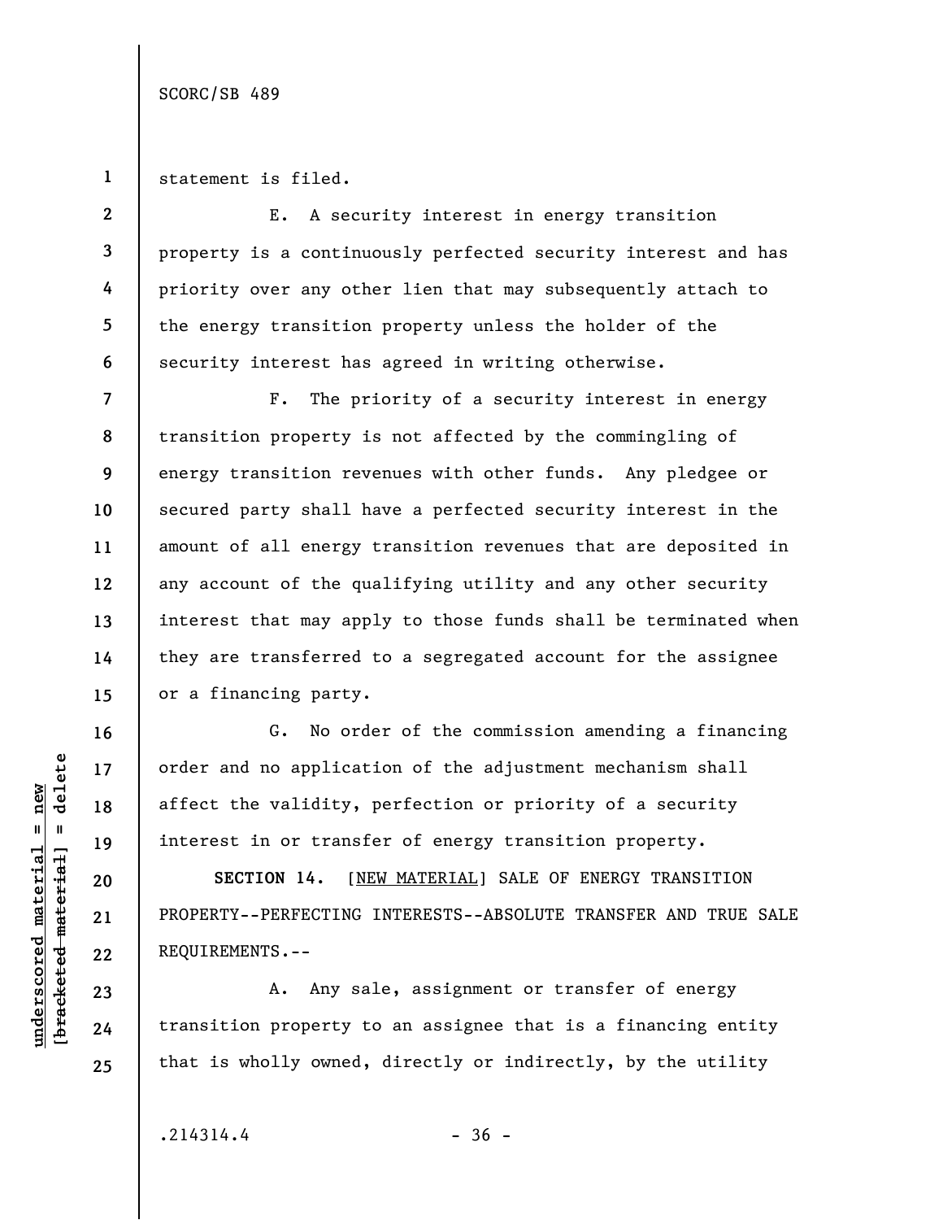statement is filed.

E. A security interest in energy transition property is a continuously perfected security interest and has priority over any other lien that may subsequently attach to the energy transition property unless the holder of the security interest has agreed in writing otherwise.

F. The priority of a security interest in energy transition property is not affected by the commingling of energy transition revenues with other funds. Any pledgee or secured party shall have a perfected security interest in the amount of all energy transition revenues that are deposited in any account of the qualifying utility and any other security interest that may apply to those funds shall be terminated when they are transferred to a segregated account for the assignee or a financing party.

G. No order of the commission amending a financing order and no application of the adjustment mechanism shall affect the validity, perfection or priority of a security interest in or transfer of energy transition property.

**SECTION 14.** [NEW MATERIAL] SALE OF ENERGY TRANSITION PROPERTY--PERFECTING INTERESTS--ABSOLUTE TRANSFER AND TRUE SALE REQUIREMENTS.--

A. Any sale, assignment or transfer of energy transition property to an assignee that is a financing entity that is wholly owned, directly or indirectly, by the utility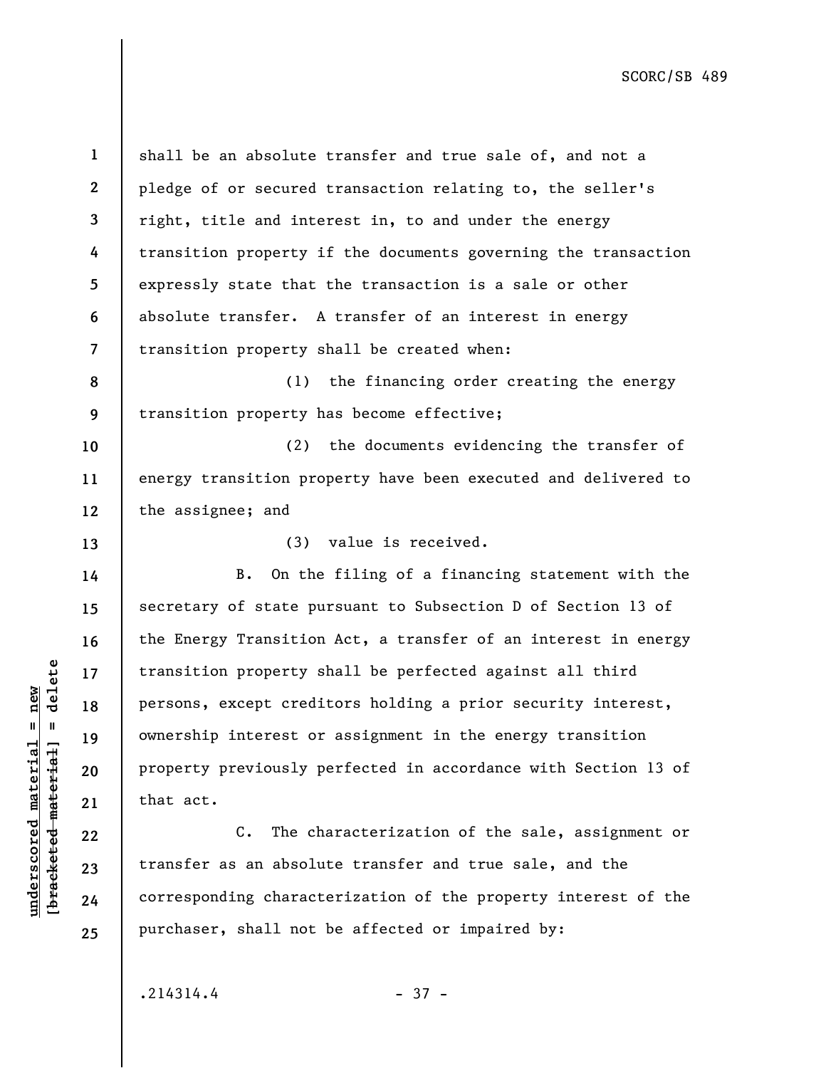shall be an absolute transfer and true sale of, and not a pledge of or secured transaction relating to, the seller's right, title and interest in, to and under the energy transition property if the documents governing the transaction expressly state that the transaction is a sale or other absolute transfer. A transfer of an interest in energy transition property shall be created when:

(1) the financing order creating the energy transition property has become effective;

(2) the documents evidencing the transfer of energy transition property have been executed and delivered to the assignee; and

(3) value is received.

B. On the filing of a financing statement with the secretary of state pursuant to Subsection D of Section 13 of the Energy Transition Act, a transfer of an interest in energy transition property shall be perfected against all third persons, except creditors holding a prior security interest, ownership interest or assignment in the energy transition property previously perfected in accordance with Section 13 of that act.

C. The characterization of the sale, assignment or transfer as an absolute transfer and true sale, and the corresponding characterization of the property interest of the purchaser, shall not be affected or impaired by: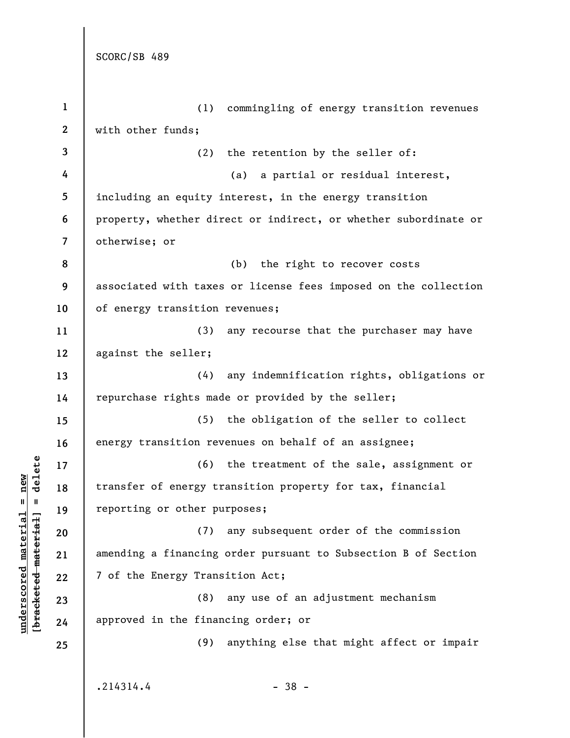(1) commingling of energy transition revenues with other funds;

(2) the retention by the seller of:

(a) a partial or residual interest, including an equity interest, in the energy transition property, whether direct or indirect, or whether subordinate or otherwise; or

(b) the right to recover costs associated with taxes or license fees imposed on the collection of energy transition revenues;

(3) any recourse that the purchaser may have against the seller;

(4) any indemnification rights, obligations or repurchase rights made or provided by the seller;

(5) the obligation of the seller to collect energy transition revenues on behalf of an assignee;

(6) the treatment of the sale, assignment or transfer of energy transition property for tax, financial reporting or other purposes;

(7) any subsequent order of the commission amending a financing order pursuant to Subsection B of Section 7 of the Energy Transition Act;

(8) any use of an adjustment mechanism approved in the financing order; or

(9) anything else that might affect or impair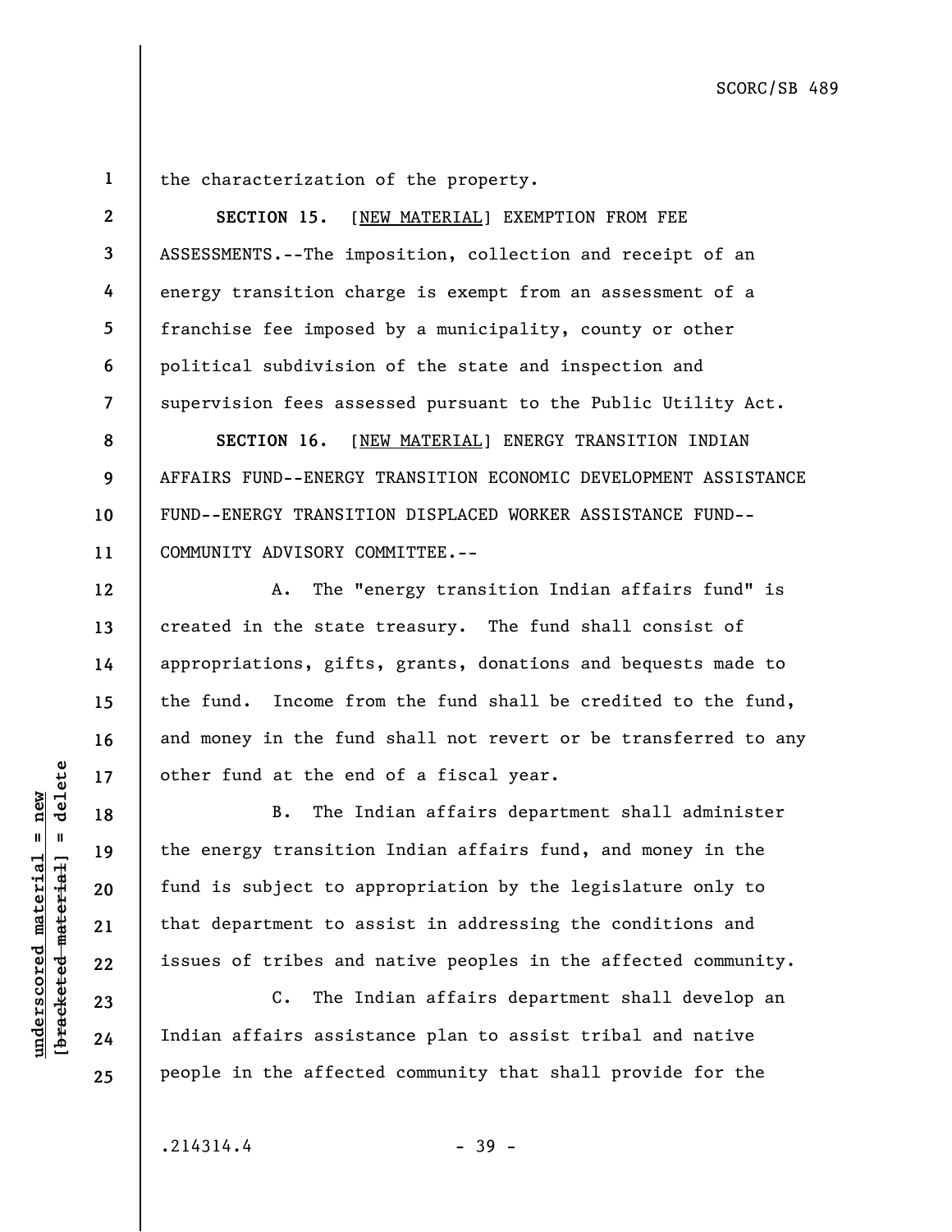the characterization of the property.

**SECTION 15.** [NEW MATERIAL] EXEMPTION FROM FEE ASSESSMENTS.--The imposition, collection and receipt of an energy transition charge is exempt from an assessment of a franchise fee imposed by a municipality, county or other political subdivision of the state and inspection and supervision fees assessed pursuant to the Public Utility Act.

**SECTION 16.** [NEW MATERIAL] ENERGY TRANSITION INDIAN AFFAIRS FUND--ENERGY TRANSITION ECONOMIC DEVELOPMENT ASSISTANCE FUND--ENERGY TRANSITION DISPLACED WORKER ASSISTANCE FUND--COMMUNITY ADVISORY COMMITTEE.--

A. The "energy transition Indian affairs fund" is created in the state treasury. The fund shall consist of appropriations, gifts, grants, donations and bequests made to the fund. Income from the fund shall be credited to the fund, and money in the fund shall not revert or be transferred to any other fund at the end of a fiscal year.

B. The Indian affairs department shall administer the energy transition Indian affairs fund, and money in the fund is subject to appropriation by the legislature only to that department to assist in addressing the conditions and issues of tribes and native peoples in the affected community.

C. The Indian affairs department shall develop an Indian affairs assistance plan to assist tribal and native people in the affected community that shall provide for the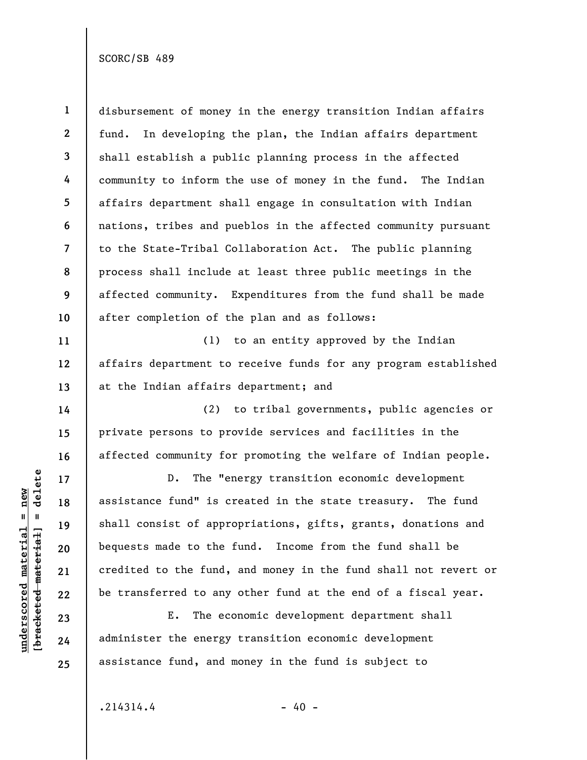disbursement of money in the energy transition Indian affairs fund. In developing the plan, the Indian affairs department shall establish a public planning process in the affected community to inform the use of money in the fund. The Indian affairs department shall engage in consultation with Indian nations, tribes and pueblos in the affected community pursuant to the State-Tribal Collaboration Act. The public planning process shall include at least three public meetings in the affected community. Expenditures from the fund shall be made after completion of the plan and as follows:

(1) to an entity approved by the Indian affairs department to receive funds for any program established at the Indian affairs department; and

(2) to tribal governments, public agencies or private persons to provide services and facilities in the affected community for promoting the welfare of Indian people.

D. The "energy transition economic development assistance fund" is created in the state treasury. The fund shall consist of appropriations, gifts, grants, donations and bequests made to the fund. Income from the fund shall be credited to the fund, and money in the fund shall not revert or be transferred to any other fund at the end of a fiscal year.

E. The economic development department shall administer the energy transition economic development assistance fund, and money in the fund is subject to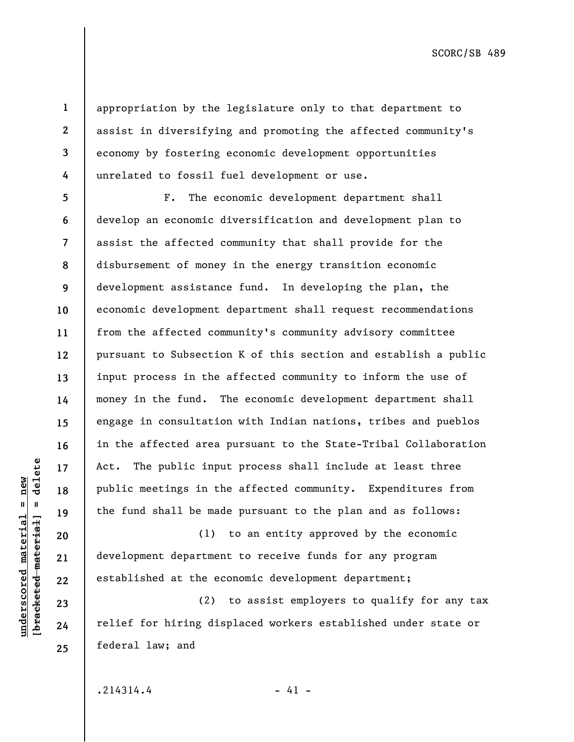appropriation by the legislature only to that department to assist in diversifying and promoting the affected community's economy by fostering economic development opportunities unrelated to fossil fuel development or use.

F. The economic development department shall develop an economic diversification and development plan to assist the affected community that shall provide for the disbursement of money in the energy transition economic development assistance fund. In developing the plan, the economic development department shall request recommendations from the affected community's community advisory committee pursuant to Subsection K of this section and establish a public input process in the affected community to inform the use of money in the fund. The economic development department shall engage in consultation with Indian nations, tribes and pueblos in the affected area pursuant to the State-Tribal Collaboration Act. The public input process shall include at least three public meetings in the affected community. Expenditures from the fund shall be made pursuant to the plan and as follows:

(1) to an entity approved by the economic development department to receive funds for any program established at the economic development department;

(2) to assist employers to qualify for any tax relief for hiring displaced workers established under state or federal law; and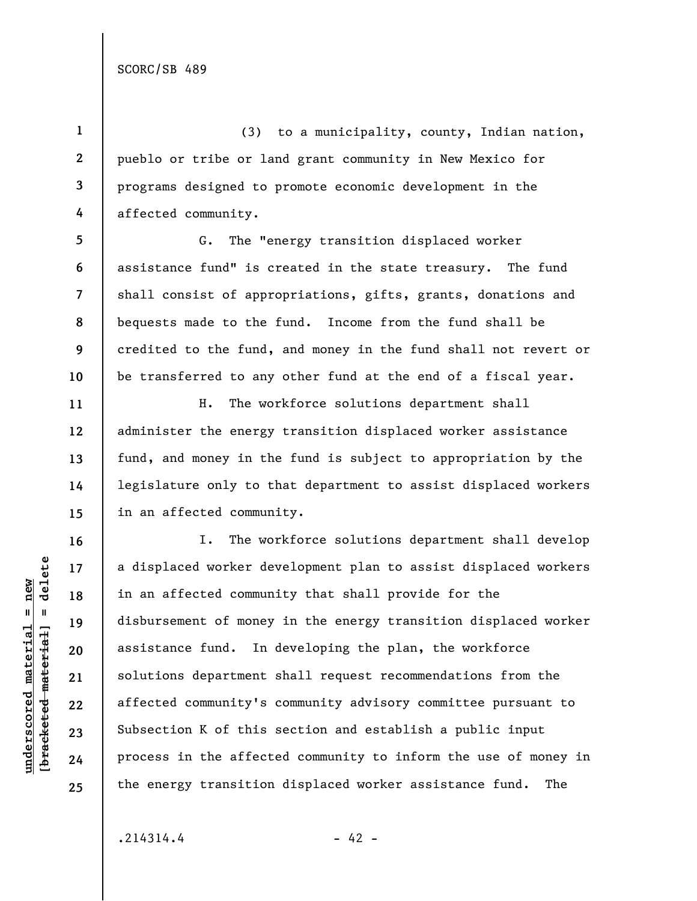(3) to a municipality, county, Indian nation, pueblo or tribe or land grant community in New Mexico for programs designed to promote economic development in the affected community.

G. The "energy transition displaced worker assistance fund" is created in the state treasury. The fund shall consist of appropriations, gifts, grants, donations and bequests made to the fund. Income from the fund shall be credited to the fund, and money in the fund shall not revert or be transferred to any other fund at the end of a fiscal year.

H. The workforce solutions department shall administer the energy transition displaced worker assistance fund, and money in the fund is subject to appropriation by the legislature only to that department to assist displaced workers in an affected community.

I. The workforce solutions department shall develop a displaced worker development plan to assist displaced workers in an affected community that shall provide for the disbursement of money in the energy transition displaced worker assistance fund. In developing the plan, the workforce solutions department shall request recommendations from the affected community's community advisory committee pursuant to Subsection K of this section and establish a public input process in the affected community to inform the use of money in the energy transition displaced worker assistance fund. The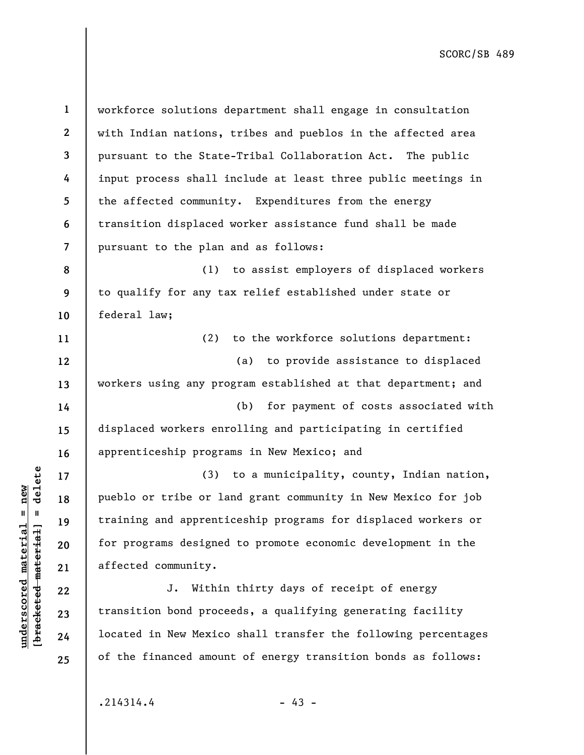workforce solutions department shall engage in consultation with Indian nations, tribes and pueblos in the affected area pursuant to the State-Tribal Collaboration Act. The public input process shall include at least three public meetings in the affected community. Expenditures from the energy transition displaced worker assistance fund shall be made pursuant to the plan and as follows:

(1) to assist employers of displaced workers to qualify for any tax relief established under state or federal law;

(2) to the workforce solutions department:

(a) to provide assistance to displaced workers using any program established at that department; and

(b) for payment of costs associated with displaced workers enrolling and participating in certified apprenticeship programs in New Mexico; and

(3) to a municipality, county, Indian nation, pueblo or tribe or land grant community in New Mexico for job training and apprenticeship programs for displaced workers or for programs designed to promote economic development in the affected community.

J. Within thirty days of receipt of energy transition bond proceeds, a qualifying generating facility located in New Mexico shall transfer the following percentages of the financed amount of energy transition bonds as follows: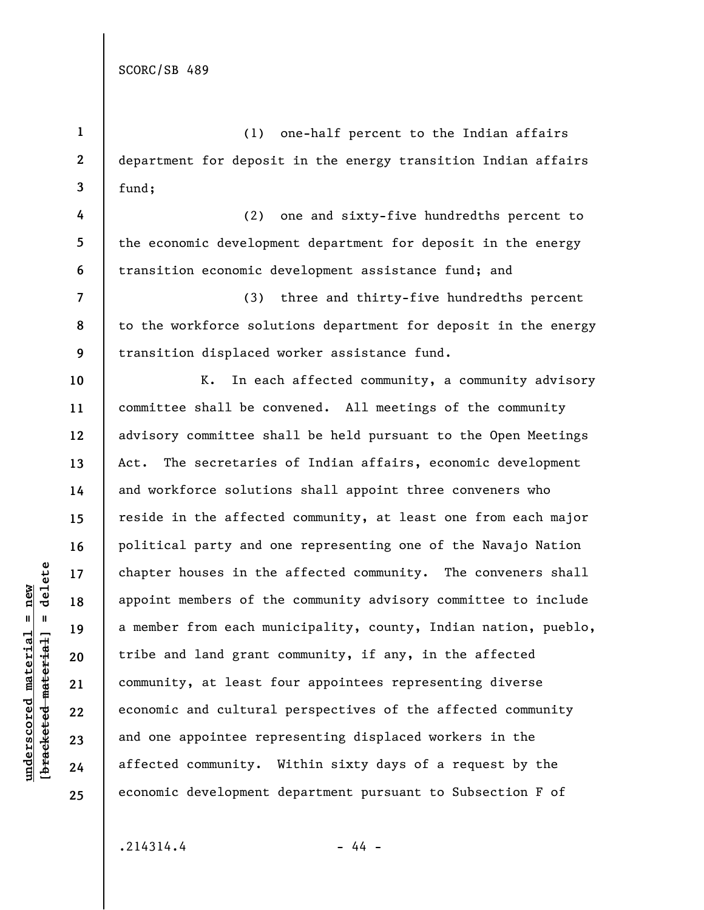(1) one-half percent to the Indian affairs department for deposit in the energy transition Indian affairs fund;

(2) one and sixty-five hundredths percent to the economic development department for deposit in the energy transition economic development assistance fund; and

(3) three and thirty-five hundredths percent to the workforce solutions department for deposit in the energy transition displaced worker assistance fund.

K. In each affected community, a community advisory committee shall be convened. All meetings of the community advisory committee shall be held pursuant to the Open Meetings Act. The secretaries of Indian affairs, economic development and workforce solutions shall appoint three conveners who reside in the affected community, at least one from each major political party and one representing one of the Navajo Nation chapter houses in the affected community. The conveners shall appoint members of the community advisory committee to include a member from each municipality, county, Indian nation, pueblo, tribe and land grant community, if any, in the affected community, at least four appointees representing diverse economic and cultural perspectives of the affected community and one appointee representing displaced workers in the affected community. Within sixty days of a request by the economic development department pursuant to Subsection F of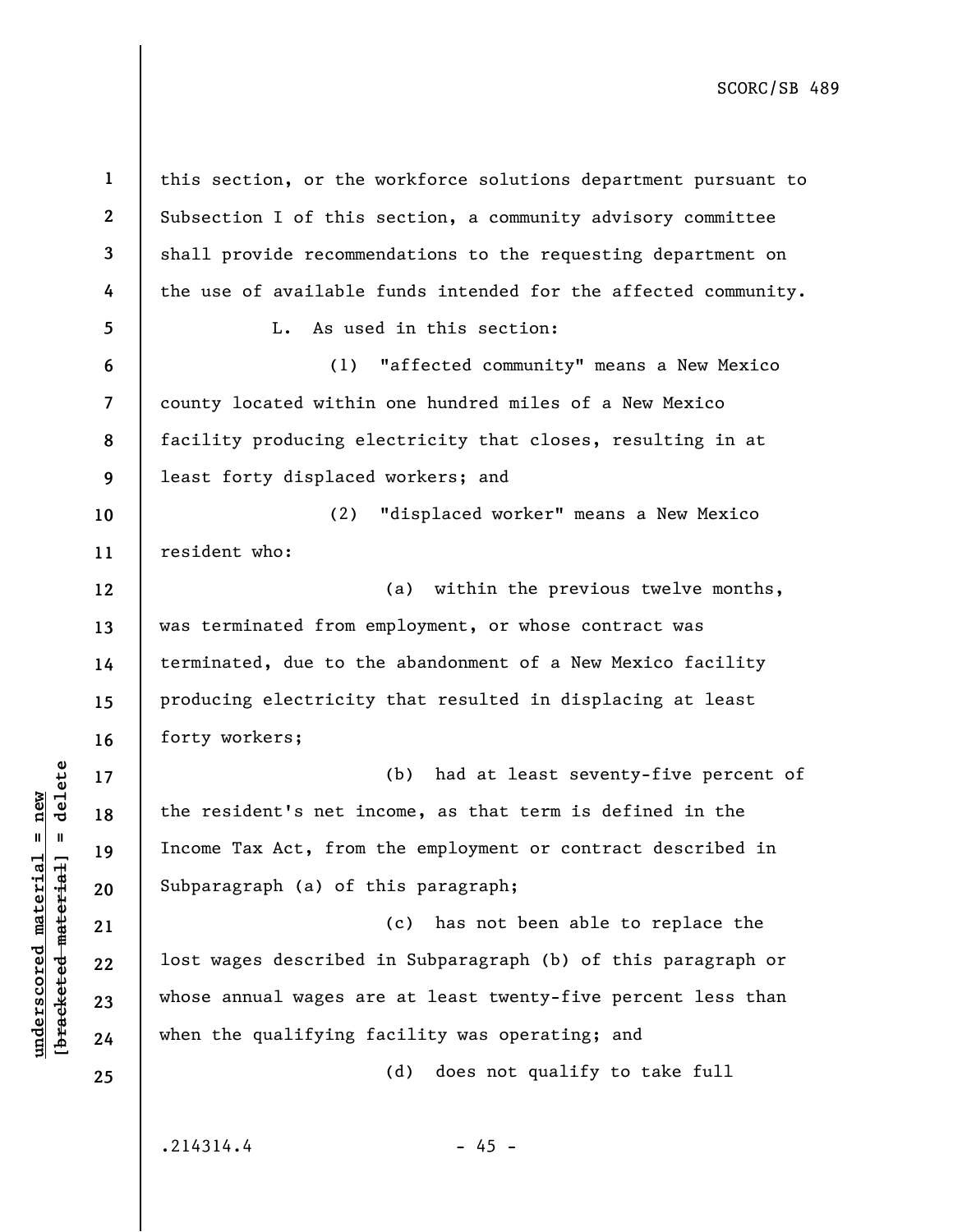this section, or the workforce solutions department pursuant to Subsection I of this section, a community advisory committee shall provide recommendations to the requesting department on the use of available funds intended for the affected community.

L. As used in this section:

(1) "affected community" means a New Mexico county located within one hundred miles of a New Mexico facility producing electricity that closes, resulting in at least forty displaced workers; and

(2) "displaced worker" means a New Mexico resident who:

(a) within the previous twelve months, was terminated from employment, or whose contract was terminated, due to the abandonment of a New Mexico facility producing electricity that resulted in displacing at least forty workers;

(b) had at least seventy-five percent of the resident's net income, as that term is defined in the Income Tax Act, from the employment or contract described in Subparagraph (a) of this paragraph;

(c) has not been able to replace the lost wages described in Subparagraph (b) of this paragraph or whose annual wages are at least twenty-five percent less than when the qualifying facility was operating; and

(d) does not qualify to take full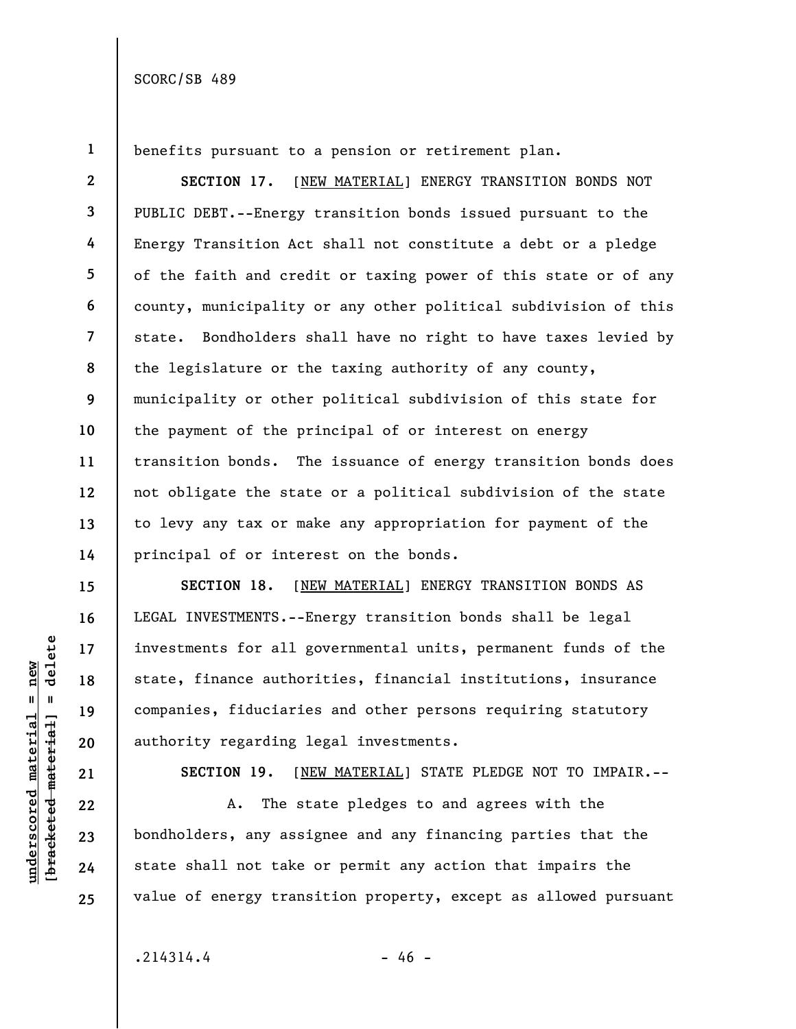benefits pursuant to a pension or retirement plan.

**SECTION 17.** [NEW MATERIAL] ENERGY TRANSITION BONDS NOT PUBLIC DEBT.--Energy transition bonds issued pursuant to the Energy Transition Act shall not constitute a debt or a pledge of the faith and credit or taxing power of this state or of any county, municipality or any other political subdivision of this state. Bondholders shall have no right to have taxes levied by the legislature or the taxing authority of any county, municipality or other political subdivision of this state for the payment of the principal of or interest on energy transition bonds. The issuance of energy transition bonds does not obligate the state or a political subdivision of the state to levy any tax or make any appropriation for payment of the principal of or interest on the bonds.

**SECTION 18.** [NEW MATERIAL] ENERGY TRANSITION BONDS AS LEGAL INVESTMENTS.--Energy transition bonds shall be legal investments for all governmental units, permanent funds of the state, finance authorities, financial institutions, insurance companies, fiduciaries and other persons requiring statutory authority regarding legal investments.

**SECTION 19.** [NEW MATERIAL] STATE PLEDGE NOT TO IMPAIR.--

A. The state pledges to and agrees with the bondholders, any assignee and any financing parties that the state shall not take or permit any action that impairs the value of energy transition property, except as allowed pursuant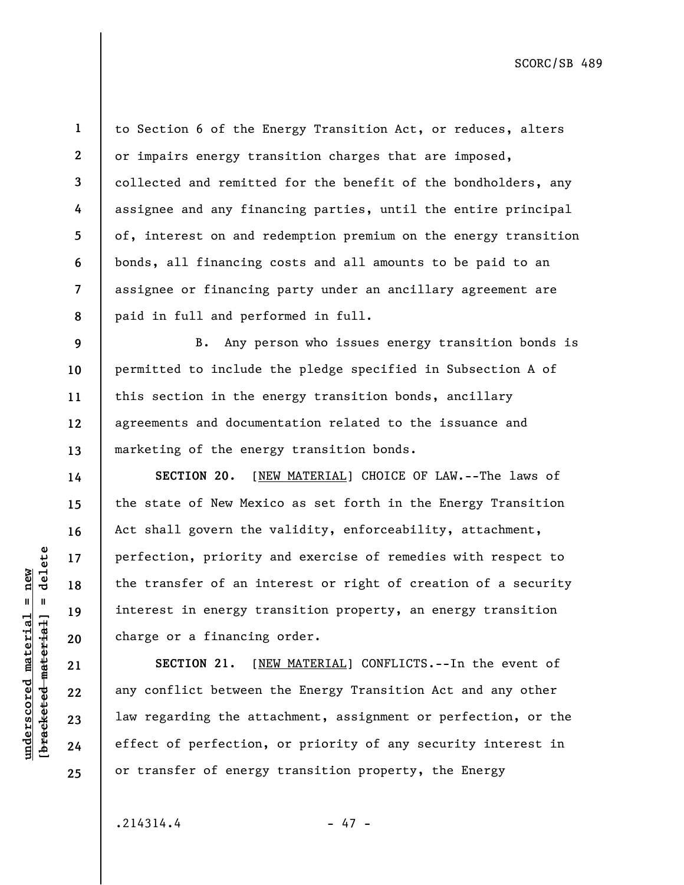to Section 6 of the Energy Transition Act, or reduces, alters or impairs energy transition charges that are imposed, collected and remitted for the benefit of the bondholders, any assignee and any financing parties, until the entire principal of, interest on and redemption premium on the energy transition bonds, all financing costs and all amounts to be paid to an assignee or financing party under an ancillary agreement are paid in full and performed in full.

B. Any person who issues energy transition bonds is permitted to include the pledge specified in Subsection A of this section in the energy transition bonds, ancillary agreements and documentation related to the issuance and marketing of the energy transition bonds.

**SECTION 20.** [NEW MATERIAL] CHOICE OF LAW.--The laws of the state of New Mexico as set forth in the Energy Transition Act shall govern the validity, enforceability, attachment, perfection, priority and exercise of remedies with respect to the transfer of an interest or right of creation of a security interest in energy transition property, an energy transition charge or a financing order.

**SECTION 21.** [NEW MATERIAL] CONFLICTS.--In the event of any conflict between the Energy Transition Act and any other law regarding the attachment, assignment or perfection, or the effect of perfection, or priority of any security interest in or transfer of energy transition property, the Energy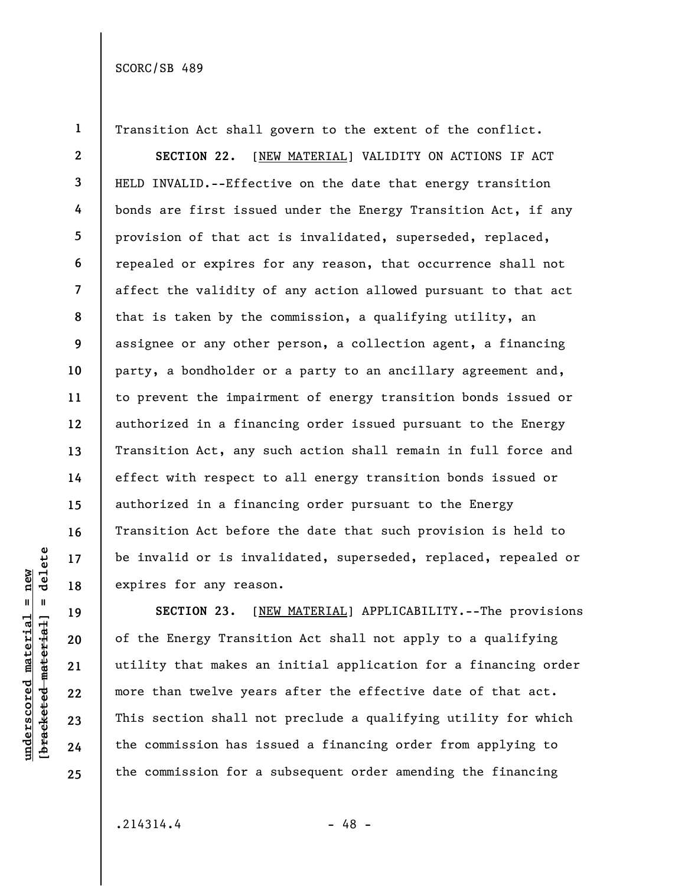Transition Act shall govern to the extent of the conflict.

**SECTION 22.** [NEW MATERIAL] VALIDITY ON ACTIONS IF ACT HELD INVALID.--Effective on the date that energy transition bonds are first issued under the Energy Transition Act, if any provision of that act is invalidated, superseded, replaced, repealed or expires for any reason, that occurrence shall not affect the validity of any action allowed pursuant to that act that is taken by the commission, a qualifying utility, an assignee or any other person, a collection agent, a financing party, a bondholder or a party to an ancillary agreement and, to prevent the impairment of energy transition bonds issued or authorized in a financing order issued pursuant to the Energy Transition Act, any such action shall remain in full force and effect with respect to all energy transition bonds issued or authorized in a financing order pursuant to the Energy Transition Act before the date that such provision is held to be invalid or is invalidated, superseded, replaced, repealed or expires for any reason.

**SECTION 23.** [NEW MATERIAL] APPLICABILITY.--The provisions of the Energy Transition Act shall not apply to a qualifying utility that makes an initial application for a financing order more than twelve years after the effective date of that act. This section shall not preclude a qualifying utility for which the commission has issued a financing order from applying to the commission for a subsequent order amending the financing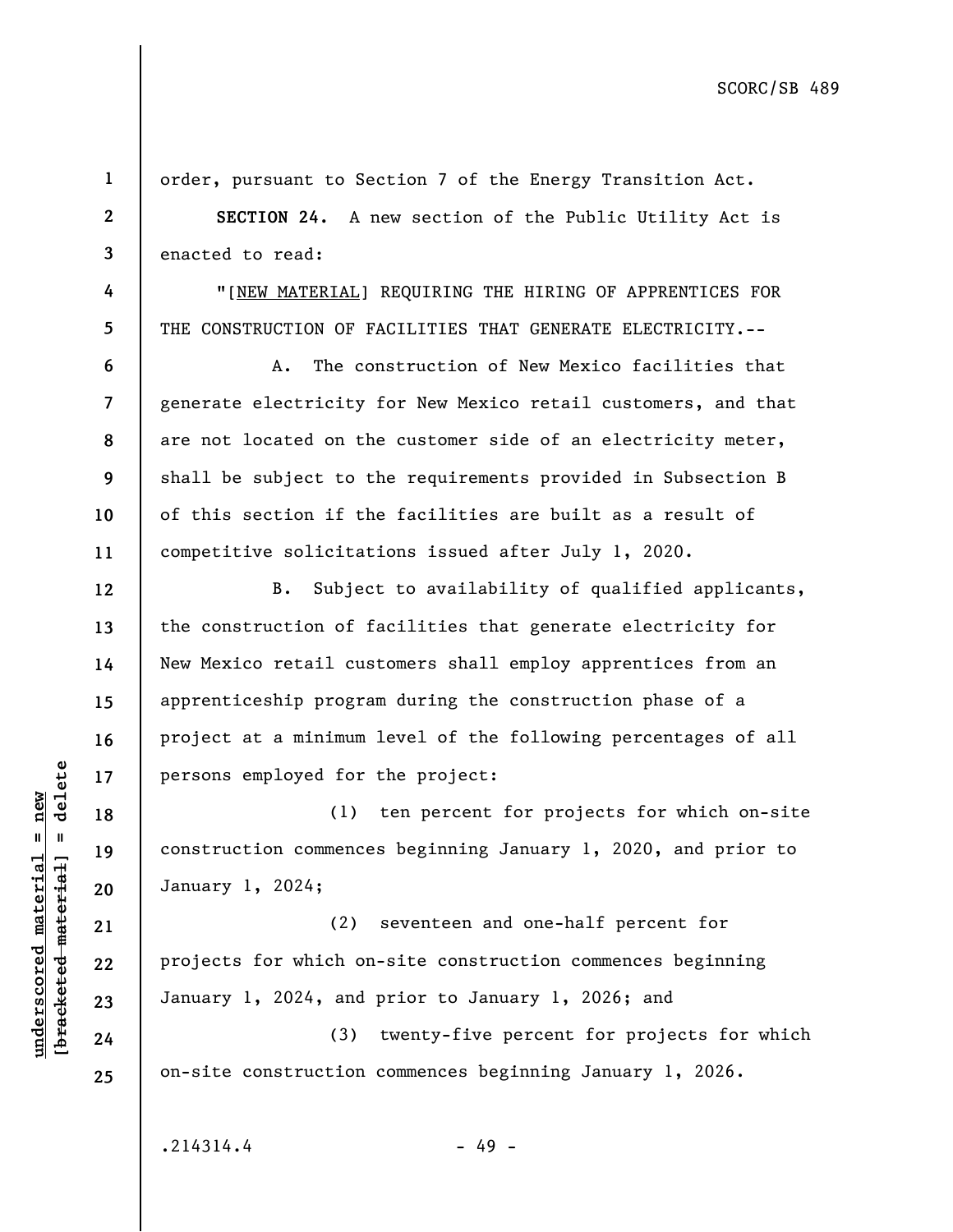order, pursuant to Section 7 of the Energy Transition Act.

**SECTION 24.** A new section of the Public Utility Act is enacted to read:

"[NEW MATERIAL] REQUIRING THE HIRING OF APPRENTICES FOR THE CONSTRUCTION OF FACILITIES THAT GENERATE ELECTRICITY.--

A. The construction of New Mexico facilities that generate electricity for New Mexico retail customers, and that are not located on the customer side of an electricity meter, shall be subject to the requirements provided in Subsection B of this section if the facilities are built as a result of competitive solicitations issued after July 1, 2020.

B. Subject to availability of qualified applicants, the construction of facilities that generate electricity for New Mexico retail customers shall employ apprentices from an apprenticeship program during the construction phase of a project at a minimum level of the following percentages of all persons employed for the project:

(1) ten percent for projects for which on-site construction commences beginning January 1, 2020, and prior to January 1, 2024;

(2) seventeen and one-half percent for projects for which on-site construction commences beginning January 1, 2024, and prior to January 1, 2026; and

(3) twenty-five percent for projects for which on-site construction commences beginning January 1, 2026.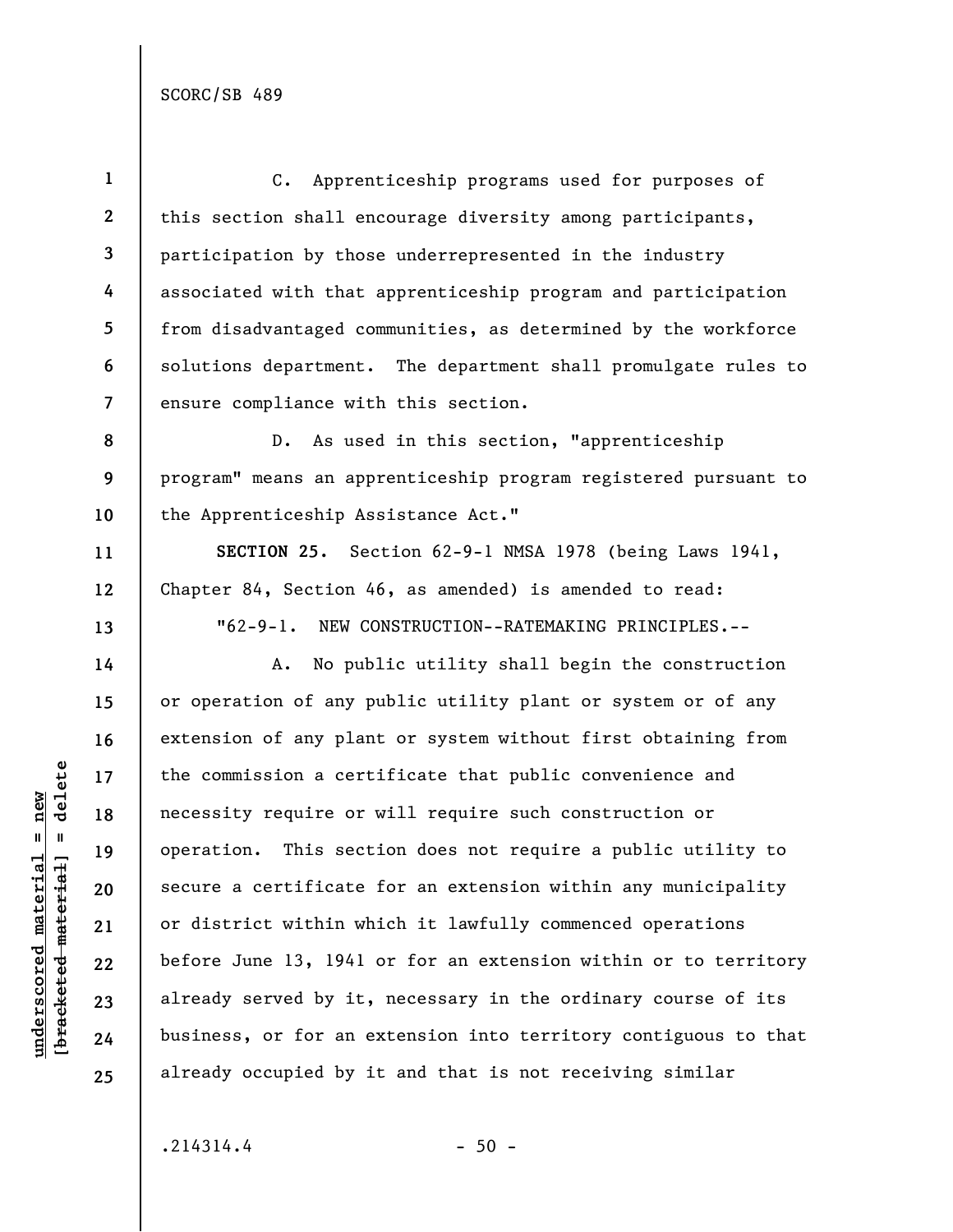C. Apprenticeship programs used for purposes of this section shall encourage diversity among participants, participation by those underrepresented in the industry associated with that apprenticeship program and participation from disadvantaged communities, as determined by the workforce solutions department. The department shall promulgate rules to ensure compliance with this section.

D. As used in this section, "apprenticeship program" means an apprenticeship program registered pursuant to the Apprenticeship Assistance Act."

**SECTION 25.** Section 62-9-1 NMSA 1978 (being Laws 1941, Chapter 84, Section 46, as amended) is amended to read:

"62-9-1. NEW CONSTRUCTION--RATEMAKING PRINCIPLES.--

A. No public utility shall begin the construction or operation of any public utility plant or system or of any extension of any plant or system without first obtaining from the commission a certificate that public convenience and necessity require or will require such construction or operation. This section does not require a public utility to secure a certificate for an extension within any municipality or district within which it lawfully commenced operations before June 13, 1941 or for an extension within or to territory already served by it, necessary in the ordinary course of its business, or for an extension into territory contiguous to that already occupied by it and that is not receiving similar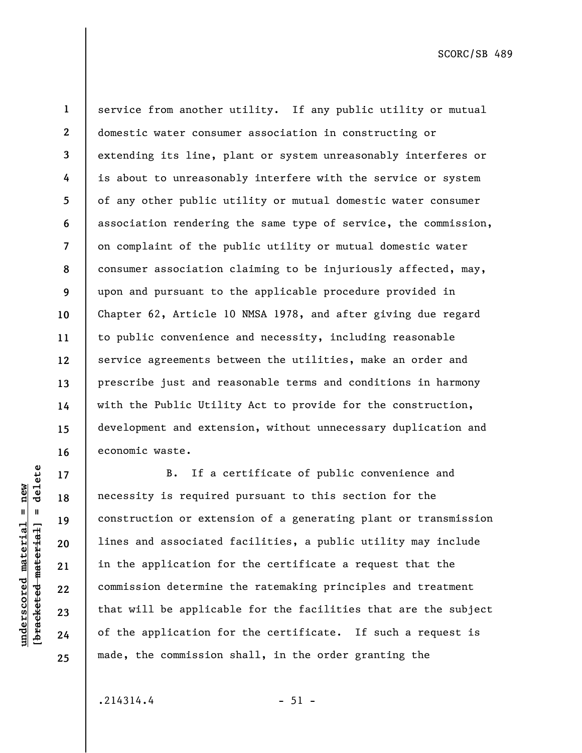service from another utility. If any public utility or mutual domestic water consumer association in constructing or extending its line, plant or system unreasonably interferes or is about to unreasonably interfere with the service or system of any other public utility or mutual domestic water consumer association rendering the same type of service, the commission, on complaint of the public utility or mutual domestic water consumer association claiming to be injuriously affected, may, upon and pursuant to the applicable procedure provided in Chapter 62, Article 10 NMSA 1978, and after giving due regard to public convenience and necessity, including reasonable service agreements between the utilities, make an order and prescribe just and reasonable terms and conditions in harmony with the Public Utility Act to provide for the construction, development and extension, without unnecessary duplication and economic waste.

B. If a certificate of public convenience and necessity is required pursuant to this section for the construction or extension of a generating plant or transmission lines and associated facilities, a public utility may include in the application for the certificate a request that the commission determine the ratemaking principles and treatment that will be applicable for the facilities that are the subject of the application for the certificate. If such a request is made, the commission shall, in the order granting the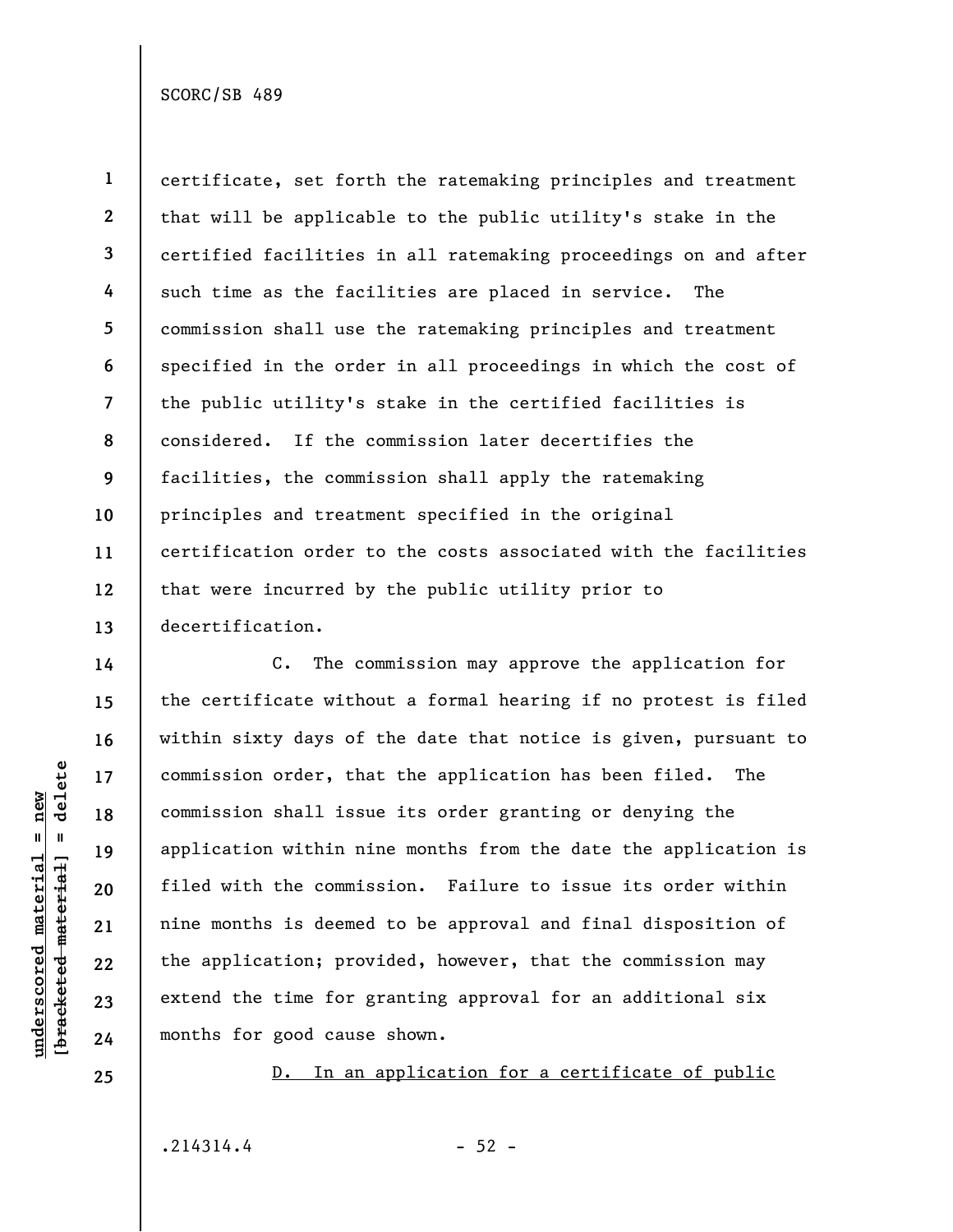certificate, set forth the ratemaking principles and treatment that will be applicable to the public utility's stake in the certified facilities in all ratemaking proceedings on and after such time as the facilities are placed in service. The commission shall use the ratemaking principles and treatment specified in the order in all proceedings in which the cost of the public utility's stake in the certified facilities is considered. If the commission later decertifies the facilities, the commission shall apply the ratemaking principles and treatment specified in the original certification order to the costs associated with the facilities that were incurred by the public utility prior to decertification.

C. The commission may approve the application for the certificate without a formal hearing if no protest is filed within sixty days of the date that notice is given, pursuant to commission order, that the application has been filed. The commission shall issue its order granting or denying the application within nine months from the date the application is filed with the commission. Failure to issue its order within nine months is deemed to be approval and final disposition of the application; provided, however, that the commission may extend the time for granting approval for an additional six months for good cause shown.

<u>D. In an application for a certificate of public</u>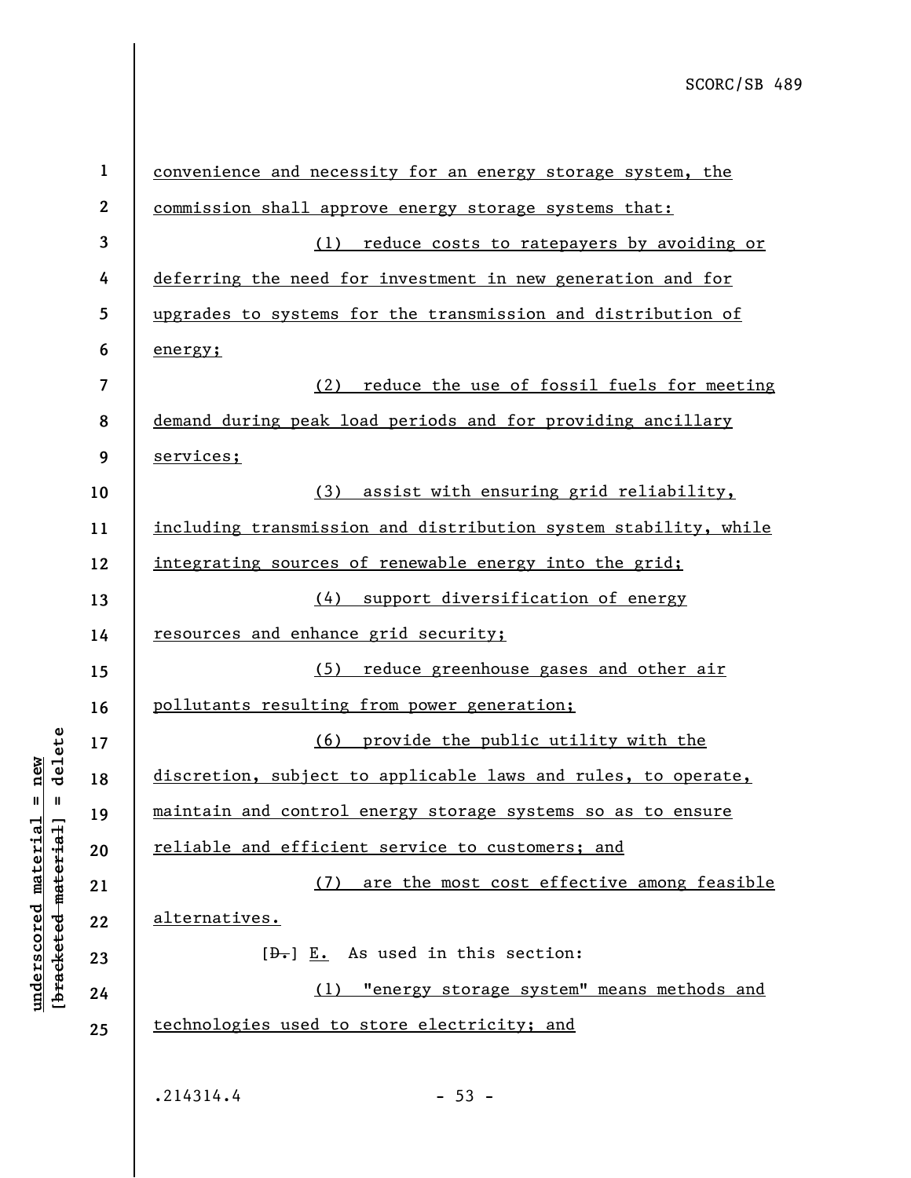convenience and necessity for an energy storage system, the commission shall approve energy storage systems that:

(1) reduce costs to ratepayers by avoiding or deferring the need for investment in new generation and for upgrades to systems for the transmission and distribution of energy;

(2) reduce the use of fossil fuels for meeting demand during peak load periods and for providing ancillary services;

(3) assist with ensuring grid reliability, including transmission and distribution system stability, while integrating sources of renewable energy into the grid;

(4) support diversification of energy resources and enhance grid security;

(5) reduce greenhouse gases and other air pollutants resulting from power generation;

(6) provide the public utility with the discretion, subject to applicable laws and rules, to operate, maintain and control energy storage systems so as to ensure reliable and efficient service to customers; and

(7) are the most cost effective among feasible alternatives.

[~~D.~~] E. As used in this section:

(1) "energy storage system" means methods and technologies used to store electricity; and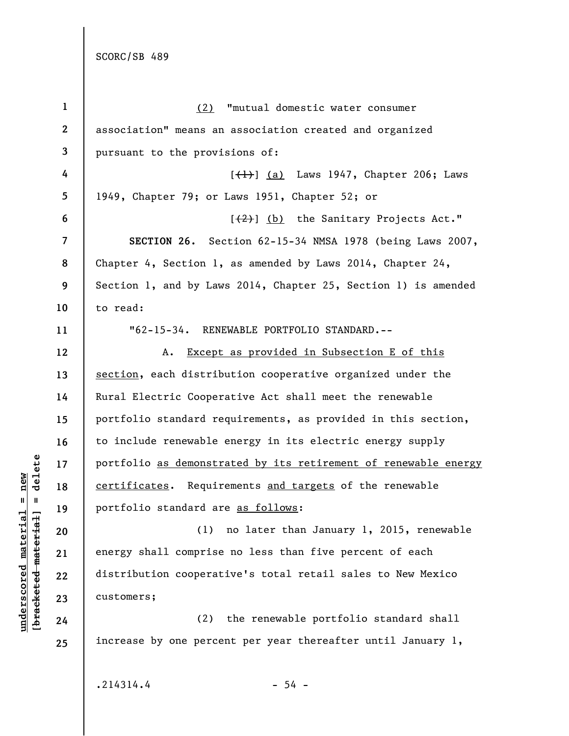(2) "mutual domestic water consumer association" means an association created and organized pursuant to the provisions of:

[~~(1)~~] (a) Laws 1947, Chapter 206; Laws 1949, Chapter 79; or Laws 1951, Chapter 52; or

[~~(2)~~] (b) the Sanitary Projects Act."

**SECTION 26.** Section 62-15-34 NMSA 1978 (being Laws 2007, Chapter 4, Section 1, as amended by Laws 2014, Chapter 24, Section 1, and by Laws 2014, Chapter 25, Section 1) is amended to read:

"62-15-34. RENEWABLE PORTFOLIO STANDARD.--

A. Except as provided in Subsection E of this section, each distribution cooperative organized under the Rural Electric Cooperative Act shall meet the renewable portfolio standard requirements, as provided in this section, to include renewable energy in its electric energy supply portfolio as demonstrated by its retirement of renewable energy certificates. Requirements and targets of the renewable portfolio standard are as follows:

(1) no later than January 1, 2015, renewable energy shall comprise no less than five percent of each distribution cooperative's total retail sales to New Mexico customers;

(2) the renewable portfolio standard shall increase by one percent per year thereafter until January 1,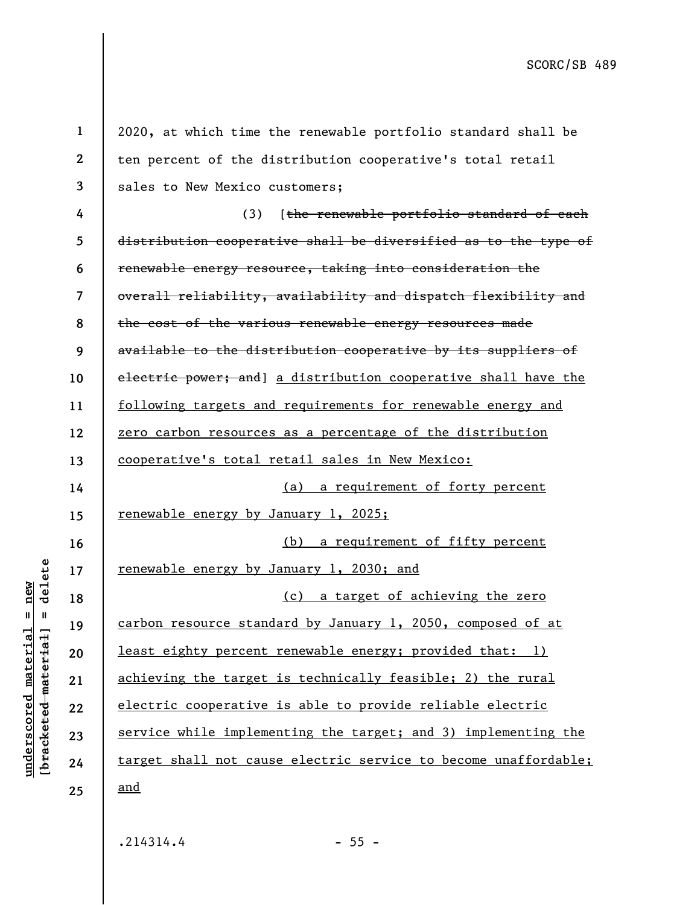2020, at which time the renewable portfolio standard shall be ten percent of the distribution cooperative's total retail sales to New Mexico customers;

(3) [~~the renewable portfolio standard of each distribution cooperative shall be diversified as to the type of renewable energy resource, taking into consideration the overall reliability, availability and dispatch flexibility and the cost of the various renewable energy resources made available to the distribution cooperative by its suppliers of electric power; and~~] <u>a distribution cooperative shall have the following targets and requirements for renewable energy and zero carbon resources as a percentage of the distribution cooperative's total retail sales in New Mexico:</u>

<u>(a) a requirement of forty percent renewable energy by January 1, 2025;</u>

<u>(b) a requirement of fifty percent renewable energy by January 1, 2030; and</u>

<u>(c) a target of achieving the zero carbon resource standard by January 1, 2050, composed of at least eighty percent renewable energy; provided that: 1) achieving the target is technically feasible; 2) the rural electric cooperative is able to provide reliable electric service while implementing the target; and 3) implementing the target shall not cause electric service to become unaffordable; and</u>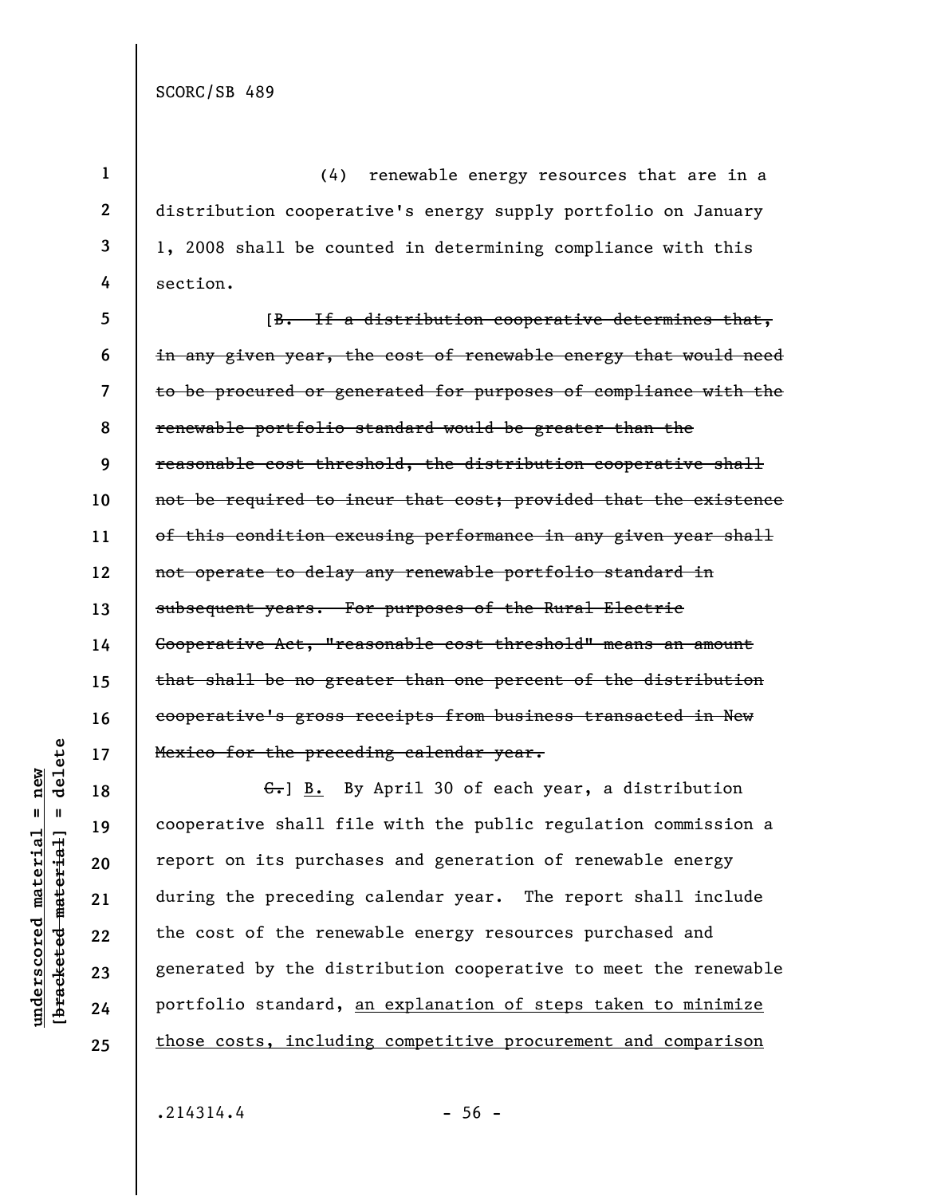(4) renewable energy resources that are in a distribution cooperative's energy supply portfolio on January 1, 2008 shall be counted in determining compliance with this section.

[~~B. If a distribution cooperative determines that, in any given year, the cost of renewable energy that would need to be procured or generated for purposes of compliance with the renewable portfolio standard would be greater than the reasonable cost threshold, the distribution cooperative shall not be required to incur that cost; provided that the existence of this condition excusing performance in any given year shall not operate to delay any renewable portfolio standard in subsequent years. For purposes of the Rural Electric Cooperative Act, "reasonable cost threshold" means an amount that shall be no greater than one percent of the distribution cooperative's gross receipts from business transacted in New Mexico for the preceding calendar year.~~

~~C.~~] <u>B.</u> By April 30 of each year, a distribution cooperative shall file with the public regulation commission a report on its purchases and generation of renewable energy during the preceding calendar year. The report shall include the cost of the renewable energy resources purchased and generated by the distribution cooperative to meet the renewable portfolio standard, <u>an explanation of steps taken to minimize those costs, including competitive procurement and comparison</u>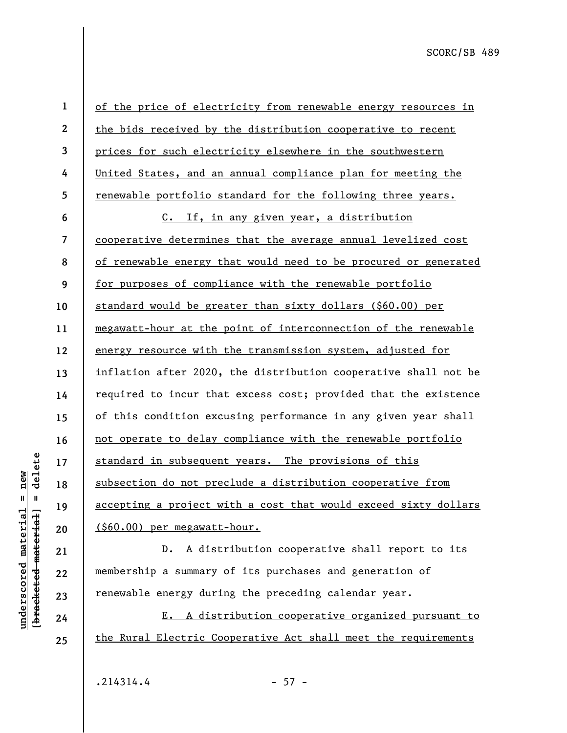of the price of electricity from renewable energy resources in the bids received by the distribution cooperative to recent prices for such electricity elsewhere in the southwestern United States, and an annual compliance plan for meeting the renewable portfolio standard for the following three years.

C. If, in any given year, a distribution cooperative determines that the average annual levelized cost of renewable energy that would need to be procured or generated for purposes of compliance with the renewable portfolio standard would be greater than sixty dollars ($60.00) per megawatt-hour at the point of interconnection of the renewable energy resource with the transmission system, adjusted for inflation after 2020, the distribution cooperative shall not be required to incur that excess cost; provided that the existence of this condition excusing performance in any given year shall not operate to delay compliance with the renewable portfolio standard in subsequent years. The provisions of this subsection do not preclude a distribution cooperative from accepting a project with a cost that would exceed sixty dollars ($60.00) per megawatt-hour.

D. A distribution cooperative shall report to its membership a summary of its purchases and generation of renewable energy during the preceding calendar year.

E. A distribution cooperative organized pursuant to the Rural Electric Cooperative Act shall meet the requirements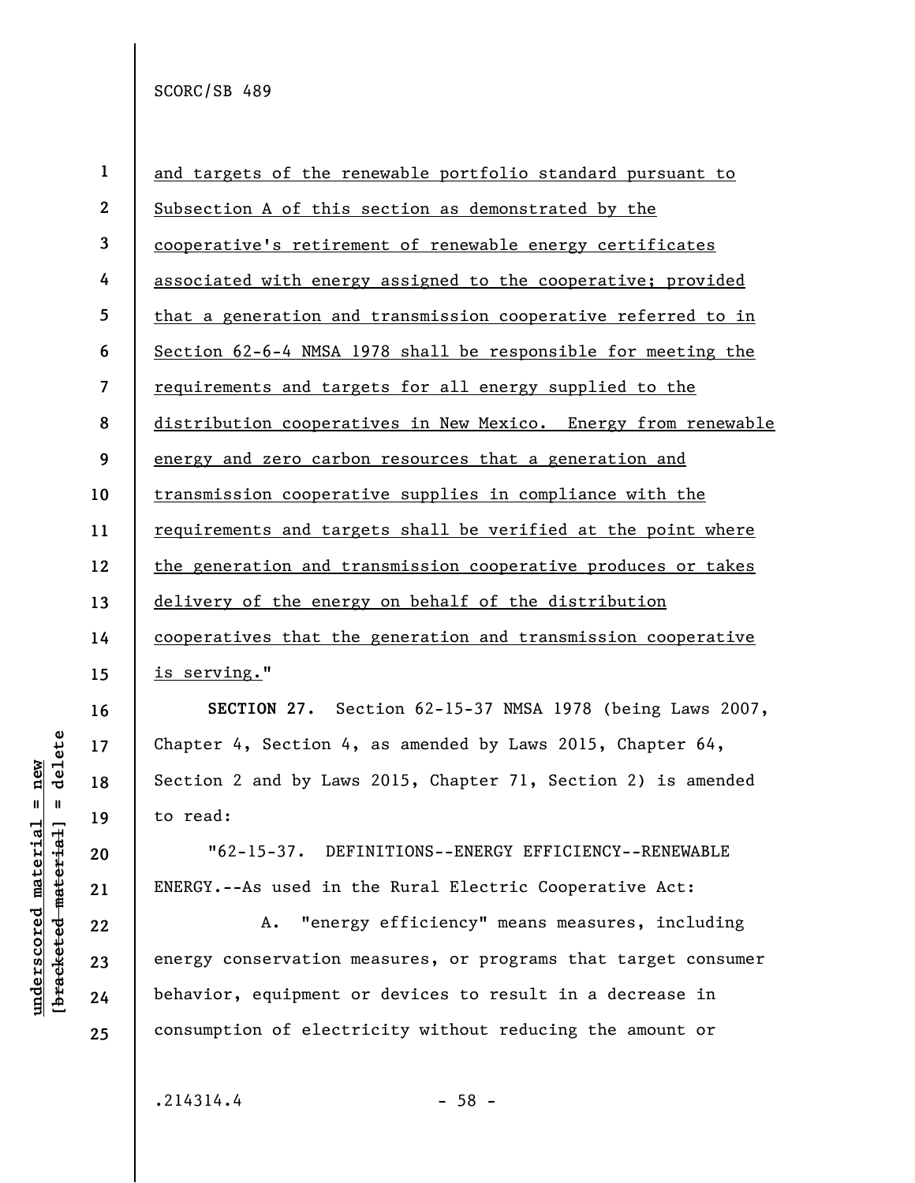and targets of the renewable portfolio standard pursuant to Subsection A of this section as demonstrated by the cooperative's retirement of renewable energy certificates associated with energy assigned to the cooperative; provided that a generation and transmission cooperative referred to in Section 62-6-4 NMSA 1978 shall be responsible for meeting the requirements and targets for all energy supplied to the distribution cooperatives in New Mexico. Energy from renewable energy and zero carbon resources that a generation and transmission cooperative supplies in compliance with the requirements and targets shall be verified at the point where the generation and transmission cooperative produces or takes delivery of the energy on behalf of the distribution cooperatives that the generation and transmission cooperative is serving."

**SECTION 27.** Section 62-15-37 NMSA 1978 (being Laws 2007, Chapter 4, Section 4, as amended by Laws 2015, Chapter 64, Section 2 and by Laws 2015, Chapter 71, Section 2) is amended to read:

"62-15-37. DEFINITIONS--ENERGY EFFICIENCY--RENEWABLE ENERGY.--As used in the Rural Electric Cooperative Act:

A. "energy efficiency" means measures, including energy conservation measures, or programs that target consumer behavior, equipment or devices to result in a decrease in consumption of electricity without reducing the amount or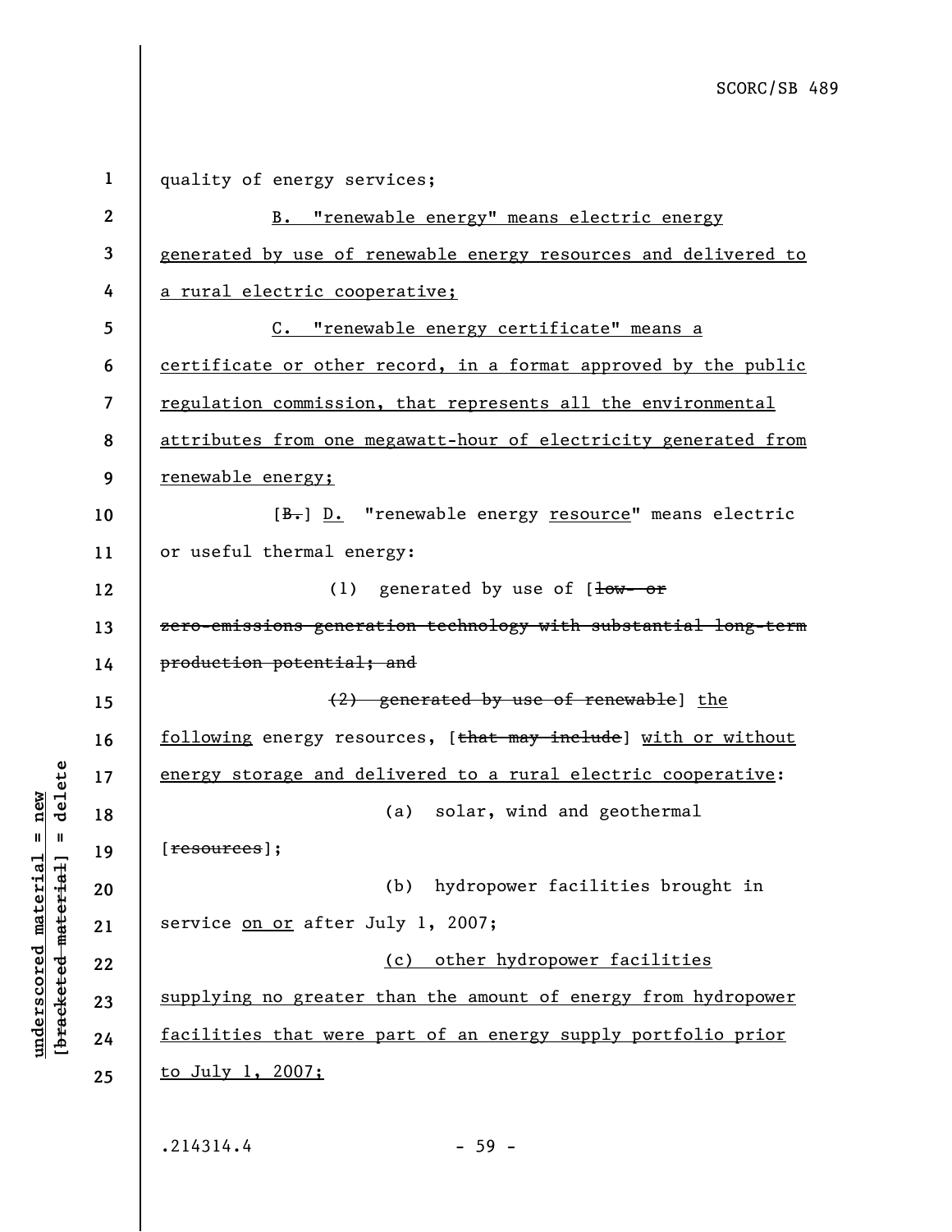quality of energy services;

B. "renewable energy" means electric energy generated by use of renewable energy resources and delivered to a rural electric cooperative;

C. "renewable energy certificate" means a certificate or other record, in a format approved by the public regulation commission, that represents all the environmental attributes from one megawatt-hour of electricity generated from renewable energy;

[~~B.~~] D. "renewable energy resource" means electric or useful thermal energy:

(1) generated by use of [~~low- or zero-emissions generation technology with substantial long-term production potential; and~~

~~(2) generated by use of renewable~~] the following energy resources, [~~that may include~~] with or without energy storage and delivered to a rural electric cooperative:

(a) solar, wind and geothermal [~~resources~~];

(b) hydropower facilities brought in service on or after July 1, 2007;

(c) other hydropower facilities supplying no greater than the amount of energy from hydropower facilities that were part of an energy supply portfolio prior to July 1, 2007;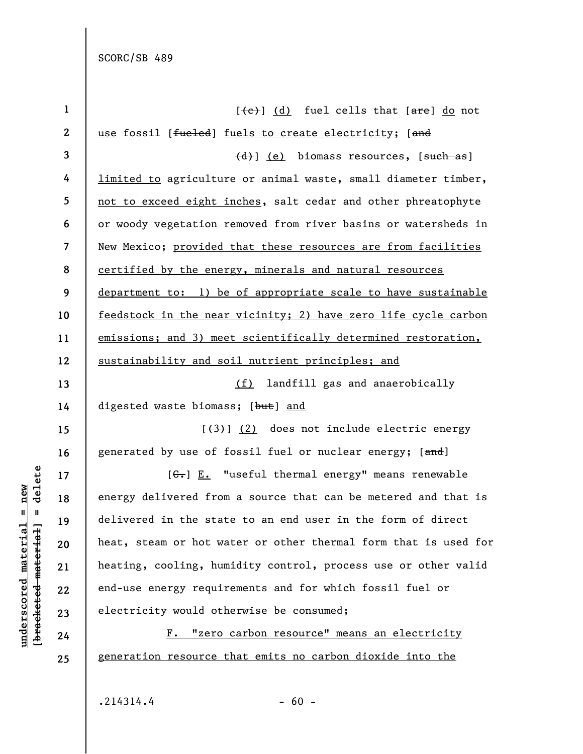[(c)] (d) fuel cells that [are] do not use fossil [fueled] fuels to create electricity; [and

(d)] (e) biomass resources, [such as] limited to agriculture or animal waste, small diameter timber, not to exceed eight inches, salt cedar and other phreatophyte or woody vegetation removed from river basins or watersheds in New Mexico; provided that these resources are from facilities certified by the energy, minerals and natural resources department to: 1) be of appropriate scale to have sustainable feedstock in the near vicinity; 2) have zero life cycle carbon emissions; and 3) meet scientifically determined restoration, sustainability and soil nutrient principles; and

(f) landfill gas and anaerobically digested waste biomass; [but] and

[(3)] (2) does not include electric energy generated by use of fossil fuel or nuclear energy; [and]

[C.] E. "useful thermal energy" means renewable energy delivered from a source that can be metered and that is delivered in the state to an end user in the form of direct heat, steam or hot water or other thermal form that is used for heating, cooling, humidity control, process use or other valid end-use energy requirements and for which fossil fuel or electricity would otherwise be consumed;

F. "zero carbon resource" means an electricity generation resource that emits no carbon dioxide into the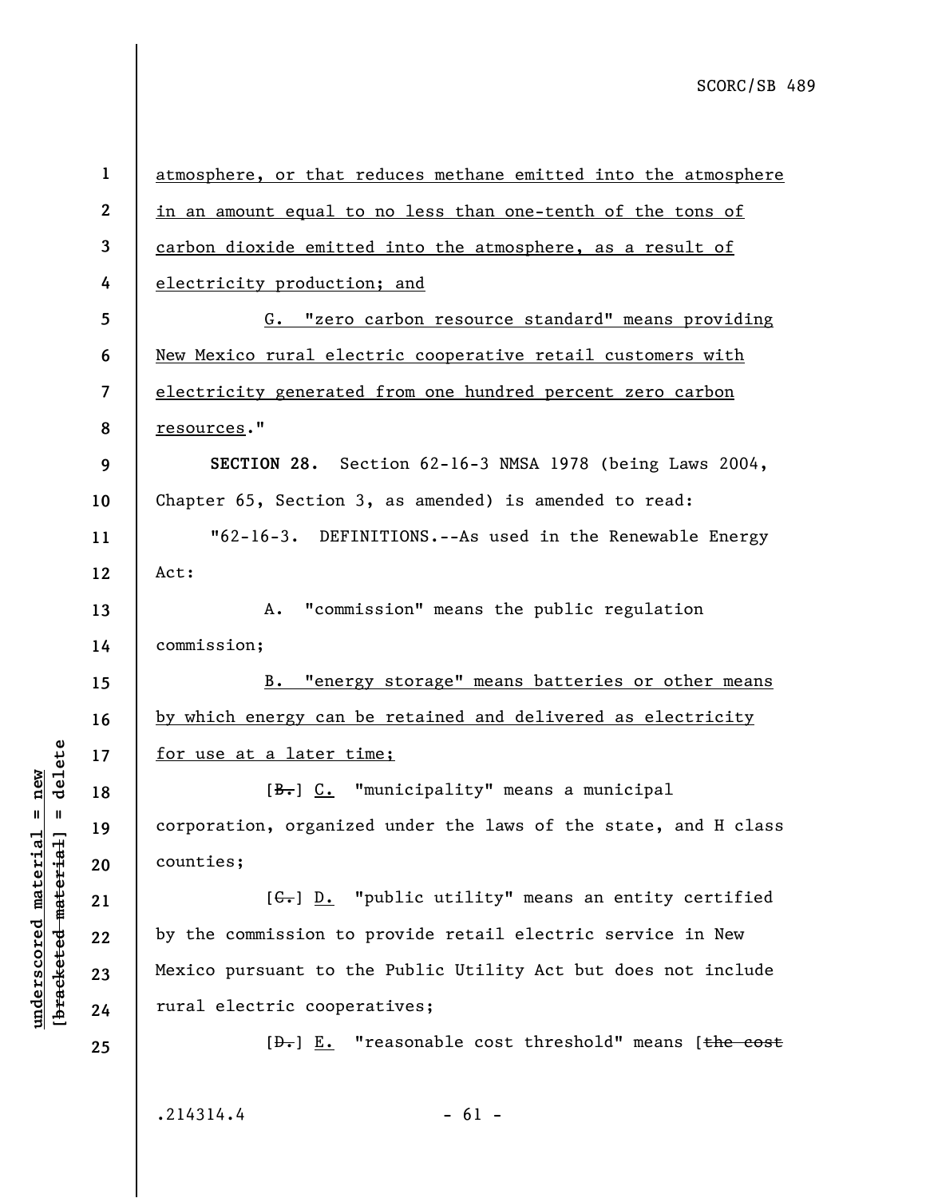atmosphere, or that reduces methane emitted into the atmosphere in an amount equal to no less than one-tenth of the tons of carbon dioxide emitted into the atmosphere, as a result of electricity production; and

G. "zero carbon resource standard" means providing New Mexico rural electric cooperative retail customers with electricity generated from one hundred percent zero carbon resources."

**SECTION 28.** Section 62-16-3 NMSA 1978 (being Laws 2004, Chapter 65, Section 3, as amended) is amended to read:

"62-16-3. DEFINITIONS.--As used in the Renewable Energy Act:

A. "commission" means the public regulation commission;

B. "energy storage" means batteries or other means by which energy can be retained and delivered as electricity for use at a later time;

[B.] C. "municipality" means a municipal corporation, organized under the laws of the state, and H class counties;

[C.] D. "public utility" means an entity certified by the commission to provide retail electric service in New Mexico pursuant to the Public Utility Act but does not include rural electric cooperatives;

[D.] E. "reasonable cost threshold" means [the cost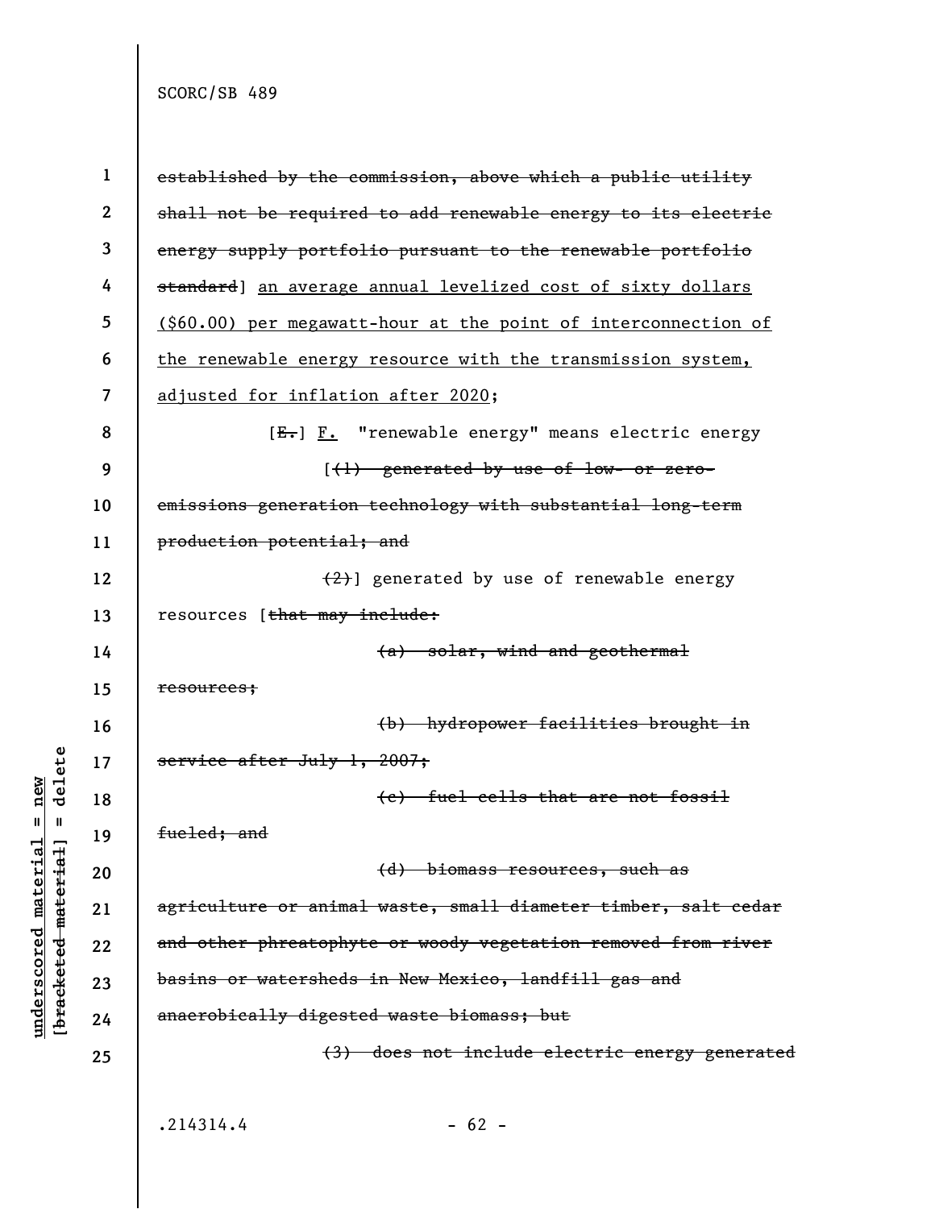~~established by the commission, above which a public utility shall not be required to add renewable energy to its electric energy supply portfolio pursuant to the renewable portfolio standard~~] <u>an average annual levelized cost of sixty dollars ($60.00) per megawatt-hour at the point of interconnection of the renewable energy resource with the transmission system, adjusted for inflation after 2020</u>;

[~~E.~~] <u>F.</u> "renewable energy" means electric energy

[~~(1) generated by use of low- or zero-emissions generation technology with substantial long-term production potential; and~~

~~(2)~~] generated by use of renewable energy resources [~~that may include:~~

~~(a) solar, wind and geothermal resources;~~

~~(b) hydropower facilities brought in service after July 1, 2007;~~

~~(c) fuel cells that are not fossil fueled; and~~

~~(d) biomass resources, such as agriculture or animal waste, small diameter timber, salt cedar and other phreatophyte or woody vegetation removed from river basins or watersheds in New Mexico, landfill gas and anaerobically digested waste biomass; but~~

~~(3) does not include electric energy generated~~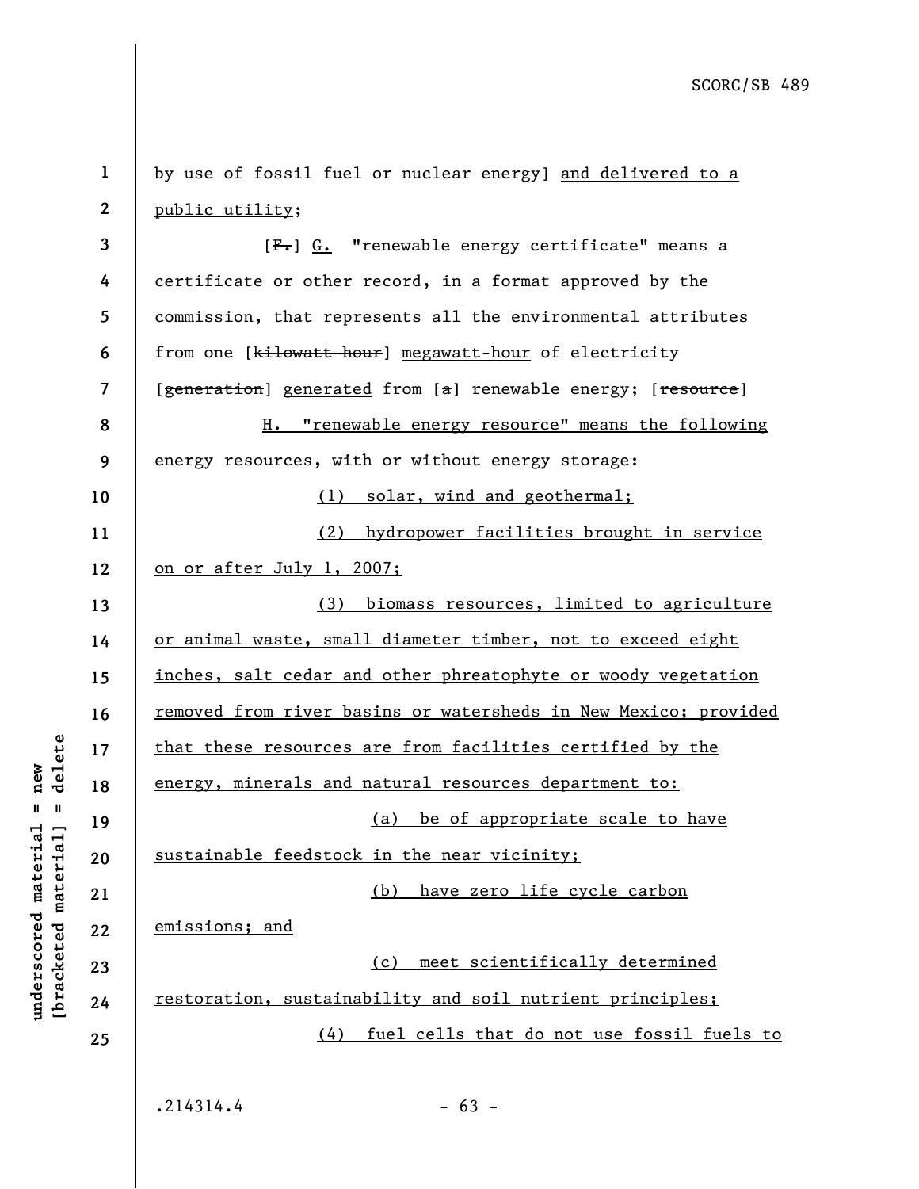by use of fossil fuel or nuclear energy] and delivered to a public utility;

[F.] G. "renewable energy certificate" means a certificate or other record, in a format approved by the commission, that represents all the environmental attributes from one [kilowatt-hour] megawatt-hour of electricity [generation] generated from [a] renewable energy; [resource]

H. "renewable energy resource" means the following energy resources, with or without energy storage:

(1) solar, wind and geothermal;

(2) hydropower facilities brought in service on or after July 1, 2007;

(3) biomass resources, limited to agriculture or animal waste, small diameter timber, not to exceed eight inches, salt cedar and other phreatophyte or woody vegetation removed from river basins or watersheds in New Mexico; provided that these resources are from facilities certified by the energy, minerals and natural resources department to:

(a) be of appropriate scale to have sustainable feedstock in the near vicinity;

(b) have zero life cycle carbon emissions; and

(c) meet scientifically determined restoration, sustainability and soil nutrient principles;

(4) fuel cells that do not use fossil fuels to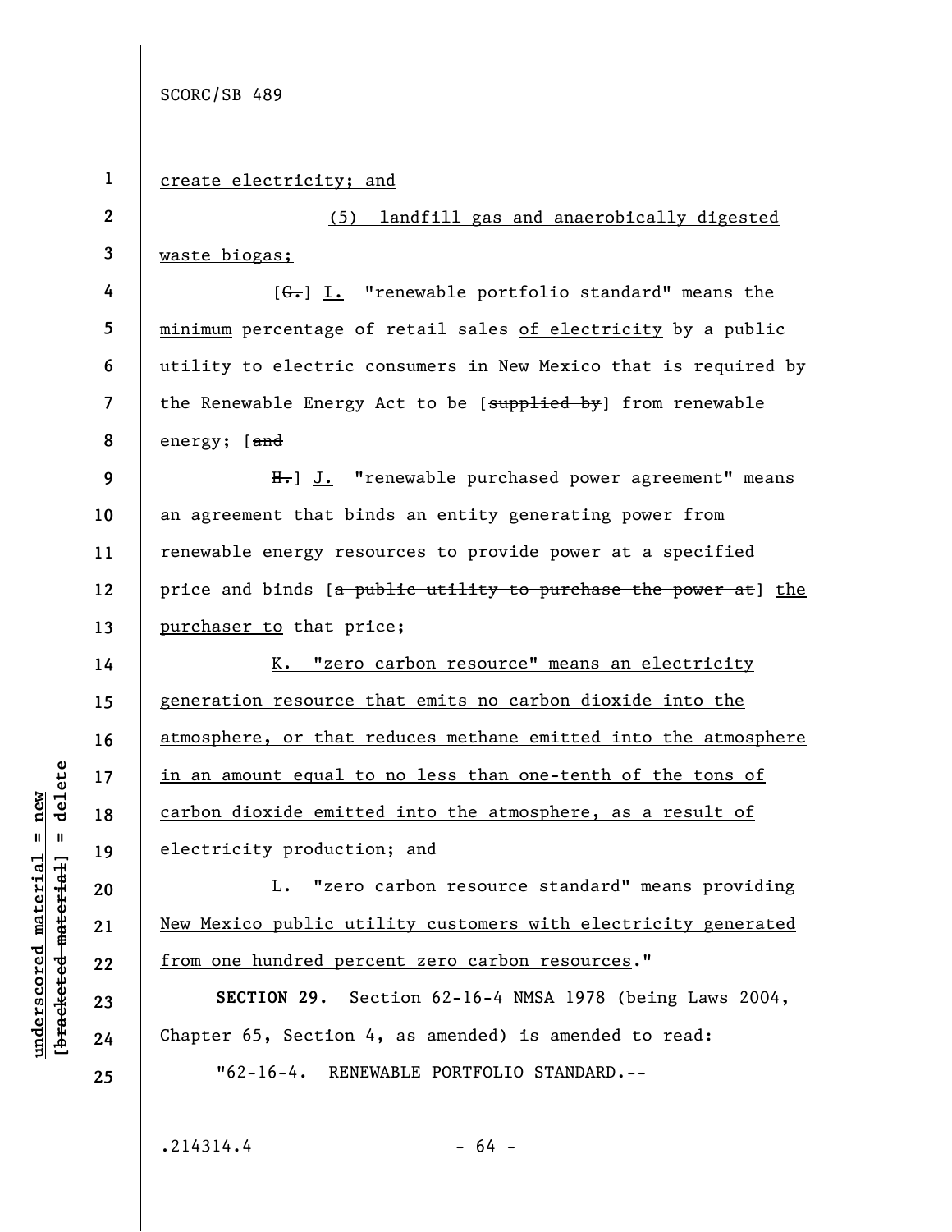create electricity; and

(5) landfill gas and anaerobically digested waste biogas;

[G.] I. "renewable portfolio standard" means the minimum percentage of retail sales of electricity by a public utility to electric consumers in New Mexico that is required by the Renewable Energy Act to be [supplied by] from renewable energy; [and

H.] J. "renewable purchased power agreement" means an agreement that binds an entity generating power from renewable energy resources to provide power at a specified price and binds [a public utility to purchase the power at] the purchaser to that price;

K. "zero carbon resource" means an electricity generation resource that emits no carbon dioxide into the atmosphere, or that reduces methane emitted into the atmosphere in an amount equal to no less than one-tenth of the tons of carbon dioxide emitted into the atmosphere, as a result of electricity production; and

L. "zero carbon resource standard" means providing New Mexico public utility customers with electricity generated from one hundred percent zero carbon resources."

**SECTION 29.** Section 62-16-4 NMSA 1978 (being Laws 2004, Chapter 65, Section 4, as amended) is amended to read:

"62-16-4. RENEWABLE PORTFOLIO STANDARD.--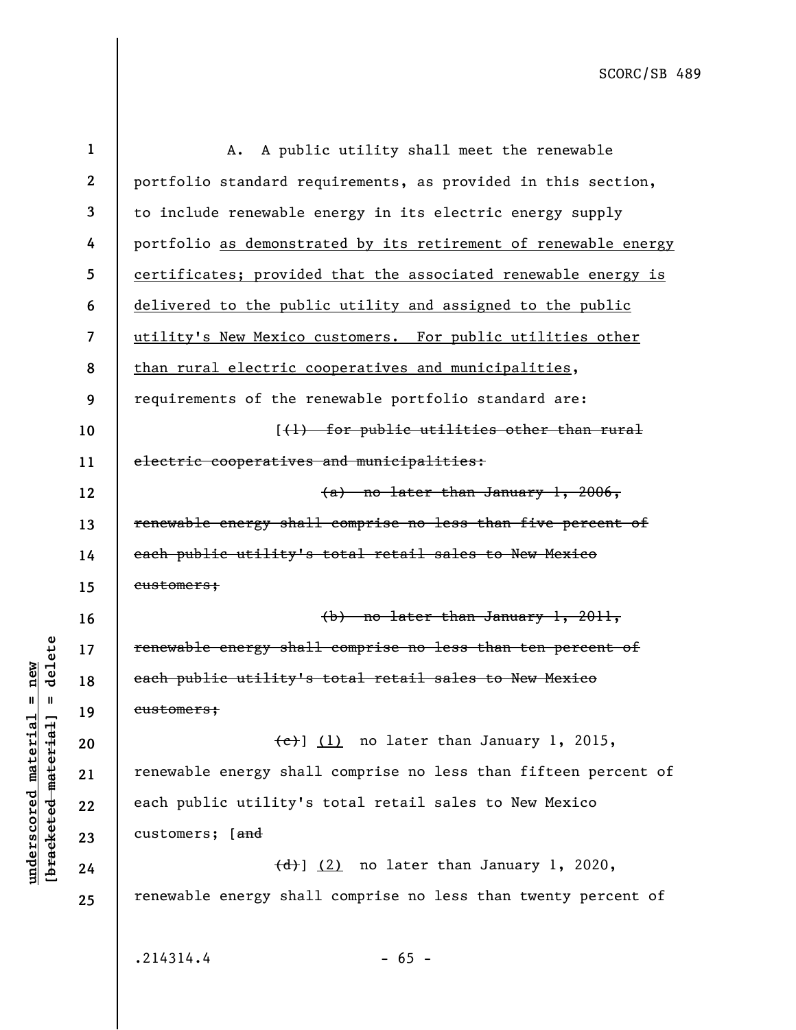A. A public utility shall meet the renewable portfolio standard requirements, as provided in this section, to include renewable energy in its electric energy supply portfolio <u>as demonstrated by its retirement of renewable energy certificates; provided that the associated renewable energy is delivered to the public utility and assigned to the public utility's New Mexico customers. For public utilities other than rural electric cooperatives and municipalities</u>, requirements of the renewable portfolio standard are:

[~~(1) for public utilities other than rural electric cooperatives and municipalities:~~

~~(a) no later than January 1, 2006, renewable energy shall comprise no less than five percent of each public utility's total retail sales to New Mexico customers;~~

~~(b) no later than January 1, 2011, renewable energy shall comprise no less than ten percent of each public utility's total retail sales to New Mexico customers;~~

~~(c)~~] <u>(1)</u> no later than January 1, 2015, renewable energy shall comprise no less than fifteen percent of each public utility's total retail sales to New Mexico customers; [~~and~~

~~(d)~~] <u>(2)</u> no later than January 1, 2020, renewable energy shall comprise no less than twenty percent of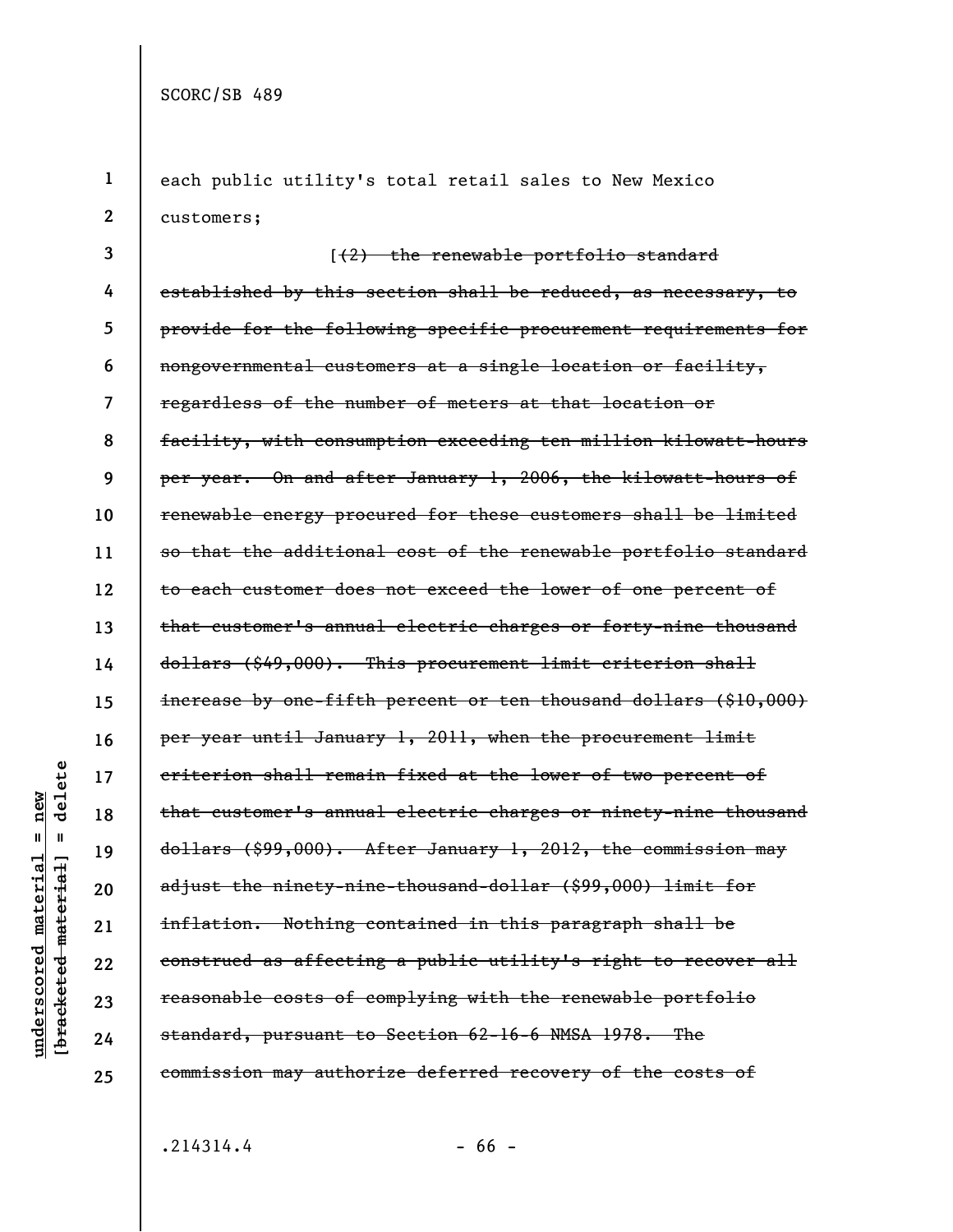each public utility's total retail sales to New Mexico customers;

[~~(2) the renewable portfolio standard established by this section shall be reduced, as necessary, to provide for the following specific procurement requirements for nongovernmental customers at a single location or facility, regardless of the number of meters at that location or facility, with consumption exceeding ten million kilowatt-hours per year. On and after January 1, 2006, the kilowatt-hours of renewable energy procured for these customers shall be limited so that the additional cost of the renewable portfolio standard to each customer does not exceed the lower of one percent of that customer's annual electric charges or forty-nine thousand dollars ($49,000). This procurement limit criterion shall increase by one-fifth percent or ten thousand dollars ($10,000) per year until January 1, 2011, when the procurement limit criterion shall remain fixed at the lower of two percent of that customer's annual electric charges or ninety-nine thousand dollars ($99,000). After January 1, 2012, the commission may adjust the ninety-nine-thousand-dollar ($99,000) limit for inflation. Nothing contained in this paragraph shall be construed as affecting a public utility's right to recover all reasonable costs of complying with the renewable portfolio standard, pursuant to Section 62-16-6 NMSA 1978. The commission may authorize deferred recovery of the costs of~~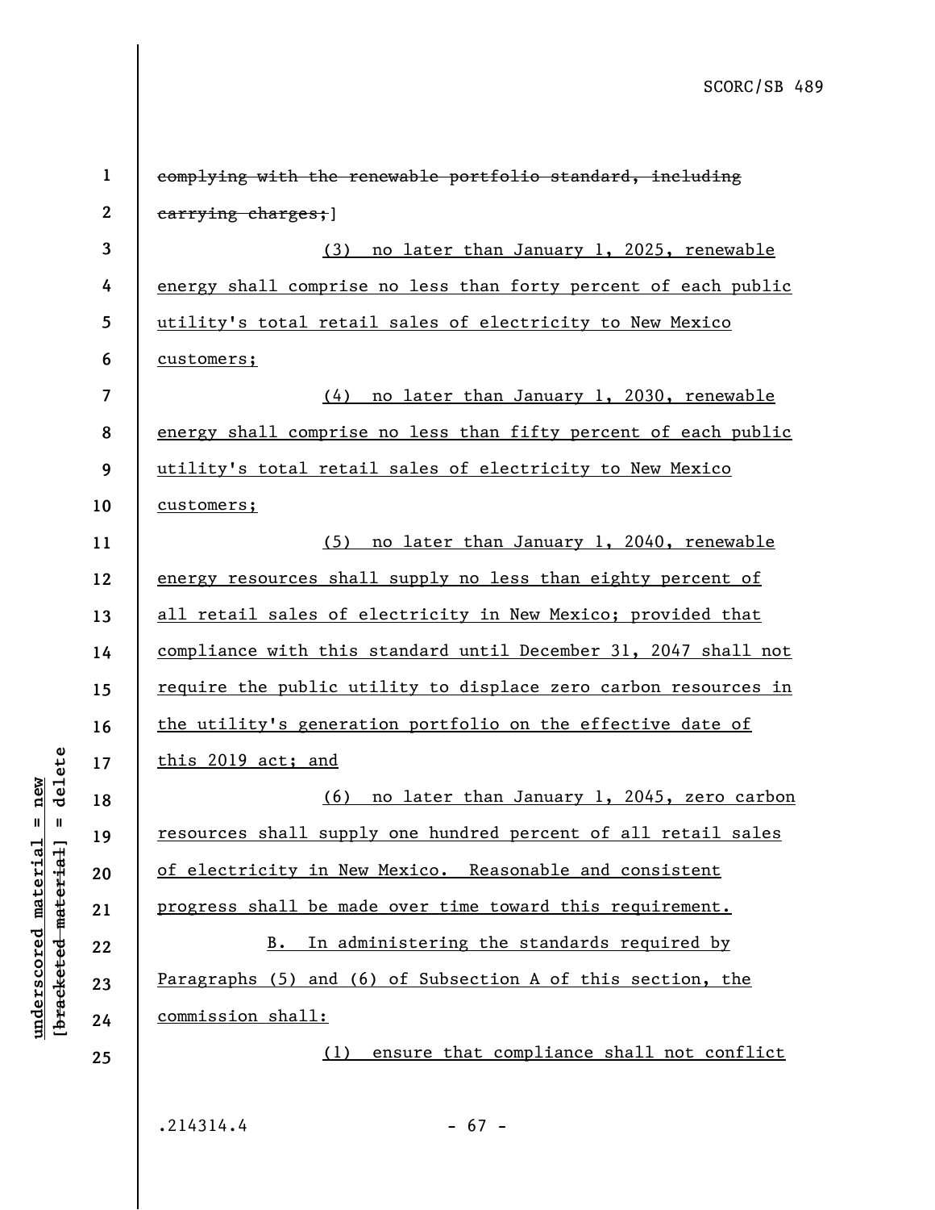~~complying with the renewable portfolio standard, including carrying charges;~~]

(3) no later than January 1, 2025, renewable energy shall comprise no less than forty percent of each public utility's total retail sales of electricity to New Mexico customers;

(4) no later than January 1, 2030, renewable energy shall comprise no less than fifty percent of each public utility's total retail sales of electricity to New Mexico customers;

(5) no later than January 1, 2040, renewable energy resources shall supply no less than eighty percent of all retail sales of electricity in New Mexico; provided that compliance with this standard until December 31, 2047 shall not require the public utility to displace zero carbon resources in the utility's generation portfolio on the effective date of this 2019 act; and

(6) no later than January 1, 2045, zero carbon resources shall supply one hundred percent of all retail sales of electricity in New Mexico. Reasonable and consistent progress shall be made over time toward this requirement.

B. In administering the standards required by Paragraphs (5) and (6) of Subsection A of this section, the commission shall:

(1) ensure that compliance shall not conflict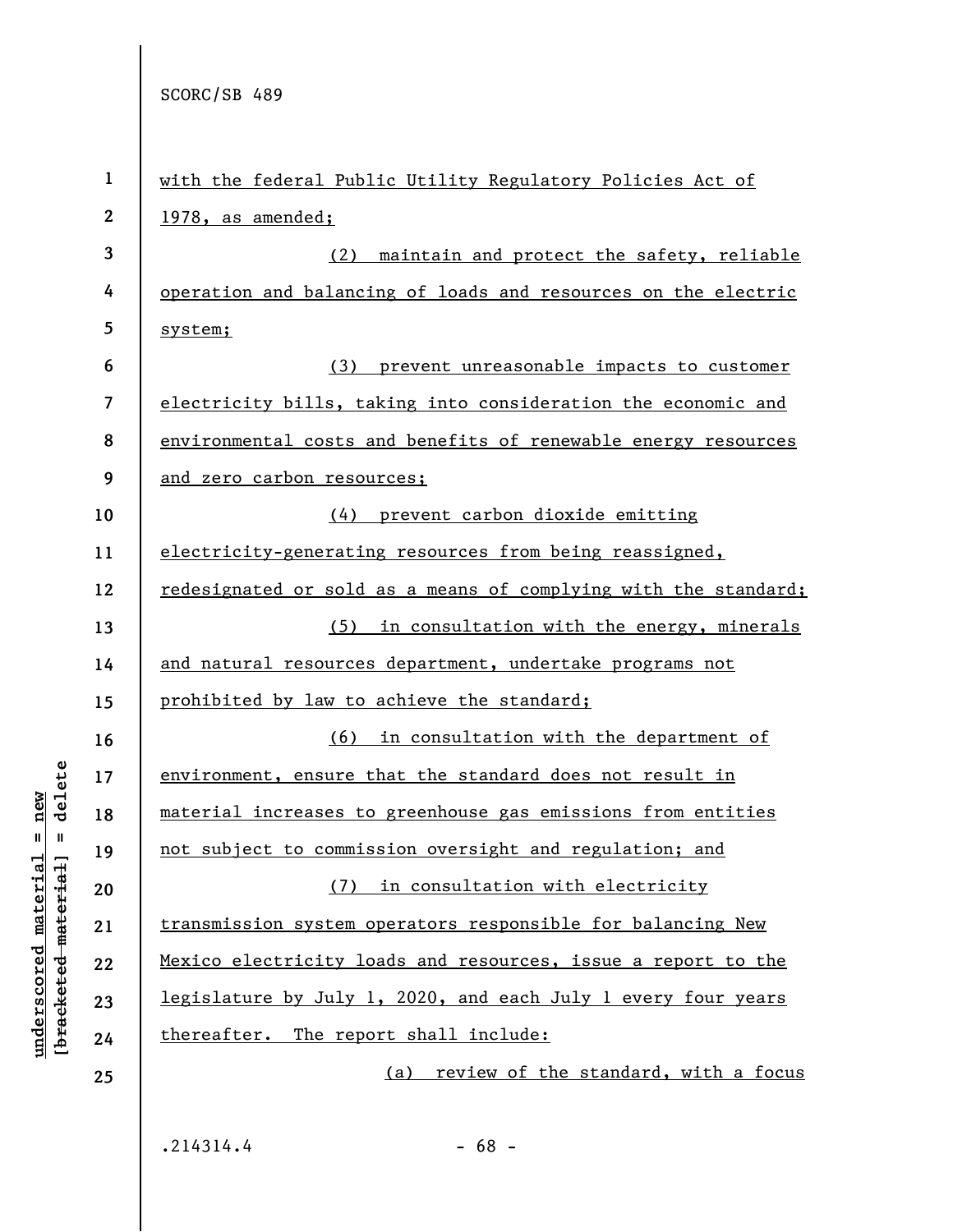with the federal Public Utility Regulatory Policies Act of 1978, as amended;

(2) maintain and protect the safety, reliable operation and balancing of loads and resources on the electric system;

(3) prevent unreasonable impacts to customer electricity bills, taking into consideration the economic and environmental costs and benefits of renewable energy resources and zero carbon resources;

(4) prevent carbon dioxide emitting electricity-generating resources from being reassigned, redesignated or sold as a means of complying with the standard;

(5) in consultation with the energy, minerals and natural resources department, undertake programs not prohibited by law to achieve the standard;

(6) in consultation with the department of environment, ensure that the standard does not result in material increases to greenhouse gas emissions from entities not subject to commission oversight and regulation; and

(7) in consultation with electricity transmission system operators responsible for balancing New Mexico electricity loads and resources, issue a report to the legislature by July 1, 2020, and each July 1 every four years thereafter. The report shall include:

(a) review of the standard, with a focus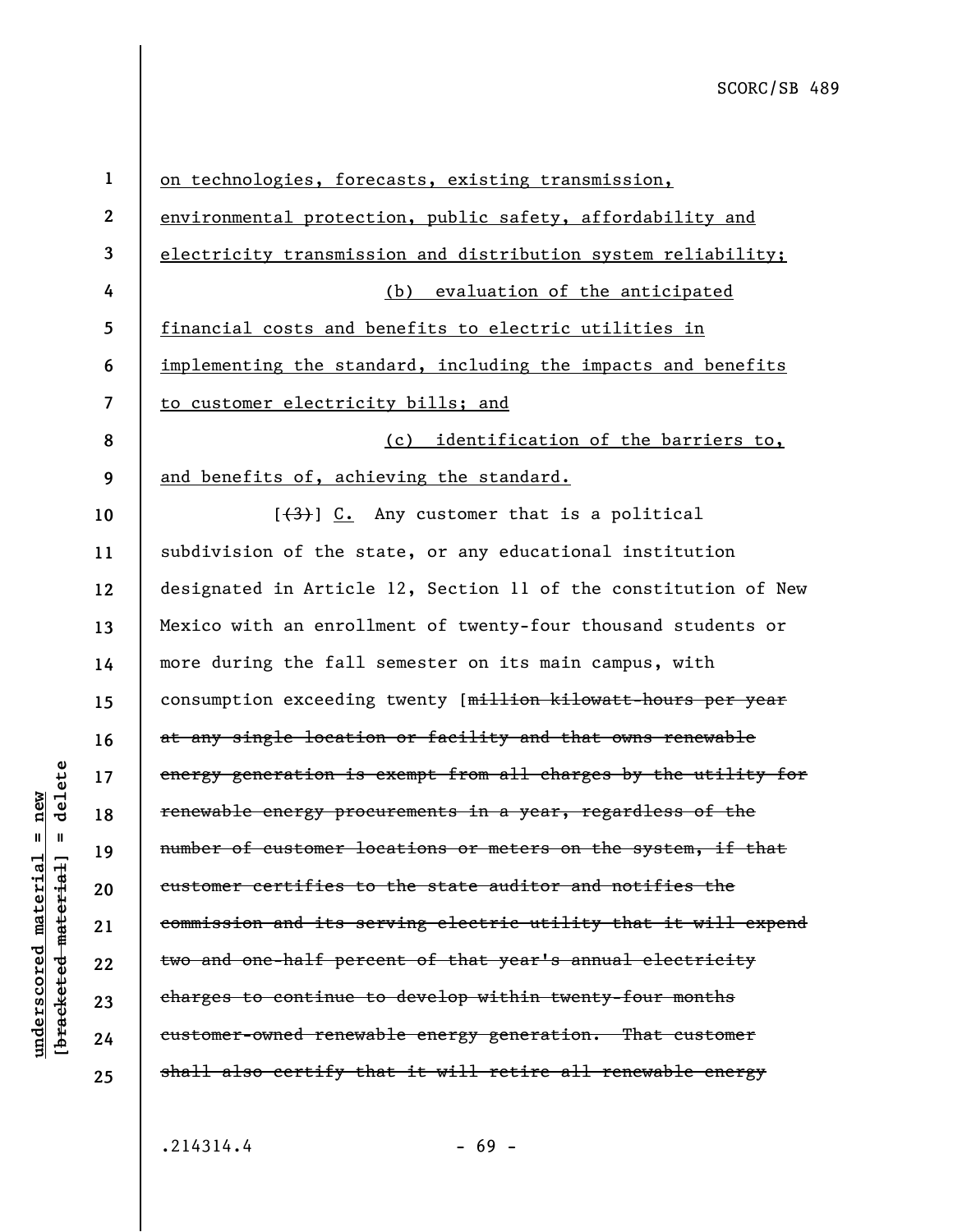on technologies, forecasts, existing transmission, environmental protection, public safety, affordability and electricity transmission and distribution system reliability;

(b) evaluation of the anticipated financial costs and benefits to electric utilities in implementing the standard, including the impacts and benefits to customer electricity bills; and

(c) identification of the barriers to, and benefits of, achieving the standard.

[~~(3)~~] C. Any customer that is a political subdivision of the state, or any educational institution designated in Article 12, Section 11 of the constitution of New Mexico with an enrollment of twenty-four thousand students or more during the fall semester on its main campus, with consumption exceeding twenty [~~million kilowatt-hours per year at any single location or facility and that owns renewable energy generation is exempt from all charges by the utility for renewable energy procurements in a year, regardless of the number of customer locations or meters on the system, if that customer certifies to the state auditor and notifies the commission and its serving electric utility that it will expend two and one-half percent of that year's annual electricity charges to continue to develop within twenty-four months customer-owned renewable energy generation. That customer shall also certify that it will retire all renewable energy~~

.214314.4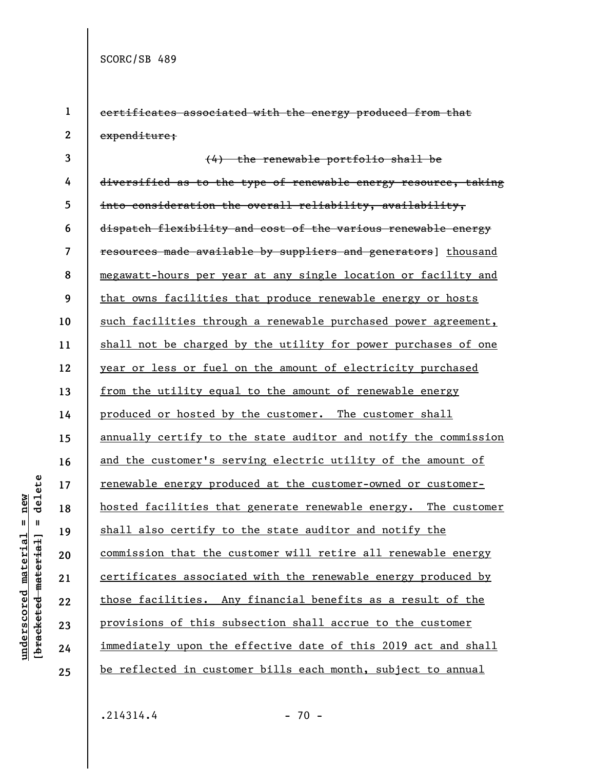~~certificates associated with the energy produced from that expenditure;~~

~~(4) the renewable portfolio shall be diversified as to the type of renewable energy resource, taking into consideration the overall reliability, availability, dispatch flexibility and cost of the various renewable energy resources made available by suppliers and generators~~] <u>thousand megawatt-hours per year at any single location or facility and that owns facilities that produce renewable energy or hosts such facilities through a renewable purchased power agreement, shall not be charged by the utility for power purchases of one year or less or fuel on the amount of electricity purchased from the utility equal to the amount of renewable energy produced or hosted by the customer. The customer shall annually certify to the state auditor and notify the commission and the customer's serving electric utility of the amount of renewable energy produced at the customer-owned or customer-hosted facilities that generate renewable energy. The customer shall also certify to the state auditor and notify the commission that the customer will retire all renewable energy certificates associated with the renewable energy produced by those facilities. Any financial benefits as a result of the provisions of this subsection shall accrue to the customer immediately upon the effective date of this 2019 act and shall be reflected in customer bills each month, subject to annual</u>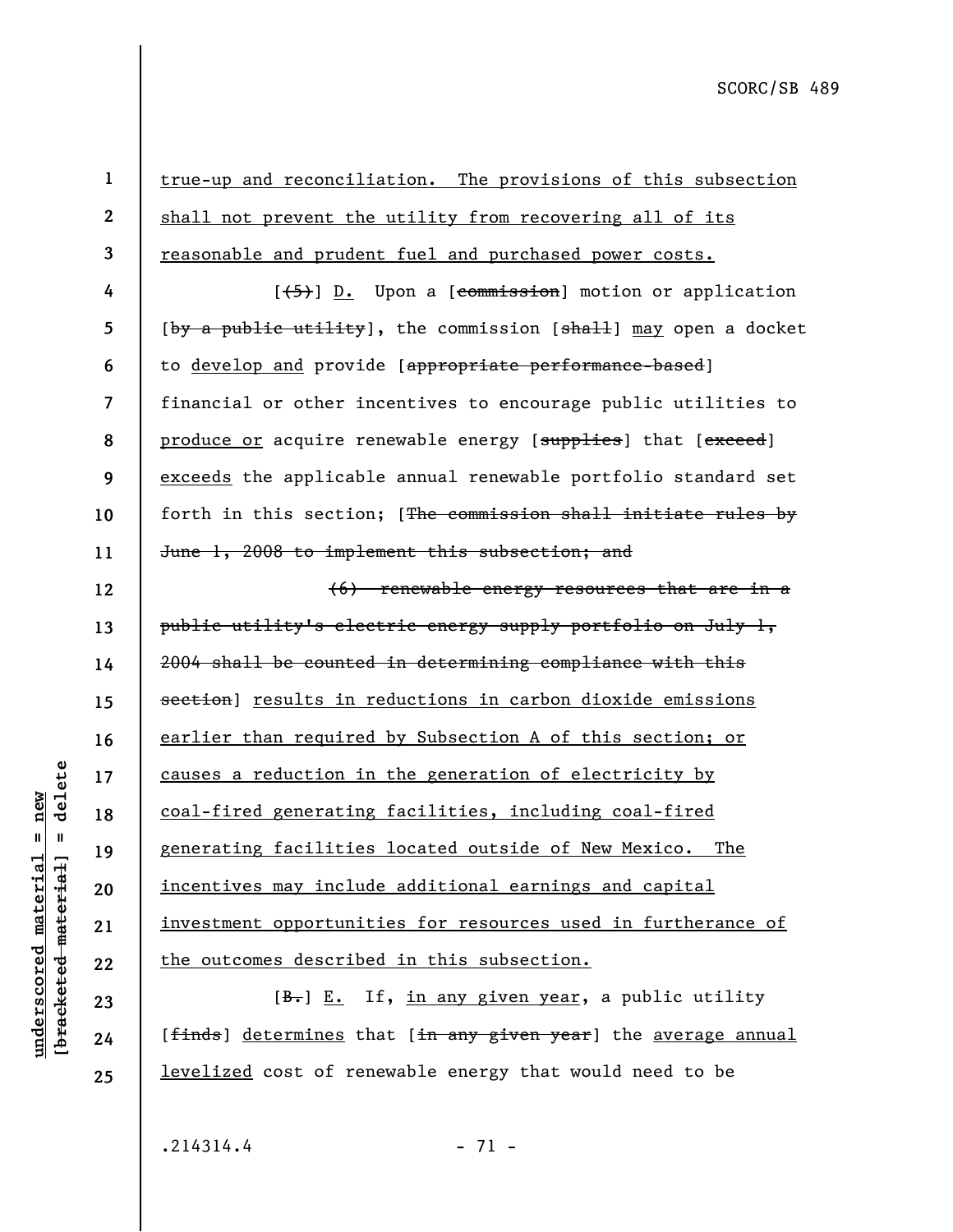true-up and reconciliation. The provisions of this subsection shall not prevent the utility from recovering all of its reasonable and prudent fuel and purchased power costs.

[~~(5)~~] D. Upon a [~~commission~~] motion or application [~~by a public utility~~], the commission [~~shall~~] may open a docket to develop and provide [~~appropriate performance-based~~] financial or other incentives to encourage public utilities to produce or acquire renewable energy [~~supplies~~] that [~~exceed~~] exceeds the applicable annual renewable portfolio standard set forth in this section; [~~The commission shall initiate rules by June 1, 2008 to implement this subsection; and~~

~~(6) renewable energy resources that are in a public utility's electric energy supply portfolio on July 1, 2004 shall be counted in determining compliance with this section~~] results in reductions in carbon dioxide emissions earlier than required by Subsection A of this section; or causes a reduction in the generation of electricity by coal-fired generating facilities, including coal-fired generating facilities located outside of New Mexico. The incentives may include additional earnings and capital investment opportunities for resources used in furtherance of the outcomes described in this subsection.

[~~B.~~] E. If, in any given year, a public utility [~~finds~~] determines that [~~in any given year~~] the average annual levelized cost of renewable energy that would need to be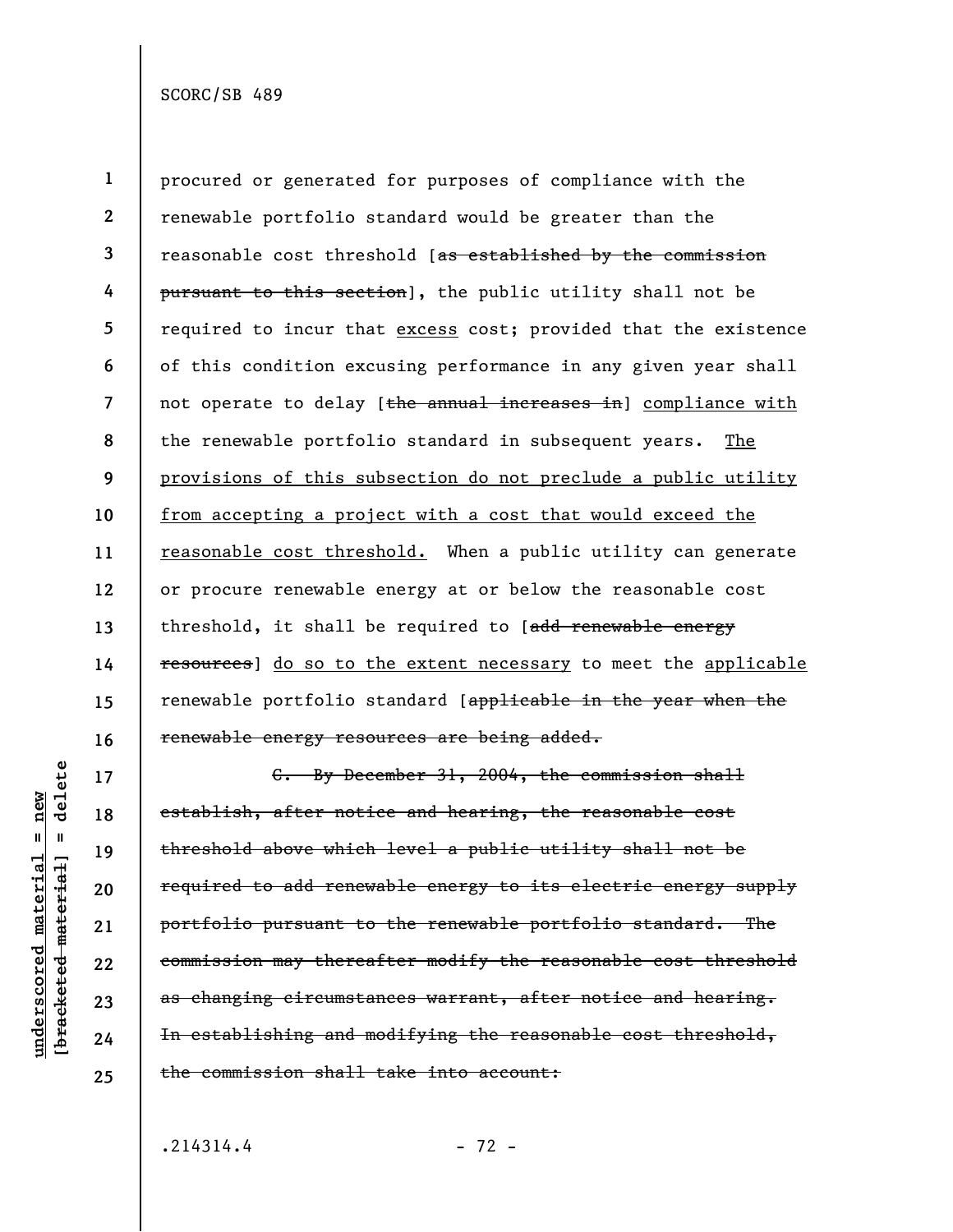procured or generated for purposes of compliance with the renewable portfolio standard would be greater than the reasonable cost threshold [~~as established by the commission pursuant to this section~~], the public utility shall not be required to incur that <u>excess</u> cost; provided that the existence of this condition excusing performance in any given year shall not operate to delay [~~the annual increases in~~] <u>compliance with</u> the renewable portfolio standard in subsequent years. <u>The provisions of this subsection do not preclude a public utility from accepting a project with a cost that would exceed the reasonable cost threshold.</u> When a public utility can generate or procure renewable energy at or below the reasonable cost threshold, it shall be required to [~~add renewable energy resources~~] <u>do so to the extent necessary</u> to meet the <u>applicable</u> renewable portfolio standard [~~applicable in the year when the renewable energy resources are being added.~~

~~C. By December 31, 2004, the commission shall establish, after notice and hearing, the reasonable cost threshold above which level a public utility shall not be required to add renewable energy to its electric energy supply portfolio pursuant to the renewable portfolio standard. The commission may thereafter modify the reasonable cost threshold as changing circumstances warrant, after notice and hearing. In establishing and modifying the reasonable cost threshold, the commission shall take into account:~~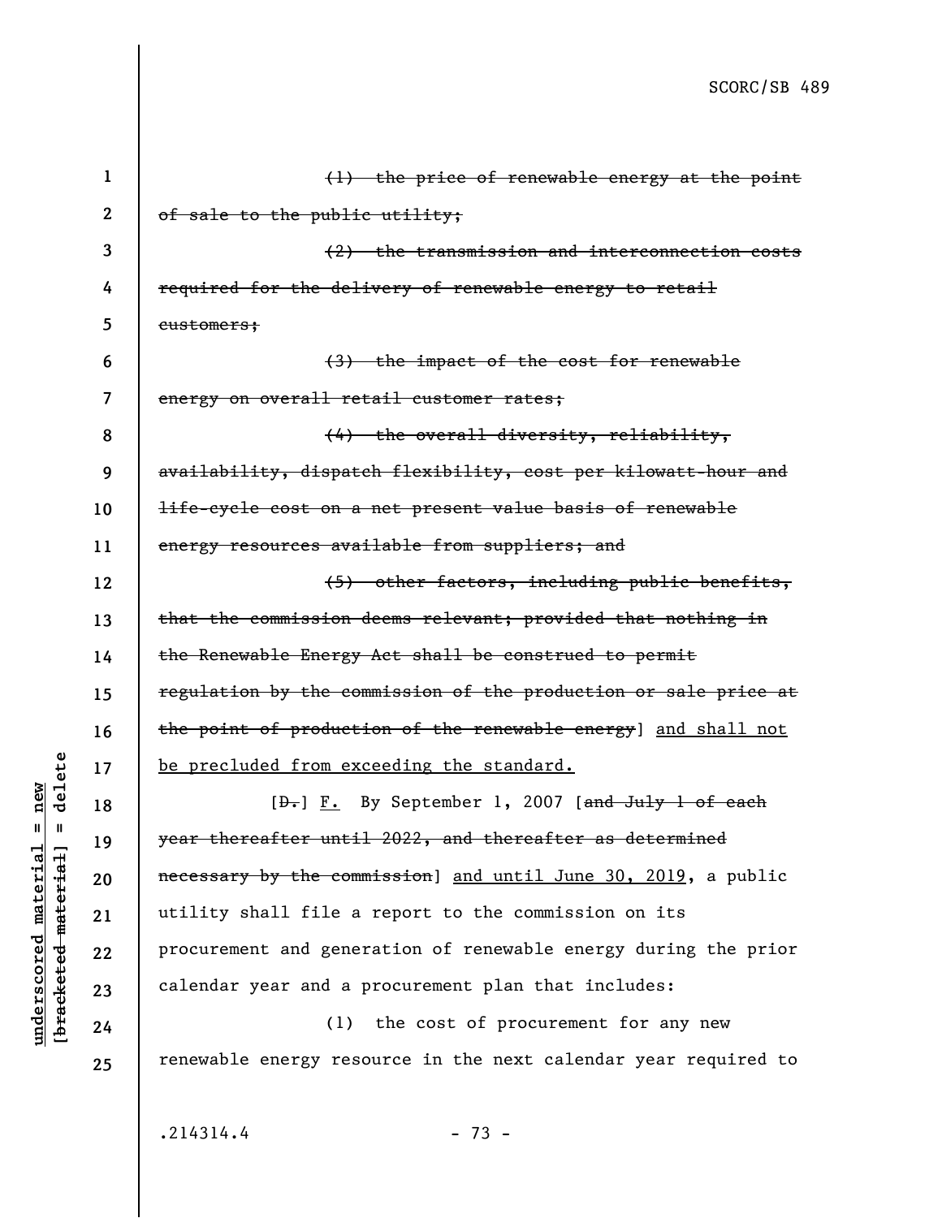~~(1) the price of renewable energy at the point of sale to the public utility;~~

~~(2) the transmission and interconnection costs required for the delivery of renewable energy to retail customers;~~

~~(3) the impact of the cost for renewable energy on overall retail customer rates;~~

~~(4) the overall diversity, reliability, availability, dispatch flexibility, cost per kilowatt-hour and life-cycle cost on a net present value basis of renewable energy resources available from suppliers; and~~

~~(5) other factors, including public benefits, that the commission deems relevant; provided that nothing in the Renewable Energy Act shall be construed to permit regulation by the commission of the production or sale price at the point of production of the renewable energy~~] <u>and shall not be precluded from exceeding the standard.</u>

[~~D.~~] <u>F.</u> By September 1, 2007 [~~and July 1 of each year thereafter until 2022, and thereafter as determined necessary by the commission~~] <u>and until June 30, 2019</u>, a public utility shall file a report to the commission on its procurement and generation of renewable energy during the prior calendar year and a procurement plan that includes:

(1) the cost of procurement for any new renewable energy resource in the next calendar year required to

.214314.4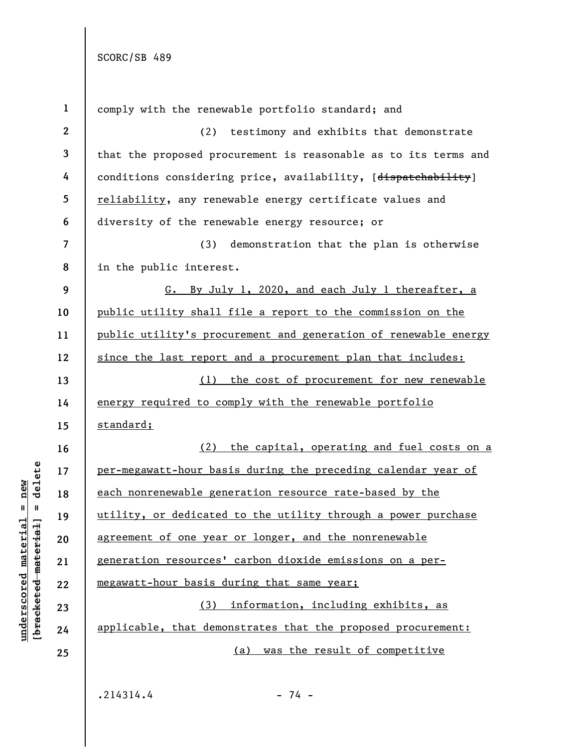comply with the renewable portfolio standard; and

(2) testimony and exhibits that demonstrate that the proposed procurement is reasonable as to its terms and conditions considering price, availability, [~~dispatchability~~] <u>reliability</u>, any renewable energy certificate values and diversity of the renewable energy resource; or

(3) demonstration that the plan is otherwise in the public interest.

<u>G. By July 1, 2020, and each July 1 thereafter, a public utility shall file a report to the commission on the public utility's procurement and generation of renewable energy since the last report and a procurement plan that includes:</u>

<u>(1) the cost of procurement for new renewable energy required to comply with the renewable portfolio standard;</u>

<u>(2) the capital, operating and fuel costs on a per-megawatt-hour basis during the preceding calendar year of each nonrenewable generation resource rate-based by the utility, or dedicated to the utility through a power purchase agreement of one year or longer, and the nonrenewable generation resources' carbon dioxide emissions on a per-megawatt-hour basis during that same year;</u>

<u>(3) information, including exhibits, as applicable, that demonstrates that the proposed procurement:</u>

<u>(a) was the result of competitive</u>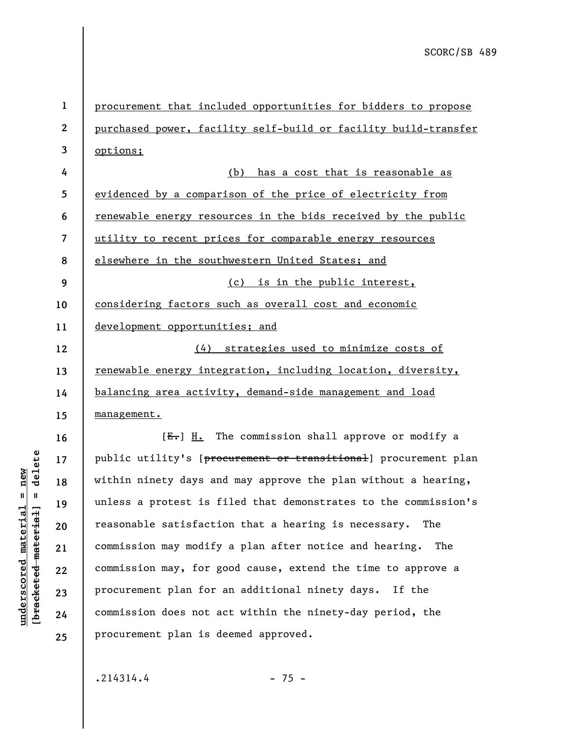procurement that included opportunities for bidders to propose purchased power, facility self-build or facility build-transfer options;

(b) has a cost that is reasonable as evidenced by a comparison of the price of electricity from renewable energy resources in the bids received by the public utility to recent prices for comparable energy resources elsewhere in the southwestern United States; and

(c) is in the public interest, considering factors such as overall cost and economic development opportunities; and

(4) strategies used to minimize costs of renewable energy integration, including location, diversity, balancing area activity, demand-side management and load management.

[~~E.~~] H. The commission shall approve or modify a public utility's [~~procurement or transitional~~] procurement plan within ninety days and may approve the plan without a hearing, unless a protest is filed that demonstrates to the commission's reasonable satisfaction that a hearing is necessary. The commission may modify a plan after notice and hearing. The commission may, for good cause, extend the time to approve a procurement plan for an additional ninety days. If the commission does not act within the ninety-day period, the procurement plan is deemed approved.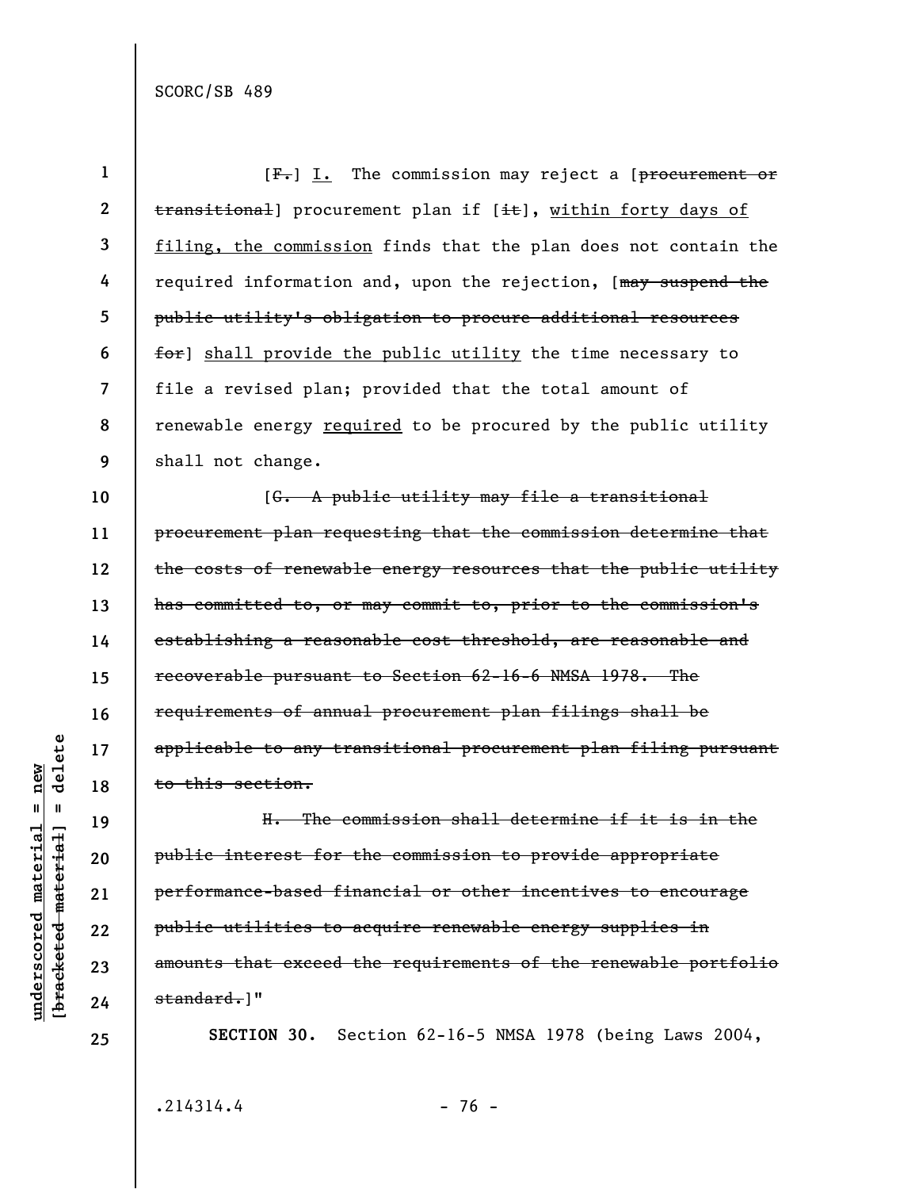[~~F.~~] I. The commission may reject a [~~procurement or transitional~~] procurement plan if [~~it~~], within forty days of filing, the commission finds that the plan does not contain the required information and, upon the rejection, [~~may suspend the public utility's obligation to procure additional resources for~~] shall provide the public utility the time necessary to file a revised plan; provided that the total amount of renewable energy required to be procured by the public utility shall not change.

[~~G. A public utility may file a transitional procurement plan requesting that the commission determine that the costs of renewable energy resources that the public utility has committed to, or may commit to, prior to the commission's establishing a reasonable cost threshold, are reasonable and recoverable pursuant to Section 62-16-6 NMSA 1978. The requirements of annual procurement plan filings shall be applicable to any transitional procurement plan filing pursuant to this section.~~

~~H. The commission shall determine if it is in the public interest for the commission to provide appropriate performance-based financial or other incentives to encourage public utilities to acquire renewable energy supplies in amounts that exceed the requirements of the renewable portfolio standard.~~]"

**SECTION 30.** Section 62-16-5 NMSA 1978 (being Laws 2004,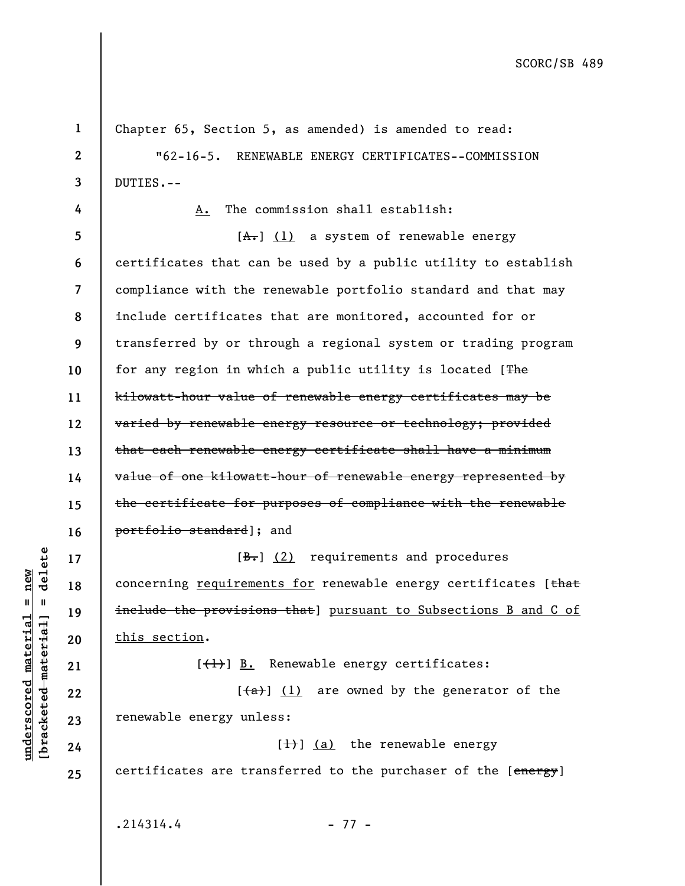Chapter 65, Section 5, as amended) is amended to read:

"62-16-5. RENEWABLE ENERGY CERTIFICATES--COMMISSION DUTIES.--

A. The commission shall establish:

[A.] (1) a system of renewable energy certificates that can be used by a public utility to establish compliance with the renewable portfolio standard and that may include certificates that are monitored, accounted for or transferred by or through a regional system or trading program for any region in which a public utility is located [The kilowatt-hour value of renewable energy certificates may be varied by renewable energy resource or technology; provided that each renewable energy certificate shall have a minimum value of one kilowatt-hour of renewable energy represented by the certificate for purposes of compliance with the renewable portfolio standard]; and

[B.] (2) requirements and procedures concerning requirements for renewable energy certificates [that include the provisions that] pursuant to Subsections B and C of this section.

[(1)] B. Renewable energy certificates:

[(a)] (1) are owned by the generator of the renewable energy unless:

[1)] (a) the renewable energy certificates are transferred to the purchaser of the [energy]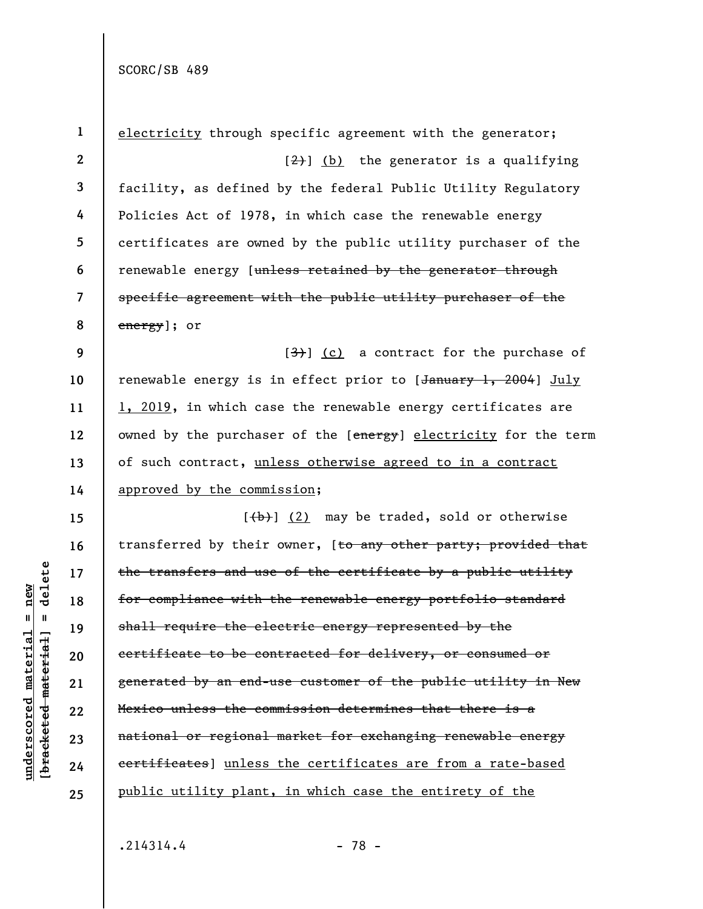electricity through specific agreement with the generator;

[2)] (b) the generator is a qualifying facility, as defined by the federal Public Utility Regulatory Policies Act of 1978, in which case the renewable energy certificates are owned by the public utility purchaser of the renewable energy [unless retained by the generator through specific agreement with the public utility purchaser of the energy]; or

[3)] (c) a contract for the purchase of renewable energy is in effect prior to [January 1, 2004] July 1, 2019, in which case the renewable energy certificates are owned by the purchaser of the [energy] electricity for the term of such contract, unless otherwise agreed to in a contract approved by the commission;

[(b)] (2) may be traded, sold or otherwise transferred by their owner, [to any other party; provided that the transfers and use of the certificate by a public utility for compliance with the renewable energy portfolio standard shall require the electric energy represented by the certificate to be contracted for delivery, or consumed or generated by an end-use customer of the public utility in New Mexico unless the commission determines that there is a national or regional market for exchanging renewable energy certificates] unless the certificates are from a rate-based public utility plant, in which case the entirety of the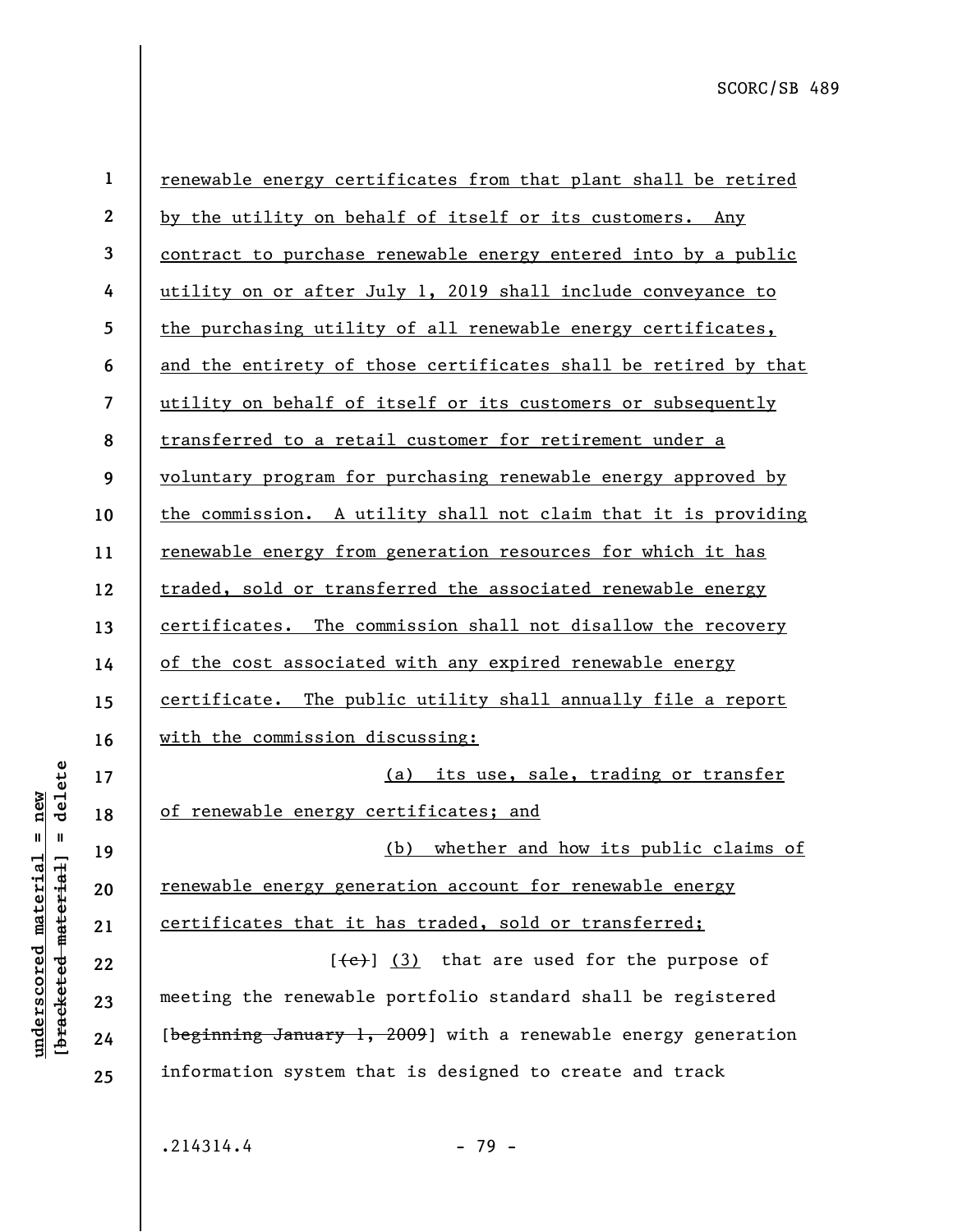renewable energy certificates from that plant shall be retired by the utility on behalf of itself or its customers. Any contract to purchase renewable energy entered into by a public utility on or after July 1, 2019 shall include conveyance to the purchasing utility of all renewable energy certificates, and the entirety of those certificates shall be retired by that utility on behalf of itself or its customers or subsequently transferred to a retail customer for retirement under a voluntary program for purchasing renewable energy approved by the commission. A utility shall not claim that it is providing renewable energy from generation resources for which it has traded, sold or transferred the associated renewable energy certificates. The commission shall not disallow the recovery of the cost associated with any expired renewable energy certificate. The public utility shall annually file a report with the commission discussing:

(a) its use, sale, trading or transfer of renewable energy certificates; and

(b) whether and how its public claims of renewable energy generation account for renewable energy certificates that it has traded, sold or transferred;

[~~(c)~~] (3) that are used for the purpose of meeting the renewable portfolio standard shall be registered [~~beginning January 1, 2009~~] with a renewable energy generation information system that is designed to create and track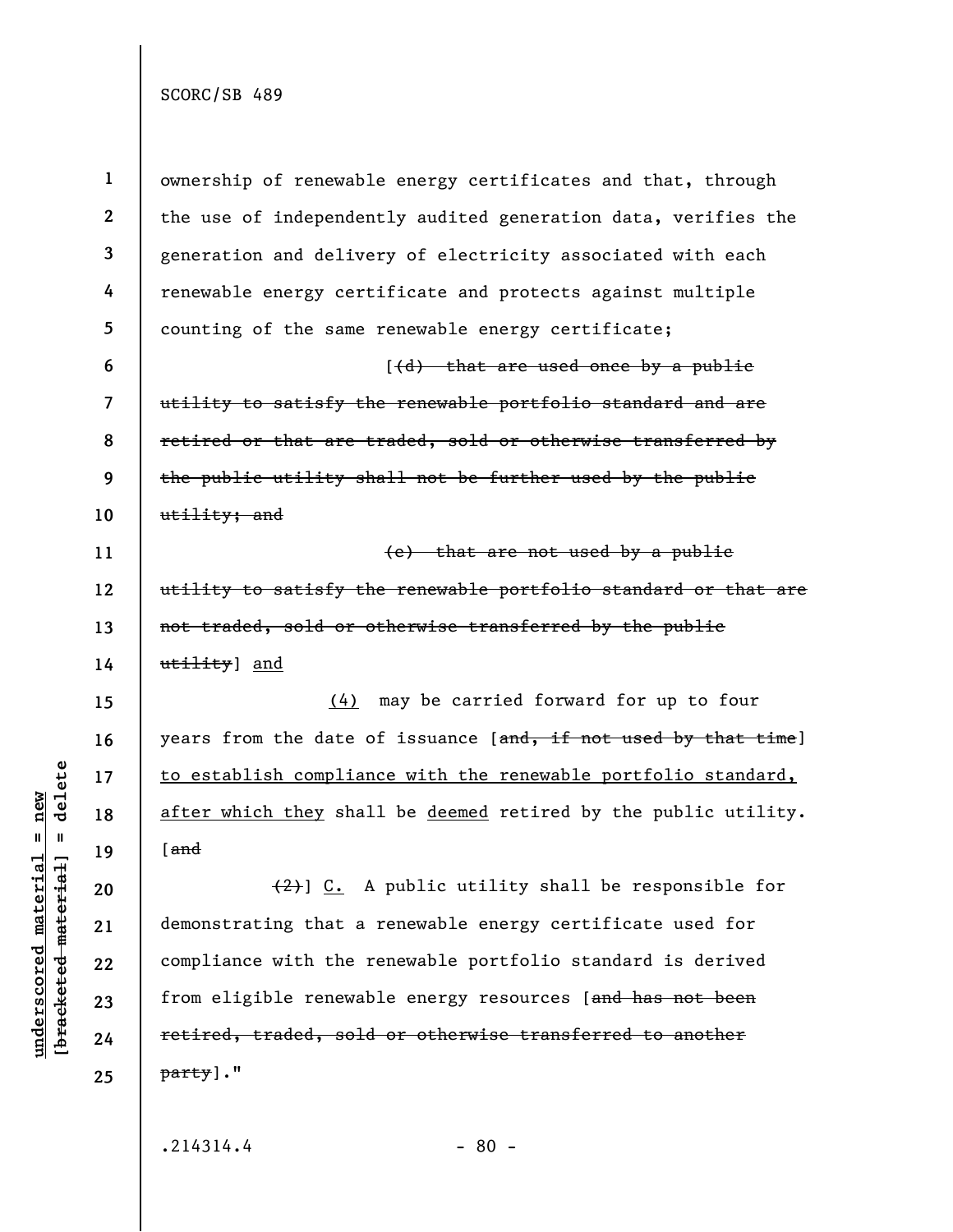ownership of renewable energy certificates and that, through the use of independently audited generation data, verifies the generation and delivery of electricity associated with each renewable energy certificate and protects against multiple counting of the same renewable energy certificate;

[~~(d) that are used once by a public utility to satisfy the renewable portfolio standard and are retired or that are traded, sold or otherwise transferred by the public utility shall not be further used by the public utility; and~~

~~(e) that are not used by a public utility to satisfy the renewable portfolio standard or that are not traded, sold or otherwise transferred by the public utility~~] <u>and</u>

<u>(4)</u> may be carried forward for up to four years from the date of issuance [~~and, if not used by that time~~] <u>to establish compliance with the renewable portfolio standard, after which they</u> shall be <u>deemed</u> retired by the public utility. [~~and~~

~~(2)~~] <u>C.</u> A public utility shall be responsible for demonstrating that a renewable energy certificate used for compliance with the renewable portfolio standard is derived from eligible renewable energy resources [~~and has not been retired, traded, sold or otherwise transferred to another party~~]."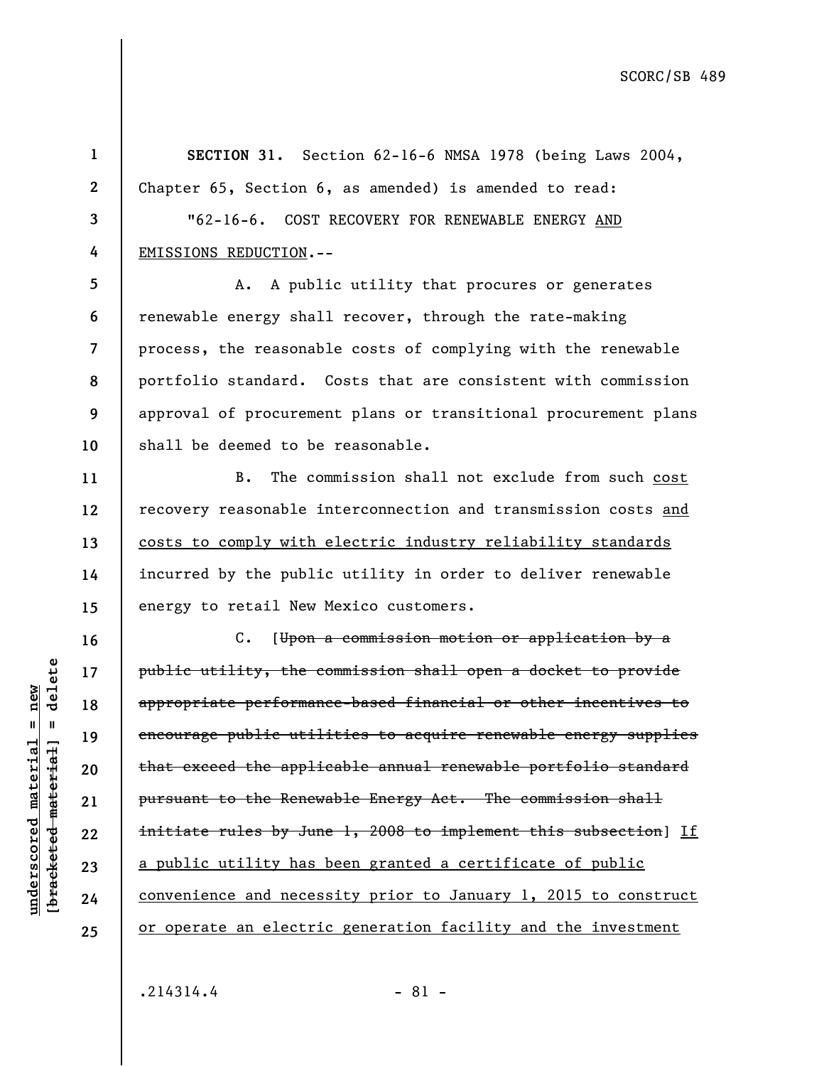**SECTION 31.** Section 62-16-6 NMSA 1978 (being Laws 2004, Chapter 65, Section 6, as amended) is amended to read:

"62-16-6. COST RECOVERY FOR RENEWABLE ENERGY <u>AND EMISSIONS REDUCTION</u>.--

A. A public utility that procures or generates renewable energy shall recover, through the rate-making process, the reasonable costs of complying with the renewable portfolio standard. Costs that are consistent with commission approval of procurement plans or transitional procurement plans shall be deemed to be reasonable.

B. The commission shall not exclude from such <u>cost</u> recovery reasonable interconnection and transmission costs <u>and costs to comply with electric industry reliability standards</u> incurred by the public utility in order to deliver renewable energy to retail New Mexico customers.

C. [~~Upon a commission motion or application by a public utility, the commission shall open a docket to provide appropriate performance-based financial or other incentives to encourage public utilities to acquire renewable energy supplies that exceed the applicable annual renewable portfolio standard pursuant to the Renewable Energy Act. The commission shall initiate rules by June 1, 2008 to implement this subsection~~] <u>If a public utility has been granted a certificate of public convenience and necessity prior to January 1, 2015 to construct or operate an electric generation facility and the investment</u>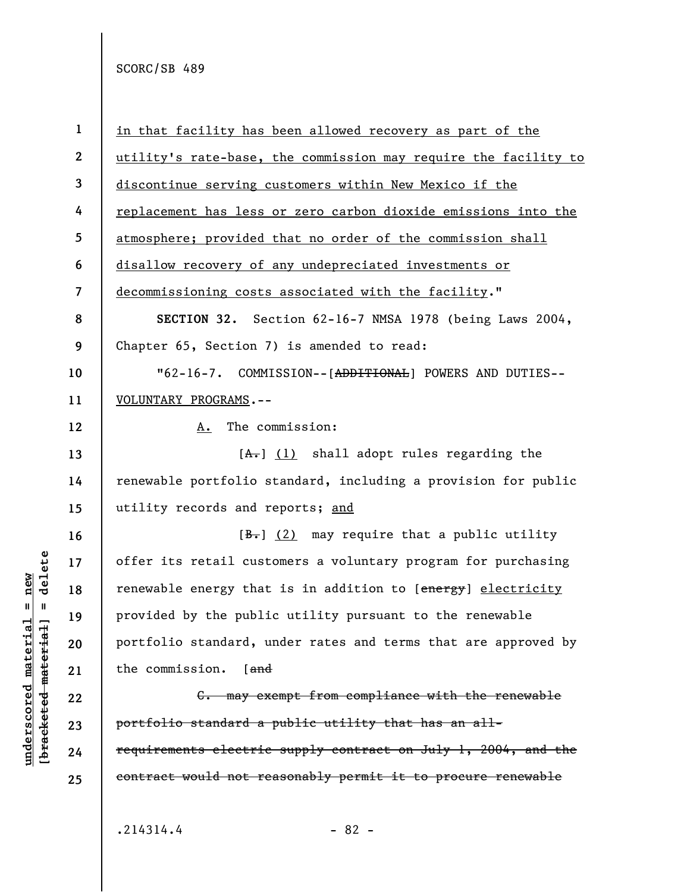in that facility has been allowed recovery as part of the utility's rate-base, the commission may require the facility to discontinue serving customers within New Mexico if the replacement has less or zero carbon dioxide emissions into the atmosphere; provided that no order of the commission shall disallow recovery of any undepreciated investments or decommissioning costs associated with the facility."

**SECTION 32.** Section 62-16-7 NMSA 1978 (being Laws 2004, Chapter 65, Section 7) is amended to read:

"62-16-7. COMMISSION--[~~ADDITIONAL~~] POWERS AND DUTIES--VOLUNTARY PROGRAMS.--

A. The commission:

[~~A.~~] (1) shall adopt rules regarding the renewable portfolio standard, including a provision for public utility records and reports; and

[~~B.~~] (2) may require that a public utility offer its retail customers a voluntary program for purchasing renewable energy that is in addition to [~~energy~~] electricity provided by the public utility pursuant to the renewable portfolio standard, under rates and terms that are approved by the commission. [~~and~~

~~C. may exempt from compliance with the renewable portfolio standard a public utility that has an all-requirements electric supply contract on July 1, 2004, and the contract would not reasonably permit it to procure renewable~~

.214314.4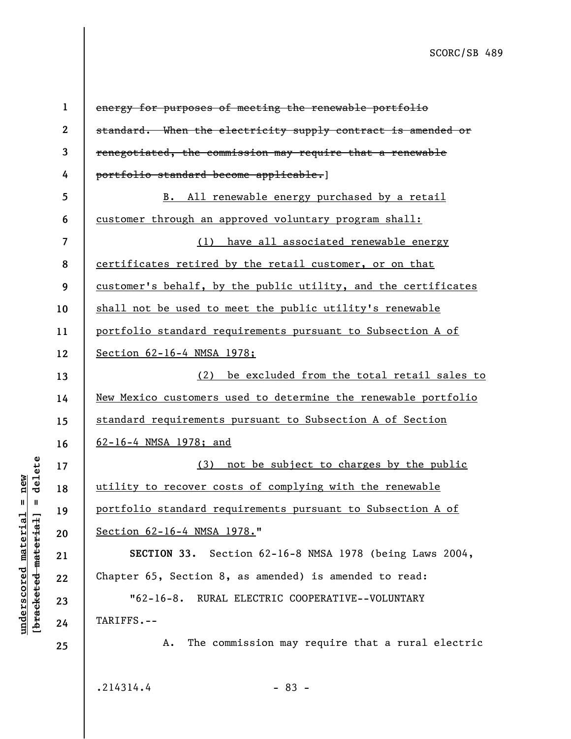~~energy for purposes of meeting the renewable portfolio standard. When the electricity supply contract is amended or renegotiated, the commission may require that a renewable portfolio standard become applicable.~~]

<u>B. All renewable energy purchased by a retail customer through an approved voluntary program shall:</u>

<u>(1) have all associated renewable energy certificates retired by the retail customer, or on that customer's behalf, by the public utility, and the certificates shall not be used to meet the public utility's renewable portfolio standard requirements pursuant to Subsection A of Section 62-16-4 NMSA 1978;</u>

<u>(2) be excluded from the total retail sales to New Mexico customers used to determine the renewable portfolio standard requirements pursuant to Subsection A of Section 62-16-4 NMSA 1978; and</u>

<u>(3) not be subject to charges by the public utility to recover costs of complying with the renewable portfolio standard requirements pursuant to Subsection A of Section 62-16-4 NMSA 1978.</u>"

**SECTION 33.** Section 62-16-8 NMSA 1978 (being Laws 2004, Chapter 65, Section 8, as amended) is amended to read:

"62-16-8. RURAL ELECTRIC COOPERATIVE--VOLUNTARY TARIFFS.--

A. The commission may require that a rural electric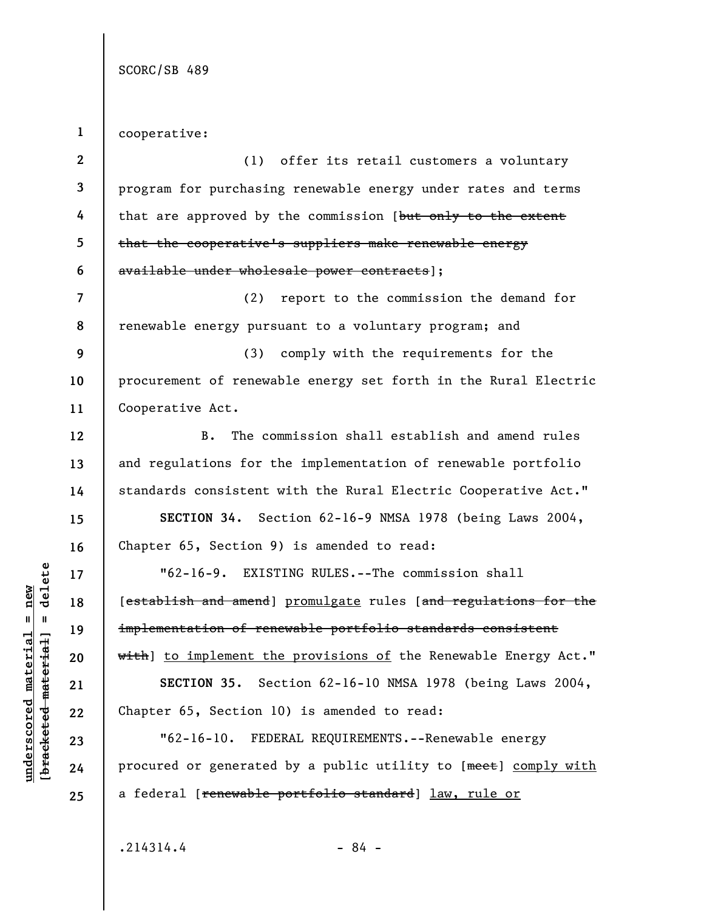cooperative:

(1) offer its retail customers a voluntary program for purchasing renewable energy under rates and terms that are approved by the commission [~~but only to the extent that the cooperative's suppliers make renewable energy available under wholesale power contracts~~];

(2) report to the commission the demand for renewable energy pursuant to a voluntary program; and

(3) comply with the requirements for the procurement of renewable energy set forth in the Rural Electric Cooperative Act.

B. The commission shall establish and amend rules and regulations for the implementation of renewable portfolio standards consistent with the Rural Electric Cooperative Act."

**SECTION 34.** Section 62-16-9 NMSA 1978 (being Laws 2004, Chapter 65, Section 9) is amended to read:

"62-16-9. EXISTING RULES.--The commission shall [~~establish and amend~~] <u>promulgate</u> rules [~~and regulations for the implementation of renewable portfolio standards consistent with~~] <u>to implement the provisions of</u> the Renewable Energy Act."

**SECTION 35.** Section 62-16-10 NMSA 1978 (being Laws 2004, Chapter 65, Section 10) is amended to read:

"62-16-10. FEDERAL REQUIREMENTS.--Renewable energy procured or generated by a public utility to [~~meet~~] <u>comply with</u> a federal [~~renewable portfolio standard~~] <u>law, rule or</u>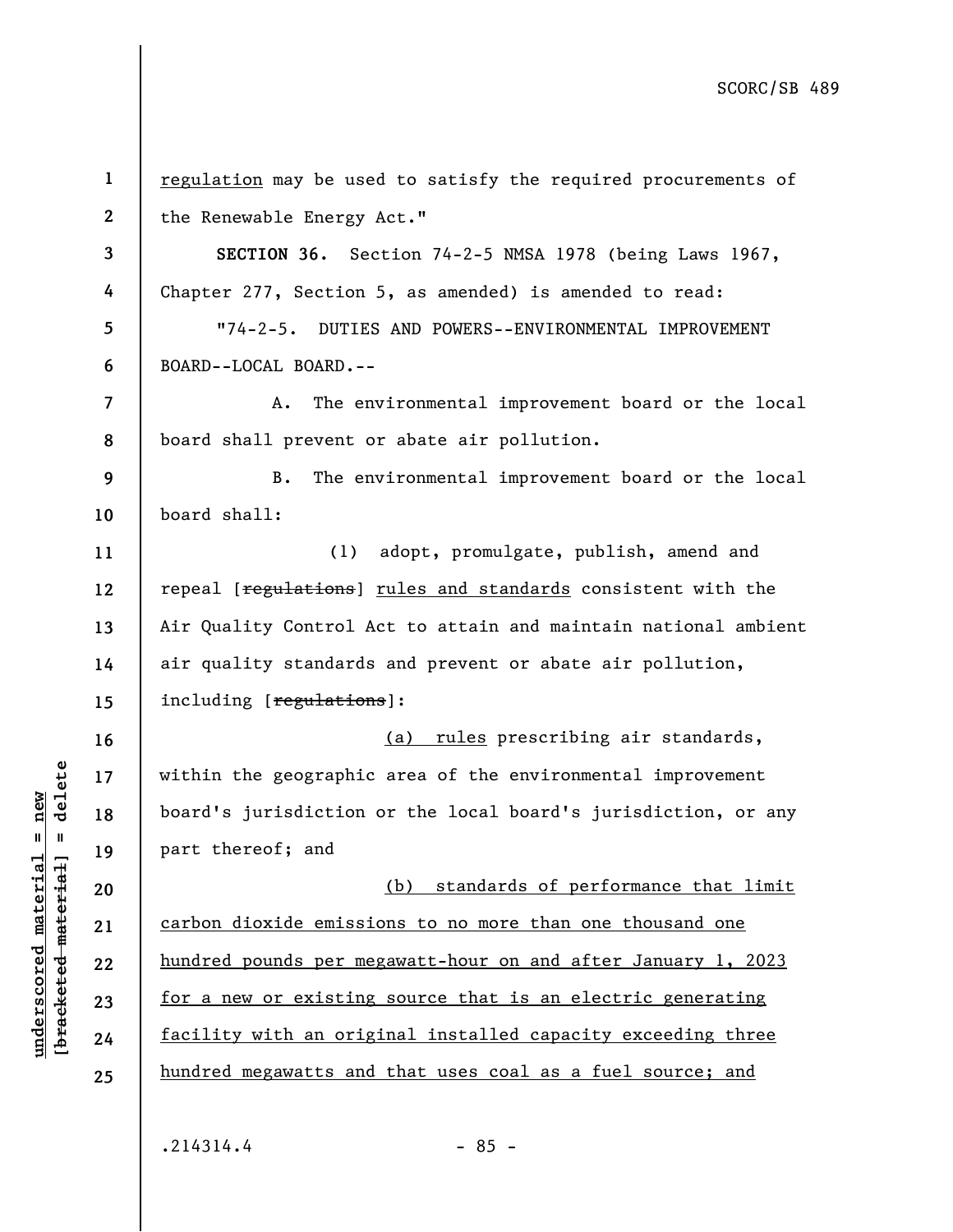regulation may be used to satisfy the required procurements of the Renewable Energy Act."

**SECTION 36.** Section 74-2-5 NMSA 1978 (being Laws 1967, Chapter 277, Section 5, as amended) is amended to read:

"74-2-5. DUTIES AND POWERS--ENVIRONMENTAL IMPROVEMENT BOARD--LOCAL BOARD.--

A. The environmental improvement board or the local board shall prevent or abate air pollution.

B. The environmental improvement board or the local board shall:

(1) adopt, promulgate, publish, amend and repeal [~~regulations~~] rules and standards consistent with the Air Quality Control Act to attain and maintain national ambient air quality standards and prevent or abate air pollution, including [~~regulations~~]:

(a) rules prescribing air standards, within the geographic area of the environmental improvement board's jurisdiction or the local board's jurisdiction, or any part thereof; and

(b) standards of performance that limit carbon dioxide emissions to no more than one thousand one hundred pounds per megawatt-hour on and after January 1, 2023 for a new or existing source that is an electric generating facility with an original installed capacity exceeding three hundred megawatts and that uses coal as a fuel source; and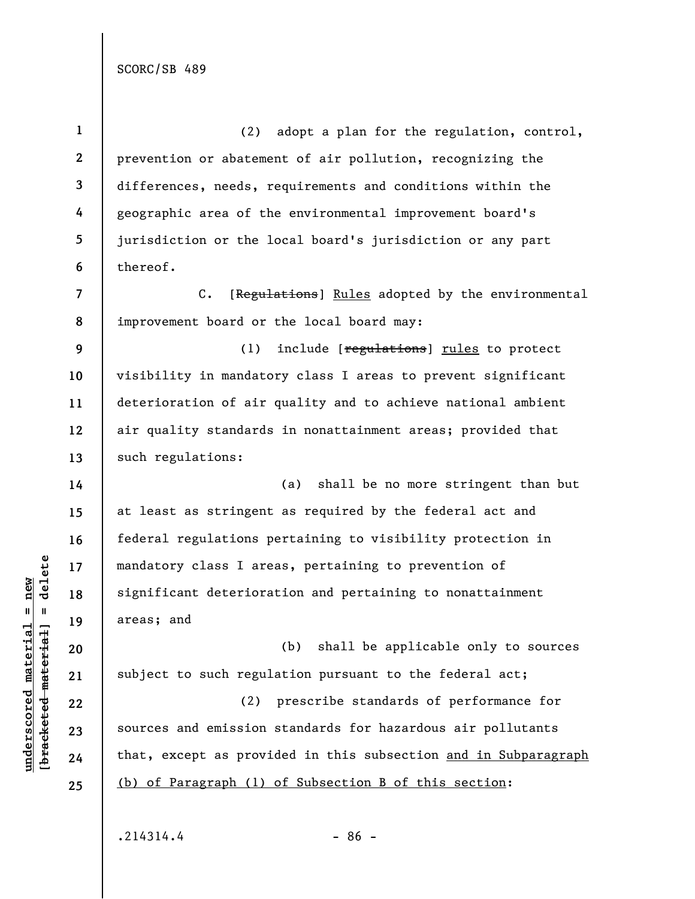(2) adopt a plan for the regulation, control, prevention or abatement of air pollution, recognizing the differences, needs, requirements and conditions within the geographic area of the environmental improvement board's jurisdiction or the local board's jurisdiction or any part thereof.

C. [~~Regulations~~] <u>Rules</u> adopted by the environmental improvement board or the local board may:

(1) include [~~regulations~~] <u>rules</u> to protect visibility in mandatory class I areas to prevent significant deterioration of air quality and to achieve national ambient air quality standards in nonattainment areas; provided that such regulations:

(a) shall be no more stringent than but at least as stringent as required by the federal act and federal regulations pertaining to visibility protection in mandatory class I areas, pertaining to prevention of significant deterioration and pertaining to nonattainment areas; and

(b) shall be applicable only to sources subject to such regulation pursuant to the federal act;

(2) prescribe standards of performance for sources and emission standards for hazardous air pollutants that, except as provided in this subsection <u>and in Subparagraph (b) of Paragraph (1) of Subsection B of this section</u>: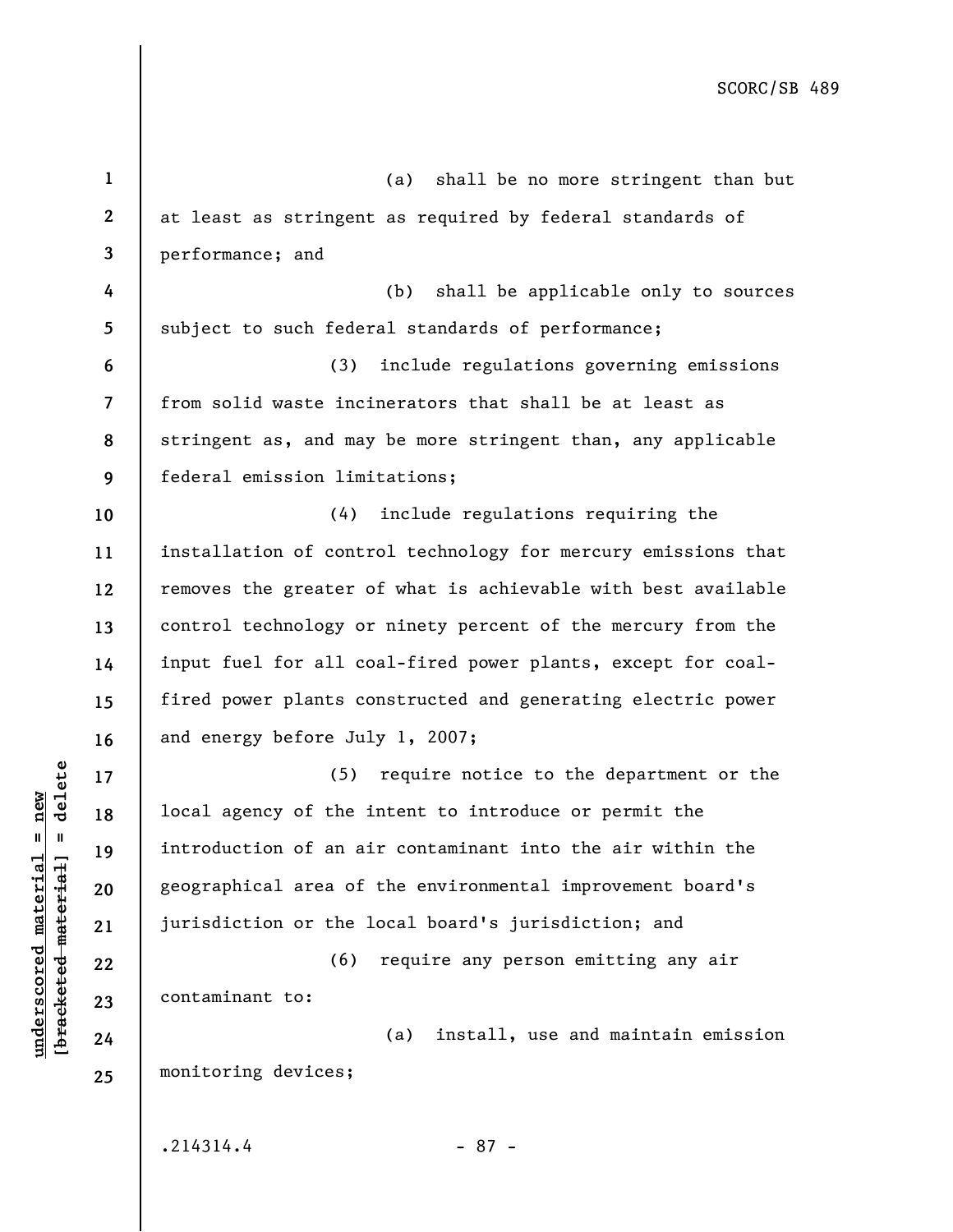(a) shall be no more stringent than but at least as stringent as required by federal standards of performance; and

(b) shall be applicable only to sources subject to such federal standards of performance;

(3) include regulations governing emissions from solid waste incinerators that shall be at least as stringent as, and may be more stringent than, any applicable federal emission limitations;

(4) include regulations requiring the installation of control technology for mercury emissions that removes the greater of what is achievable with best available control technology or ninety percent of the mercury from the input fuel for all coal-fired power plants, except for coal-fired power plants constructed and generating electric power and energy before July 1, 2007;

(5) require notice to the department or the local agency of the intent to introduce or permit the introduction of an air contaminant into the air within the geographical area of the environmental improvement board's jurisdiction or the local board's jurisdiction; and

(6) require any person emitting any air contaminant to:

(a) install, use and maintain emission monitoring devices;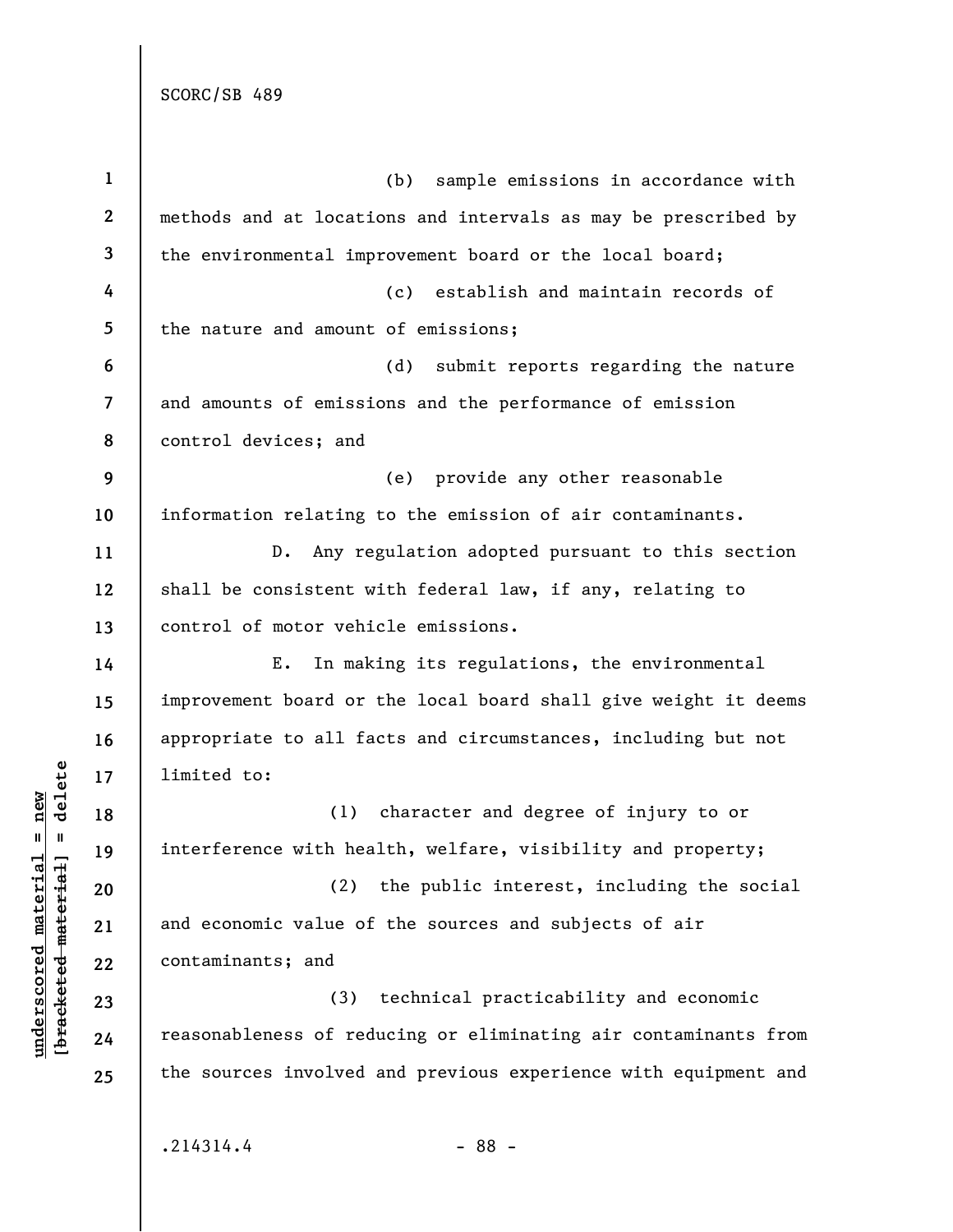(b) sample emissions in accordance with methods and at locations and intervals as may be prescribed by the environmental improvement board or the local board;

(c) establish and maintain records of the nature and amount of emissions;

(d) submit reports regarding the nature and amounts of emissions and the performance of emission control devices; and

(e) provide any other reasonable information relating to the emission of air contaminants.

D. Any regulation adopted pursuant to this section shall be consistent with federal law, if any, relating to control of motor vehicle emissions.

E. In making its regulations, the environmental improvement board or the local board shall give weight it deems appropriate to all facts and circumstances, including but not limited to:

(1) character and degree of injury to or interference with health, welfare, visibility and property;

(2) the public interest, including the social and economic value of the sources and subjects of air contaminants; and

(3) technical practicability and economic reasonableness of reducing or eliminating air contaminants from the sources involved and previous experience with equipment and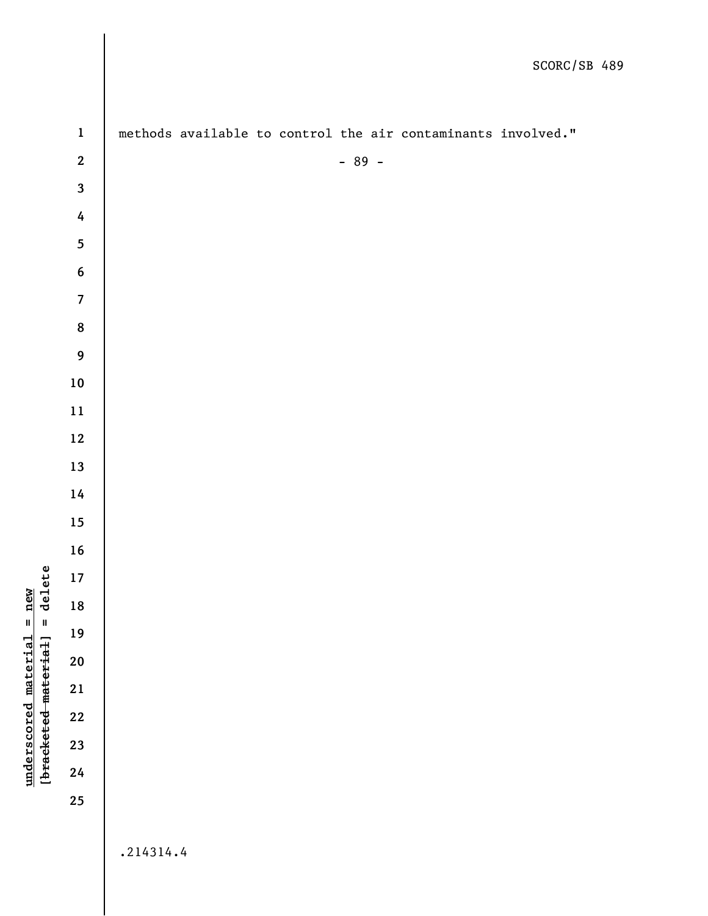methods available to control the air contaminants involved."

- 89 -